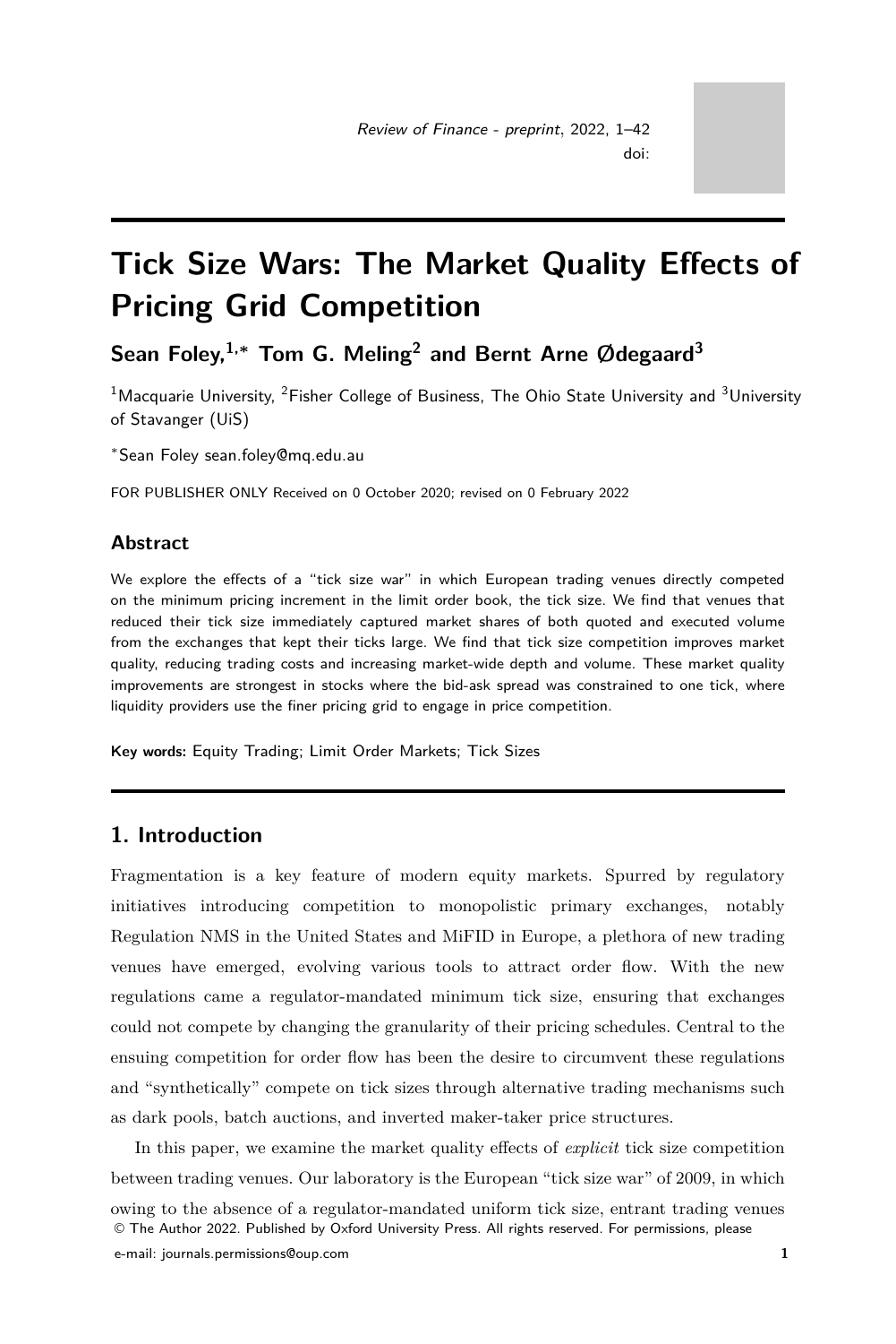# Tick Size Wars: The Market Quality Effects of Pricing Grid Competition

**Sean Foley,[1,*] Tom G. Meling[2] and Bernt Arne Ødegaard[3]**

[1]Macquarie University, [2]Fisher College of Business, The Ohio State University and [3]University of Stavanger (UiS)

[*]Sean Foley sean.foley@mq.edu.au

FOR PUBLISHER ONLY Received on 0 October 2020; revised on 0 February 2022

## Abstract

We explore the effects of a "tick size war" in which European trading venues directly competed on the minimum pricing increment in the limit order book, the tick size. We find that venues that reduced their tick size immediately captured market shares of both quoted and executed volume from the exchanges that kept their ticks large. We find that tick size competition improves market quality, reducing trading costs and increasing market-wide depth and volume. These market quality improvements are strongest in stocks where the bid-ask spread was constrained to one tick, where liquidity providers use the finer pricing grid to engage in price competition.

**Key words:** Equity Trading; Limit Order Markets; Tick Sizes

## 1. Introduction

Fragmentation is a key feature of modern equity markets. Spurred by regulatory initiatives introducing competition to monopolistic primary exchanges, notably Regulation NMS in the United States and MiFID in Europe, a plethora of new trading venues have emerged, evolving various tools to attract order flow. With the new regulations came a regulator-mandated minimum tick size, ensuring that exchanges could not compete by changing the granularity of their pricing schedules. Central to the ensuing competition for order flow has been the desire to circumvent these regulations and "synthetically" compete on tick sizes through alternative trading mechanisms such as dark pools, batch auctions, and inverted maker-taker price structures.

In this paper, we examine the market quality effects of *explicit* tick size competition between trading venues. Our laboratory is the European "tick size war" of 2009, in which owing to the absence of a regulator-mandated uniform tick size, entrant trading venues

© The Author 2022. Published by Oxford University Press. All rights reserved. For permissions, please e-mail: journals.permissions@oup.com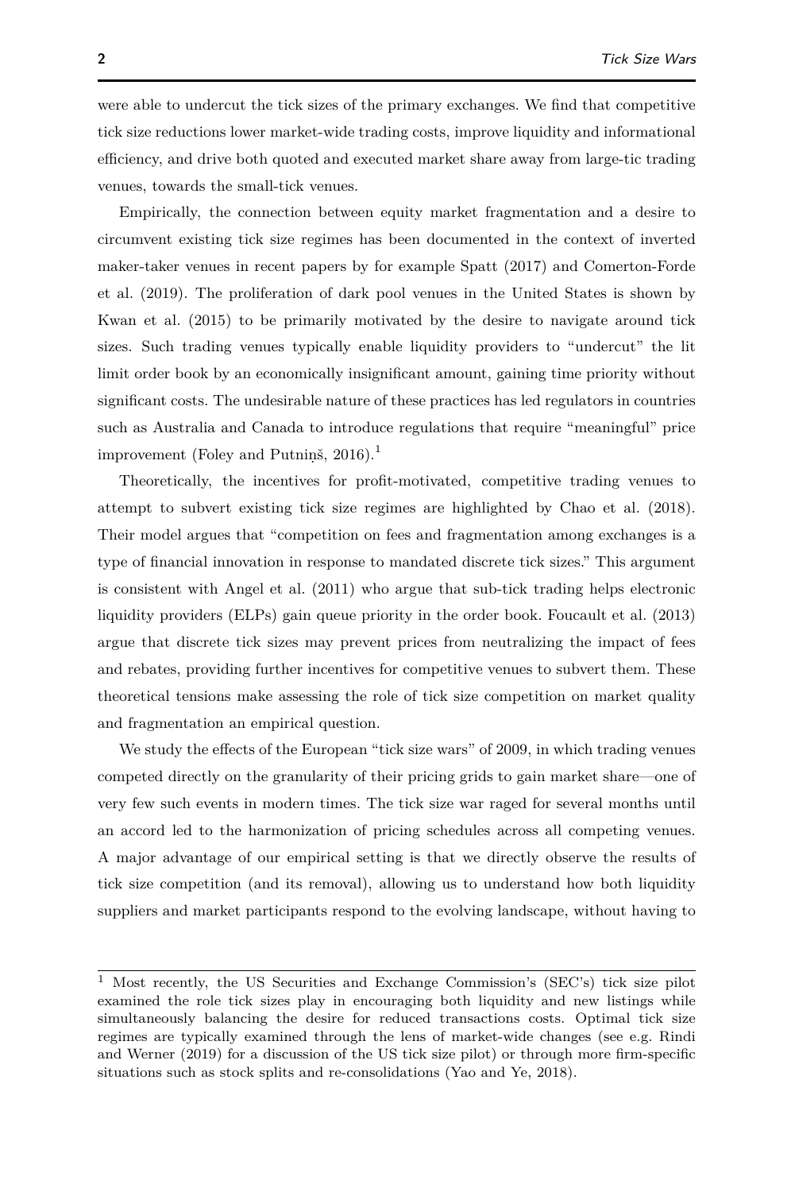were able to undercut the tick sizes of the primary exchanges. We find that competitive tick size reductions lower market-wide trading costs, improve liquidity and informational efficiency, and drive both quoted and executed market share away from large-tic trading venues, towards the small-tick venues.

Empirically, the connection between equity market fragmentation and a desire to circumvent existing tick size regimes has been documented in the context of inverted maker-taker venues in recent papers by for example Spatt (2017) and Comerton-Forde et al. (2019). The proliferation of dark pool venues in the United States is shown by Kwan et al. (2015) to be primarily motivated by the desire to navigate around tick sizes. Such trading venues typically enable liquidity providers to "undercut" the lit limit order book by an economically insignificant amount, gaining time priority without significant costs. The undesirable nature of these practices has led regulators in countries such as Australia and Canada to introduce regulations that require "meaningful" price improvement (Foley and Putniņš, 2016).[1]

Theoretically, the incentives for profit-motivated, competitive trading venues to attempt to subvert existing tick size regimes are highlighted by Chao et al. (2018). Their model argues that "competition on fees and fragmentation among exchanges is a type of financial innovation in response to mandated discrete tick sizes." This argument is consistent with Angel et al. (2011) who argue that sub-tick trading helps electronic liquidity providers (ELPs) gain queue priority in the order book. Foucault et al. (2013) argue that discrete tick sizes may prevent prices from neutralizing the impact of fees and rebates, providing further incentives for competitive venues to subvert them. These theoretical tensions make assessing the role of tick size competition on market quality and fragmentation an empirical question.

We study the effects of the European "tick size wars" of 2009, in which trading venues competed directly on the granularity of their pricing grids to gain market share—one of very few such events in modern times. The tick size war raged for several months until an accord led to the harmonization of pricing schedules across all competing venues. A major advantage of our empirical setting is that we directly observe the results of tick size competition (and its removal), allowing us to understand how both liquidity suppliers and market participants respond to the evolving landscape, without having to

[1] Most recently, the US Securities and Exchange Commission's (SEC's) tick size pilot examined the role tick sizes play in encouraging both liquidity and new listings while simultaneously balancing the desire for reduced transactions costs. Optimal tick size regimes are typically examined through the lens of market-wide changes (see e.g. Rindi and Werner (2019) for a discussion of the US tick size pilot) or through more firm-specific situations such as stock splits and re-consolidations (Yao and Ye, 2018).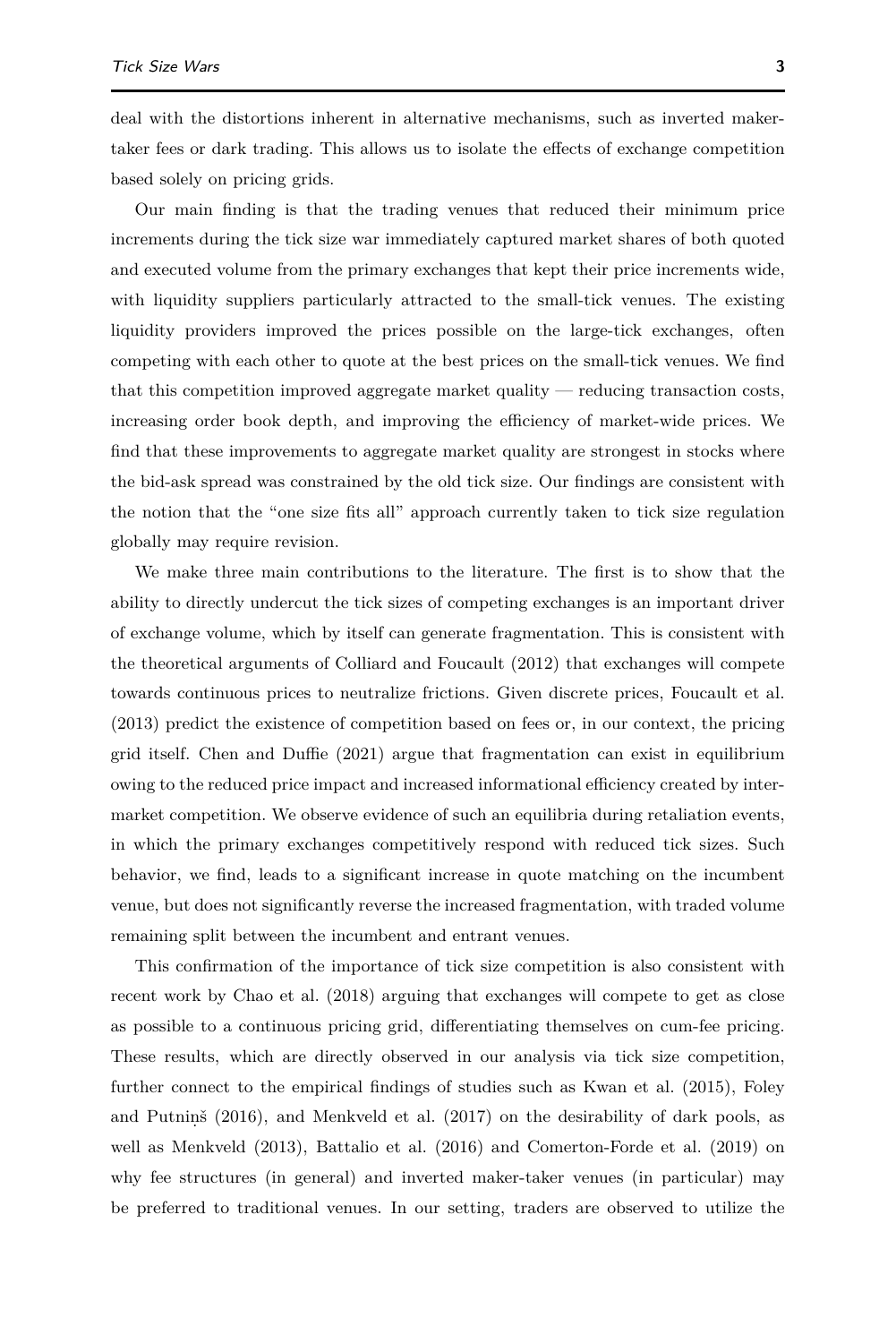deal with the distortions inherent in alternative mechanisms, such as inverted maker-taker fees or dark trading. This allows us to isolate the effects of exchange competition based solely on pricing grids.

Our main finding is that the trading venues that reduced their minimum price increments during the tick size war immediately captured market shares of both quoted and executed volume from the primary exchanges that kept their price increments wide, with liquidity suppliers particularly attracted to the small-tick venues. The existing liquidity providers improved the prices possible on the large-tick exchanges, often competing with each other to quote at the best prices on the small-tick venues. We find that this competition improved aggregate market quality — reducing transaction costs, increasing order book depth, and improving the efficiency of market-wide prices. We find that these improvements to aggregate market quality are strongest in stocks where the bid-ask spread was constrained by the old tick size. Our findings are consistent with the notion that the "one size fits all" approach currently taken to tick size regulation globally may require revision.

We make three main contributions to the literature. The first is to show that the ability to directly undercut the tick sizes of competing exchanges is an important driver of exchange volume, which by itself can generate fragmentation. This is consistent with the theoretical arguments of Colliard and Foucault (2012) that exchanges will compete towards continuous prices to neutralize frictions. Given discrete prices, Foucault et al. (2013) predict the existence of competition based on fees or, in our context, the pricing grid itself. Chen and Duffie (2021) argue that fragmentation can exist in equilibrium owing to the reduced price impact and increased informational efficiency created by inter-market competition. We observe evidence of such an equilibria during retaliation events, in which the primary exchanges competitively respond with reduced tick sizes. Such behavior, we find, leads to a significant increase in quote matching on the incumbent venue, but does not significantly reverse the increased fragmentation, with traded volume remaining split between the incumbent and entrant venues.

This confirmation of the importance of tick size competition is also consistent with recent work by Chao et al. (2018) arguing that exchanges will compete to get as close as possible to a continuous pricing grid, differentiating themselves on cum-fee pricing. These results, which are directly observed in our analysis via tick size competition, further connect to the empirical findings of studies such as Kwan et al. (2015), Foley and Putniņš (2016), and Menkveld et al. (2017) on the desirability of dark pools, as well as Menkveld (2013), Battalio et al. (2016) and Comerton-Forde et al. (2019) on why fee structures (in general) and inverted maker-taker venues (in particular) may be preferred to traditional venues. In our setting, traders are observed to utilize the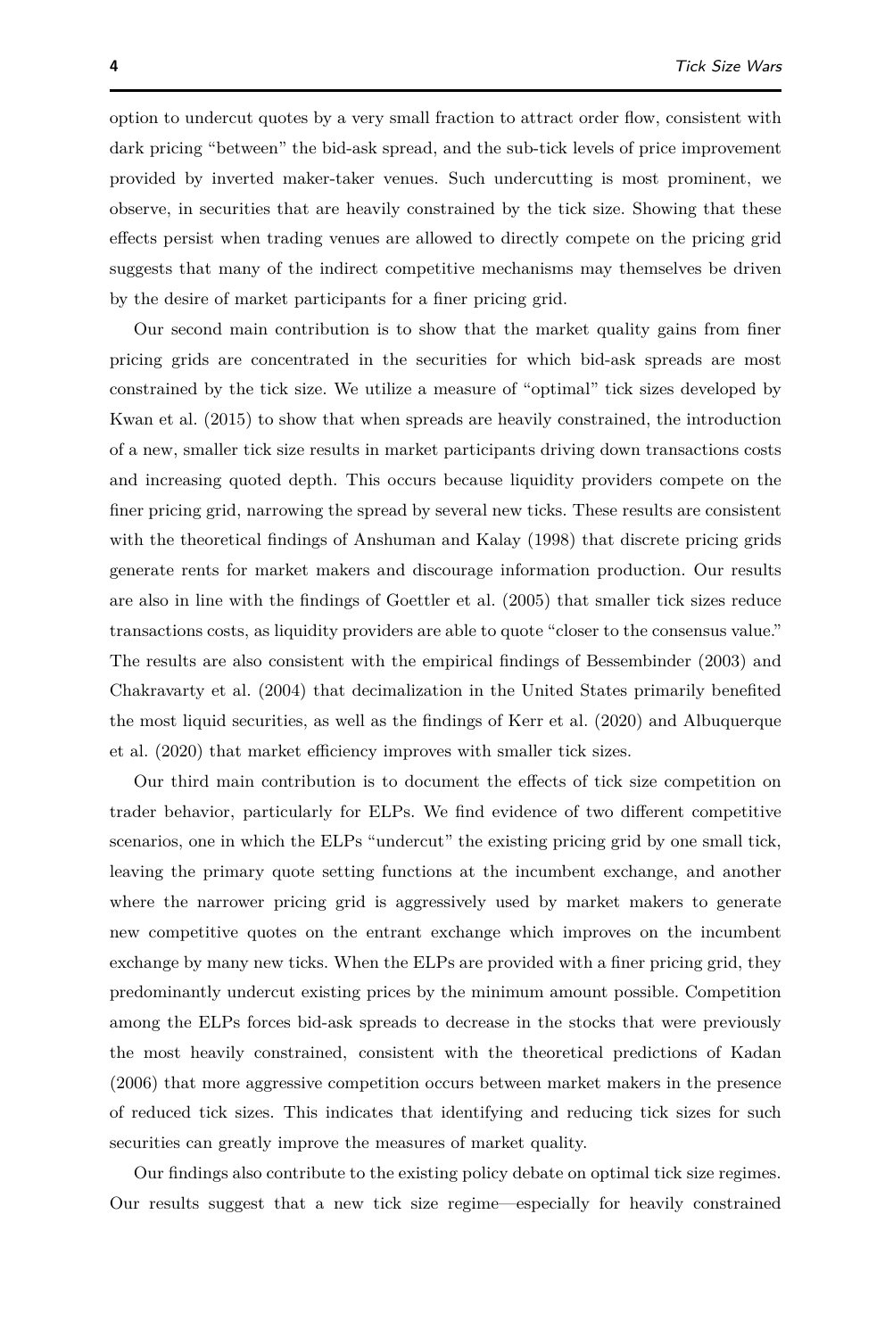option to undercut quotes by a very small fraction to attract order flow, consistent with dark pricing "between" the bid-ask spread, and the sub-tick levels of price improvement provided by inverted maker-taker venues. Such undercutting is most prominent, we observe, in securities that are heavily constrained by the tick size. Showing that these effects persist when trading venues are allowed to directly compete on the pricing grid suggests that many of the indirect competitive mechanisms may themselves be driven by the desire of market participants for a finer pricing grid.

Our second main contribution is to show that the market quality gains from finer pricing grids are concentrated in the securities for which bid-ask spreads are most constrained by the tick size. We utilize a measure of "optimal" tick sizes developed by Kwan et al. (2015) to show that when spreads are heavily constrained, the introduction of a new, smaller tick size results in market participants driving down transactions costs and increasing quoted depth. This occurs because liquidity providers compete on the finer pricing grid, narrowing the spread by several new ticks. These results are consistent with the theoretical findings of Anshuman and Kalay (1998) that discrete pricing grids generate rents for market makers and discourage information production. Our results are also in line with the findings of Goettler et al. (2005) that smaller tick sizes reduce transactions costs, as liquidity providers are able to quote "closer to the consensus value." The results are also consistent with the empirical findings of Bessembinder (2003) and Chakravarty et al. (2004) that decimalization in the United States primarily benefited the most liquid securities, as well as the findings of Kerr et al. (2020) and Albuquerque et al. (2020) that market efficiency improves with smaller tick sizes.

Our third main contribution is to document the effects of tick size competition on trader behavior, particularly for ELPs. We find evidence of two different competitive scenarios, one in which the ELPs "undercut" the existing pricing grid by one small tick, leaving the primary quote setting functions at the incumbent exchange, and another where the narrower pricing grid is aggressively used by market makers to generate new competitive quotes on the entrant exchange which improves on the incumbent exchange by many new ticks. When the ELPs are provided with a finer pricing grid, they predominantly undercut existing prices by the minimum amount possible. Competition among the ELPs forces bid-ask spreads to decrease in the stocks that were previously the most heavily constrained, consistent with the theoretical predictions of Kadan (2006) that more aggressive competition occurs between market makers in the presence of reduced tick sizes. This indicates that identifying and reducing tick sizes for such securities can greatly improve the measures of market quality.

Our findings also contribute to the existing policy debate on optimal tick size regimes. Our results suggest that a new tick size regime—especially for heavily constrained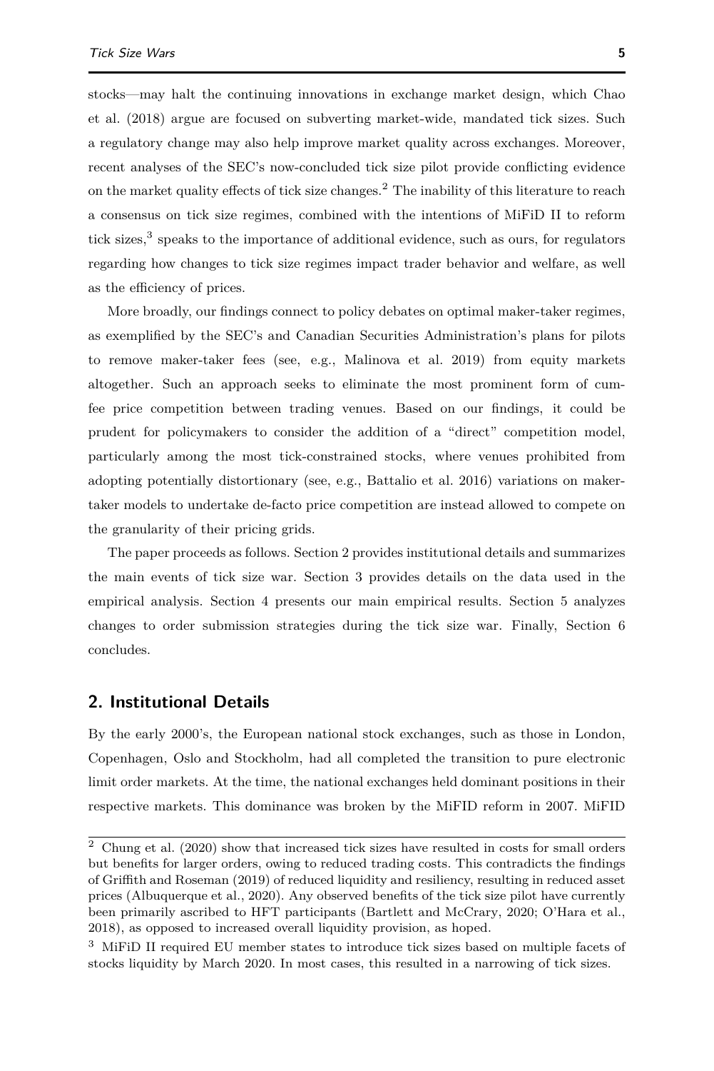stocks—may halt the continuing innovations in exchange market design, which Chao et al. (2018) argue are focused on subverting market-wide, mandated tick sizes. Such a regulatory change may also help improve market quality across exchanges. Moreover, recent analyses of the SEC's now-concluded tick size pilot provide conflicting evidence on the market quality effects of tick size changes.[2] The inability of this literature to reach a consensus on tick size regimes, combined with the intentions of MiFiD II to reform tick sizes,[3] speaks to the importance of additional evidence, such as ours, for regulators regarding how changes to tick size regimes impact trader behavior and welfare, as well as the efficiency of prices.

More broadly, our findings connect to policy debates on optimal maker-taker regimes, as exemplified by the SEC's and Canadian Securities Administration's plans for pilots to remove maker-taker fees (see, e.g., Malinova et al. 2019) from equity markets altogether. Such an approach seeks to eliminate the most prominent form of cum-fee price competition between trading venues. Based on our findings, it could be prudent for policymakers to consider the addition of a "direct" competition model, particularly among the most tick-constrained stocks, where venues prohibited from adopting potentially distortionary (see, e.g., Battalio et al. 2016) variations on maker-taker models to undertake de-facto price competition are instead allowed to compete on the granularity of their pricing grids.

The paper proceeds as follows. Section 2 provides institutional details and summarizes the main events of tick size war. Section 3 provides details on the data used in the empirical analysis. Section 4 presents our main empirical results. Section 5 analyzes changes to order submission strategies during the tick size war. Finally, Section 6 concludes.

## 2. Institutional Details

By the early 2000's, the European national stock exchanges, such as those in London, Copenhagen, Oslo and Stockholm, had all completed the transition to pure electronic limit order markets. At the time, the national exchanges held dominant positions in their respective markets. This dominance was broken by the MiFID reform in 2007. MiFID

---

[2] Chung et al. (2020) show that increased tick sizes have resulted in costs for small orders but benefits for larger orders, owing to reduced trading costs. This contradicts the findings of Griffith and Roseman (2019) of reduced liquidity and resiliency, resulting in reduced asset prices (Albuquerque et al., 2020). Any observed benefits of the tick size pilot have currently been primarily ascribed to HFT participants (Bartlett and McCrary, 2020; O'Hara et al., 2018), as opposed to increased overall liquidity provision, as hoped.

[3] MiFiD II required EU member states to introduce tick sizes based on multiple facets of stocks liquidity by March 2020. In most cases, this resulted in a narrowing of tick sizes.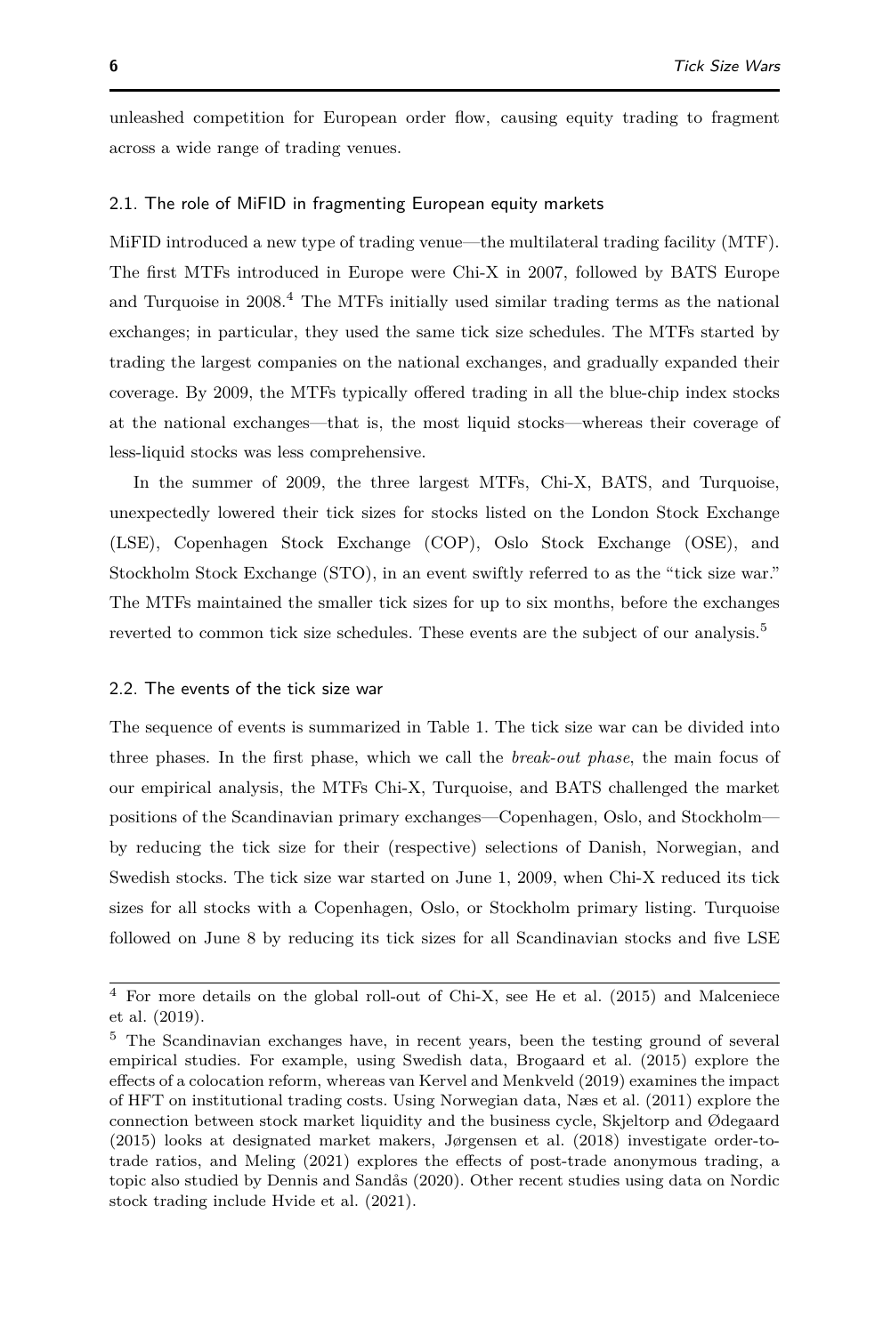unleashed competition for European order flow, causing equity trading to fragment across a wide range of trading venues.

## 2.1. The role of MiFID in fragmenting European equity markets

MiFID introduced a new type of trading venue—the multilateral trading facility (MTF). The first MTFs introduced in Europe were Chi-X in 2007, followed by BATS Europe and Turquoise in 2008.[4] The MTFs initially used similar trading terms as the national exchanges; in particular, they used the same tick size schedules. The MTFs started by trading the largest companies on the national exchanges, and gradually expanded their coverage. By 2009, the MTFs typically offered trading in all the blue-chip index stocks at the national exchanges—that is, the most liquid stocks—whereas their coverage of less-liquid stocks was less comprehensive.

In the summer of 2009, the three largest MTFs, Chi-X, BATS, and Turquoise, unexpectedly lowered their tick sizes for stocks listed on the London Stock Exchange (LSE), Copenhagen Stock Exchange (COP), Oslo Stock Exchange (OSE), and Stockholm Stock Exchange (STO), in an event swiftly referred to as the "tick size war." The MTFs maintained the smaller tick sizes for up to six months, before the exchanges reverted to common tick size schedules. These events are the subject of our analysis.[5]

## 2.2. The events of the tick size war

The sequence of events is summarized in Table 1. The tick size war can be divided into three phases. In the first phase, which we call the *break-out phase*, the main focus of our empirical analysis, the MTFs Chi-X, Turquoise, and BATS challenged the market positions of the Scandinavian primary exchanges—Copenhagen, Oslo, and Stockholm—by reducing the tick size for their (respective) selections of Danish, Norwegian, and Swedish stocks. The tick size war started on June 1, 2009, when Chi-X reduced its tick sizes for all stocks with a Copenhagen, Oslo, or Stockholm primary listing. Turquoise followed on June 8 by reducing its tick sizes for all Scandinavian stocks and five LSE

---

[4] For more details on the global roll-out of Chi-X, see He et al. (2015) and Malceniece et al. (2019).

[5] The Scandinavian exchanges have, in recent years, been the testing ground of several empirical studies. For example, using Swedish data, Brogaard et al. (2015) explore the effects of a colocation reform, whereas van Kervel and Menkveld (2019) examines the impact of HFT on institutional trading costs. Using Norwegian data, Næs et al. (2011) explore the connection between stock market liquidity and the business cycle, Skjeltorp and Ødegaard (2015) looks at designated market makers, Jørgensen et al. (2018) investigate order-to-trade ratios, and Meling (2021) explores the effects of post-trade anonymous trading, a topic also studied by Dennis and Sandås (2020). Other recent studies using data on Nordic stock trading include Hvide et al. (2021).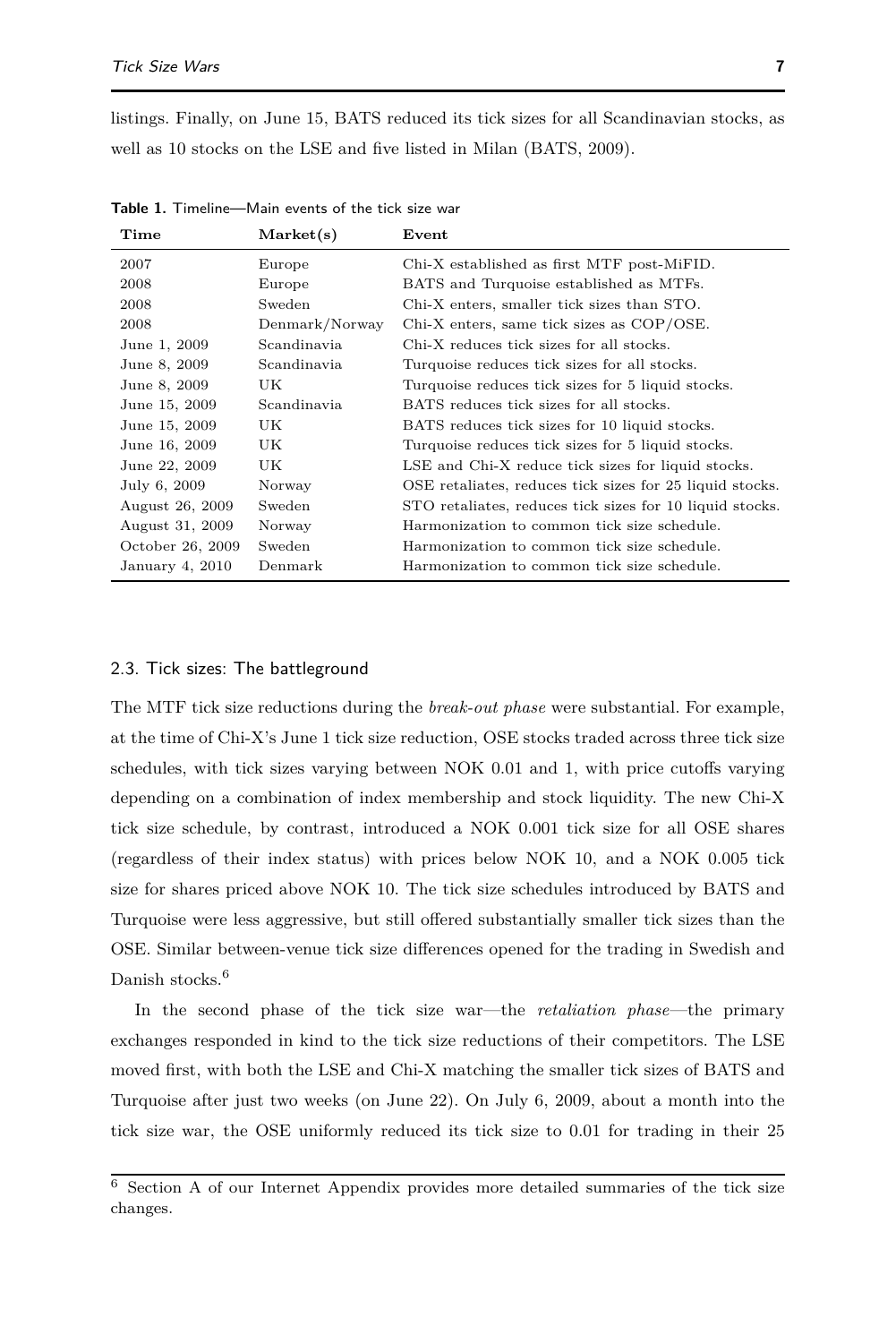listings. Finally, on June 15, BATS reduced its tick sizes for all Scandinavian stocks, as well as 10 stocks on the LSE and five listed in Milan (BATS, 2009).

**Table 1.** Timeline—Main events of the tick size war

| Time | Market(s) | Event |
|---|---|---|
| 2007 | Europe | Chi-X established as first MTF post-MiFID. |
| 2008 | Europe | BATS and Turquoise established as MTFs. |
| 2008 | Sweden | Chi-X enters, smaller tick sizes than STO. |
| 2008 | Denmark/Norway | Chi-X enters, same tick sizes as COP/OSE. |
| June 1, 2009 | Scandinavia | Chi-X reduces tick sizes for all stocks. |
| June 8, 2009 | Scandinavia | Turquoise reduces tick sizes for all stocks. |
| June 8, 2009 | UK | Turquoise reduces tick sizes for 5 liquid stocks. |
| June 15, 2009 | Scandinavia | BATS reduces tick sizes for all stocks. |
| June 15, 2009 | UK | BATS reduces tick sizes for 10 liquid stocks. |
| June 16, 2009 | UK | Turquoise reduces tick sizes for 5 liquid stocks. |
| June 22, 2009 | UK | LSE and Chi-X reduce tick sizes for liquid stocks. |
| July 6, 2009 | Norway | OSE retaliates, reduces tick sizes for 25 liquid stocks. |
| August 26, 2009 | Sweden | STO retaliates, reduces tick sizes for 10 liquid stocks. |
| August 31, 2009 | Norway | Harmonization to common tick size schedule. |
| October 26, 2009 | Sweden | Harmonization to common tick size schedule. |
| January 4, 2010 | Denmark | Harmonization to common tick size schedule. |

### 2.3. Tick sizes: The battleground

The MTF tick size reductions during the *break-out phase* were substantial. For example, at the time of Chi-X's June 1 tick size reduction, OSE stocks traded across three tick size schedules, with tick sizes varying between NOK 0.01 and 1, with price cutoffs varying depending on a combination of index membership and stock liquidity. The new Chi-X tick size schedule, by contrast, introduced a NOK 0.001 tick size for all OSE shares (regardless of their index status) with prices below NOK 10, and a NOK 0.005 tick size for shares priced above NOK 10. The tick size schedules introduced by BATS and Turquoise were less aggressive, but still offered substantially smaller tick sizes than the OSE. Similar between-venue tick size differences opened for the trading in Swedish and Danish stocks.[6]

In the second phase of the tick size war—the *retaliation phase*—the primary exchanges responded in kind to the tick size reductions of their competitors. The LSE moved first, with both the LSE and Chi-X matching the smaller tick sizes of BATS and Turquoise after just two weeks (on June 22). On July 6, 2009, about a month into the tick size war, the OSE uniformly reduced its tick size to 0.01 for trading in their 25

[6] Section A of our Internet Appendix provides more detailed summaries of the tick size changes.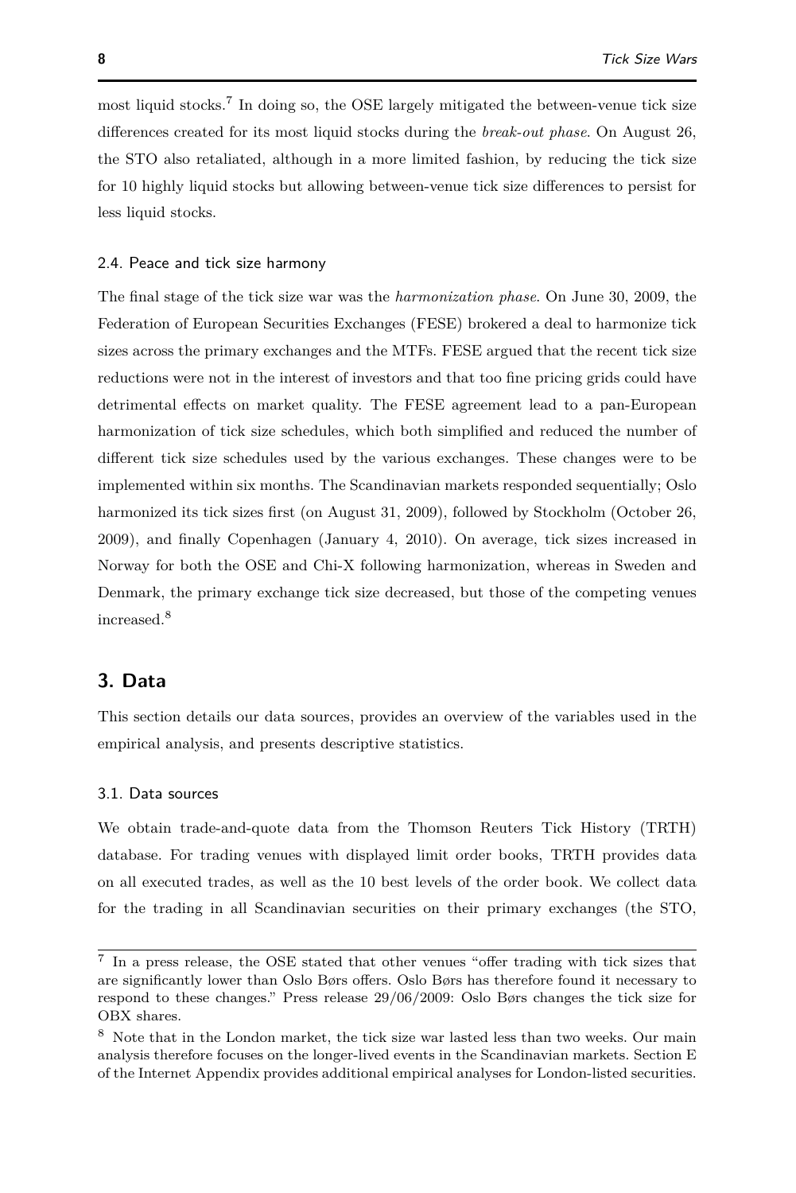most liquid stocks.[7] In doing so, the OSE largely mitigated the between-venue tick size differences created for its most liquid stocks during the *break-out phase*. On August 26, the STO also retaliated, although in a more limited fashion, by reducing the tick size for 10 highly liquid stocks but allowing between-venue tick size differences to persist for less liquid stocks.

### 2.4. Peace and tick size harmony

The final stage of the tick size war was the *harmonization phase*. On June 30, 2009, the Federation of European Securities Exchanges (FESE) brokered a deal to harmonize tick sizes across the primary exchanges and the MTFs. FESE argued that the recent tick size reductions were not in the interest of investors and that too fine pricing grids could have detrimental effects on market quality. The FESE agreement lead to a pan-European harmonization of tick size schedules, which both simplified and reduced the number of different tick size schedules used by the various exchanges. These changes were to be implemented within six months. The Scandinavian markets responded sequentially; Oslo harmonized its tick sizes first (on August 31, 2009), followed by Stockholm (October 26, 2009), and finally Copenhagen (January 4, 2010). On average, tick sizes increased in Norway for both the OSE and Chi-X following harmonization, whereas in Sweden and Denmark, the primary exchange tick size decreased, but those of the competing venues increased.[8]

## 3. Data

This section details our data sources, provides an overview of the variables used in the empirical analysis, and presents descriptive statistics.

### 3.1. Data sources

We obtain trade-and-quote data from the Thomson Reuters Tick History (TRTH) database. For trading venues with displayed limit order books, TRTH provides data on all executed trades, as well as the 10 best levels of the order book. We collect data for the trading in all Scandinavian securities on their primary exchanges (the STO,

---

[7] In a press release, the OSE stated that other venues "offer trading with tick sizes that are significantly lower than Oslo Børs offers. Oslo Børs has therefore found it necessary to respond to these changes." Press release 29/06/2009: Oslo Børs changes the tick size for OBX shares.

[8] Note that in the London market, the tick size war lasted less than two weeks. Our main analysis therefore focuses on the longer-lived events in the Scandinavian markets. Section E of the Internet Appendix provides additional empirical analyses for London-listed securities.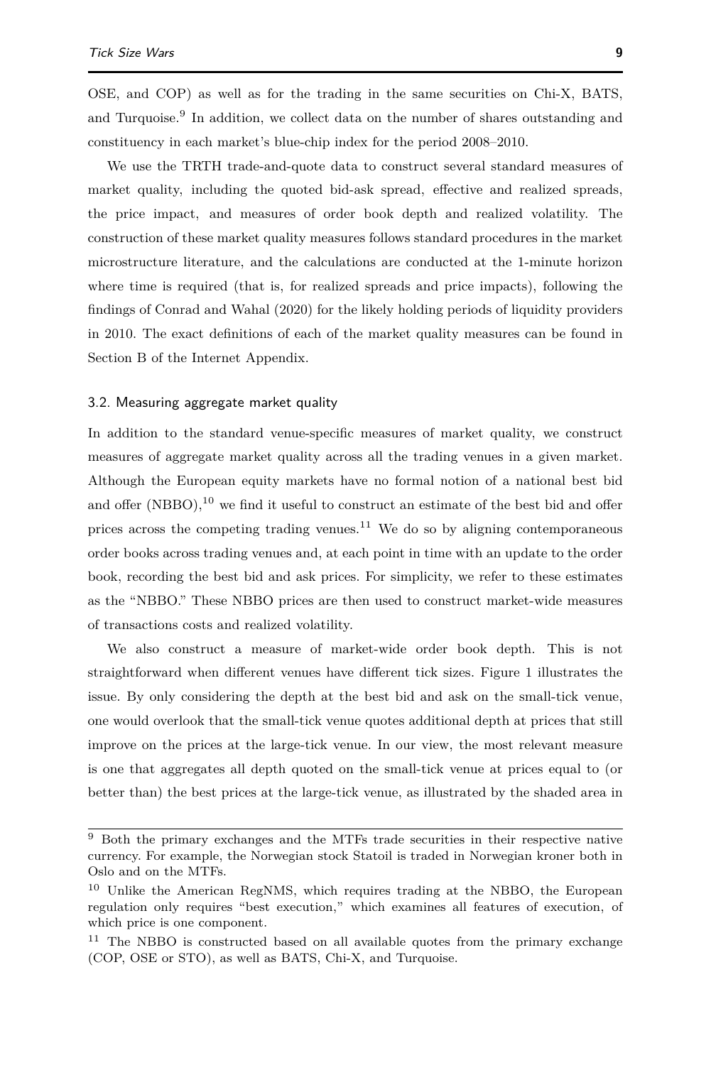OSE, and COP) as well as for the trading in the same securities on Chi-X, BATS, and Turquoise.[9] In addition, we collect data on the number of shares outstanding and constituency in each market's blue-chip index for the period 2008–2010.

We use the TRTH trade-and-quote data to construct several standard measures of market quality, including the quoted bid-ask spread, effective and realized spreads, the price impact, and measures of order book depth and realized volatility. The construction of these market quality measures follows standard procedures in the market microstructure literature, and the calculations are conducted at the 1-minute horizon where time is required (that is, for realized spreads and price impacts), following the findings of Conrad and Wahal (2020) for the likely holding periods of liquidity providers in 2010. The exact definitions of each of the market quality measures can be found in Section B of the Internet Appendix.

### 3.2. Measuring aggregate market quality

In addition to the standard venue-specific measures of market quality, we construct measures of aggregate market quality across all the trading venues in a given market. Although the European equity markets have no formal notion of a national best bid and offer (NBBO),[10] we find it useful to construct an estimate of the best bid and offer prices across the competing trading venues.[11] We do so by aligning contemporaneous order books across trading venues and, at each point in time with an update to the order book, recording the best bid and ask prices. For simplicity, we refer to these estimates as the "NBBO." These NBBO prices are then used to construct market-wide measures of transactions costs and realized volatility.

We also construct a measure of market-wide order book depth. This is not straightforward when different venues have different tick sizes. Figure 1 illustrates the issue. By only considering the depth at the best bid and ask on the small-tick venue, one would overlook that the small-tick venue quotes additional depth at prices that still improve on the prices at the large-tick venue. In our view, the most relevant measure is one that aggregates all depth quoted on the small-tick venue at prices equal to (or better than) the best prices at the large-tick venue, as illustrated by the shaded area in

---

[9] Both the primary exchanges and the MTFs trade securities in their respective native currency. For example, the Norwegian stock Statoil is traded in Norwegian kroner both in Oslo and on the MTFs.

[10] Unlike the American RegNMS, which requires trading at the NBBO, the European regulation only requires "best execution," which examines all features of execution, of which price is one component.

[11] The NBBO is constructed based on all available quotes from the primary exchange (COP, OSE or STO), as well as BATS, Chi-X, and Turquoise.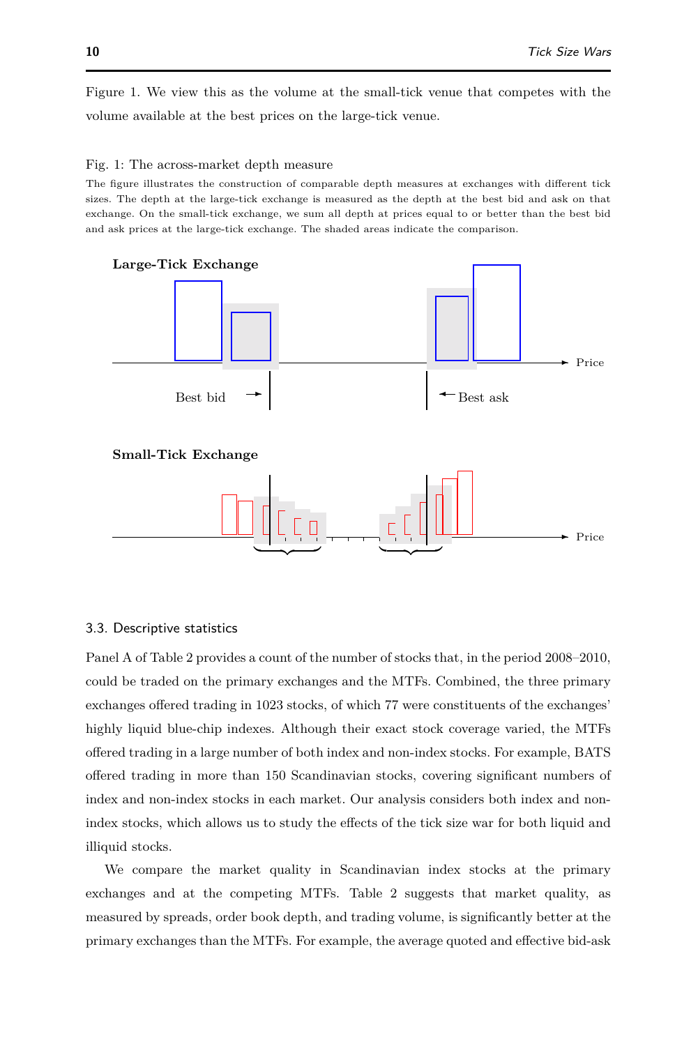Figure 1. We view this as the volume at the small-tick venue that competes with the volume available at the best prices on the large-tick venue.

Fig. 1: The across-market depth measure

The figure illustrates the construction of comparable depth measures at exchanges with different tick sizes. The depth at the large-tick exchange is measured as the depth at the best bid and ask on that exchange. On the small-tick exchange, we sum all depth at prices equal to or better than the best bid and ask prices at the large-tick exchange. The shaded areas indicate the comparison.

### 3.3. Descriptive statistics

Panel A of Table 2 provides a count of the number of stocks that, in the period 2008–2010, could be traded on the primary exchanges and the MTFs. Combined, the three primary exchanges offered trading in 1023 stocks, of which 77 were constituents of the exchanges' highly liquid blue-chip indexes. Although their exact stock coverage varied, the MTFs offered trading in a large number of both index and non-index stocks. For example, BATS offered trading in more than 150 Scandinavian stocks, covering significant numbers of index and non-index stocks in each market. Our analysis considers both index and non-index stocks, which allows us to study the effects of the tick size war for both liquid and illiquid stocks.

We compare the market quality in Scandinavian index stocks at the primary exchanges and at the competing MTFs. Table 2 suggests that market quality, as measured by spreads, order book depth, and trading volume, is significantly better at the primary exchanges than the MTFs. For example, the average quoted and effective bid-ask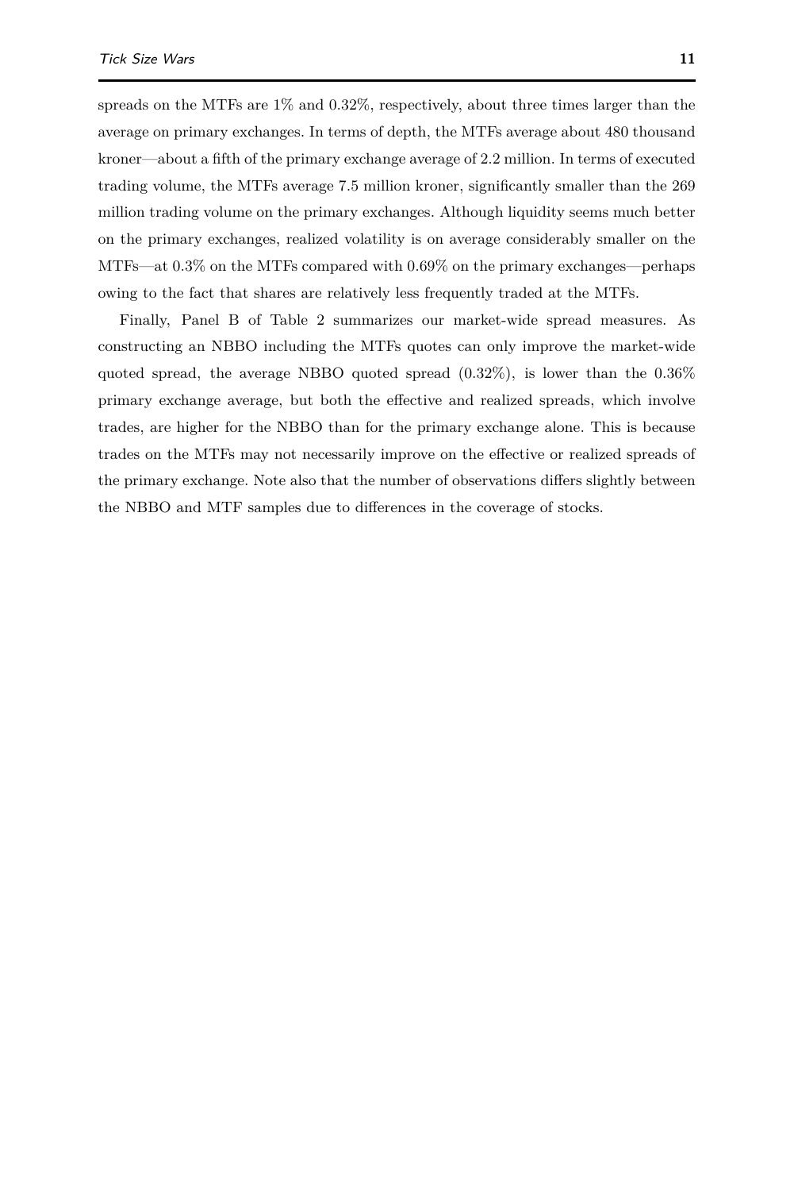spreads on the MTFs are 1% and 0.32%, respectively, about three times larger than the average on primary exchanges. In terms of depth, the MTFs average about 480 thousand kroner—about a fifth of the primary exchange average of 2.2 million. In terms of executed trading volume, the MTFs average 7.5 million kroner, significantly smaller than the 269 million trading volume on the primary exchanges. Although liquidity seems much better on the primary exchanges, realized volatility is on average considerably smaller on the MTFs—at 0.3% on the MTFs compared with 0.69% on the primary exchanges—perhaps owing to the fact that shares are relatively less frequently traded at the MTFs.

Finally, Panel B of Table 2 summarizes our market-wide spread measures. As constructing an NBBO including the MTFs quotes can only improve the market-wide quoted spread, the average NBBO quoted spread (0.32%), is lower than the 0.36% primary exchange average, but both the effective and realized spreads, which involve trades, are higher for the NBBO than for the primary exchange alone. This is because trades on the MTFs may not necessarily improve on the effective or realized spreads of the primary exchange. Note also that the number of observations differs slightly between the NBBO and MTF samples due to differences in the coverage of stocks.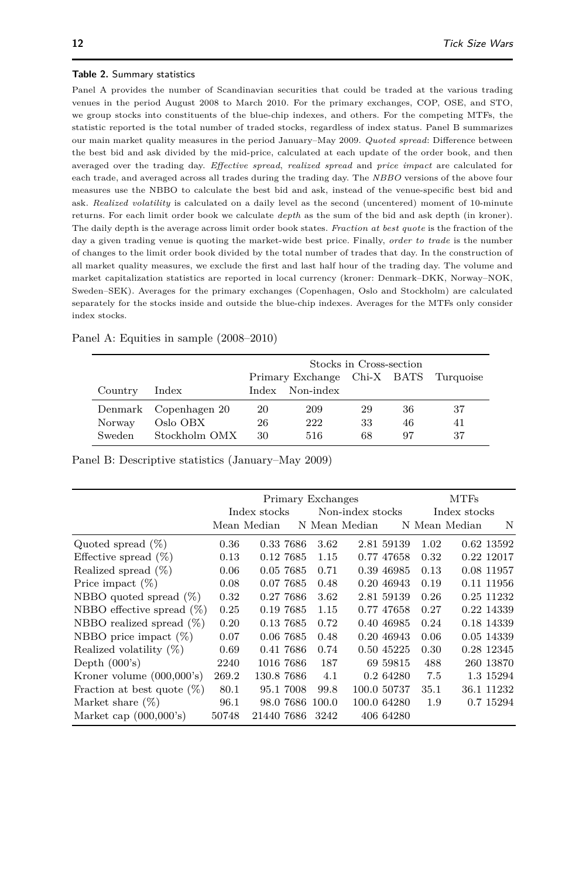**Table 2.** Summary statistics

Panel A provides the number of Scandinavian securities that could be traded at the various trading venues in the period August 2008 to March 2010. For the primary exchanges, COP, OSE, and STO, we group stocks into constituents of the blue-chip indexes, and others. For the competing MTFs, the statistic reported is the total number of traded stocks, regardless of index status. Panel B summarizes our main market quality measures in the period January–May 2009. *Quoted spread*: Difference between the best bid and ask divided by the mid-price, calculated at each update of the order book, and then averaged over the trading day. *Effective spread*, *realized spread* and *price impact* are calculated for each trade, and averaged across all trades during the trading day. The *NBBO* versions of the above four measures use the NBBO to calculate the best bid and ask, instead of the venue-specific best bid and ask. *Realized volatility* is calculated on a daily level as the second (uncentered) moment of 10-minute returns. For each limit order book we calculate *depth* as the sum of the bid and ask depth (in kroner). The daily depth is the average across limit order book states. *Fraction at best quote* is the fraction of the day a given trading venue is quoting the market-wide best price. Finally, *order to trade* is the number of changes to the limit order book divided by the total number of trades that day. In the construction of all market quality measures, we exclude the first and last half hour of the trading day. The volume and market capitalization statistics are reported in local currency (kroner: Denmark–DKK, Norway–NOK, Sweden–SEK). Averages for the primary exchanges (Copenhagen, Oslo and Stockholm) are calculated separately for the stocks inside and outside the blue-chip indexes. Averages for the MTFs only consider index stocks.

Panel A: Equities in sample (2008–2010)

| | | Stocks in Cross-section | | | | |
|---|---|---|---|---|---|---|
| | | Primary Exchange | | Chi-X | BATS | Turquoise |
| Country | Index | Index | Non-index | | | |
| Denmark | Copenhagen 20 | 20 | 209 | 29 | 36 | 37 |
| Norway | Oslo OBX | 26 | 222 | 33 | 46 | 41 |
| Sweden | Stockholm OMX | 30 | 516 | 68 | 97 | 37 |

Panel B: Descriptive statistics (January–May 2009)

| | Primary Exchanges | | | | | | MTFs | | |
|---|---|---|---|---|---|---|---|---|---|
| | Index stocks | | | Non-index stocks | | | Index stocks | | |
| | Mean | Median | N | Mean | Median | N | Mean | Median | N |
| Quoted spread (%) | 0.36 | 0.33 | 7686 | 3.62 | 2.81 | 59139 | 1.02 | 0.62 | 13592 |
| Effective spread (%) | 0.13 | 0.12 | 7685 | 1.15 | 0.77 | 47658 | 0.32 | 0.22 | 12017 |
| Realized spread (%) | 0.06 | 0.05 | 7685 | 0.71 | 0.39 | 46985 | 0.13 | 0.08 | 11957 |
| Price impact (%) | 0.08 | 0.07 | 7685 | 0.48 | 0.20 | 46943 | 0.19 | 0.11 | 11956 |
| NBBO quoted spread (%) | 0.32 | 0.27 | 7686 | 3.62 | 2.81 | 59139 | 0.26 | 0.25 | 11232 |
| NBBO effective spread (%) | 0.25 | 0.19 | 7685 | 1.15 | 0.77 | 47658 | 0.27 | 0.22 | 14339 |
| NBBO realized spread (%) | 0.20 | 0.13 | 7685 | 0.72 | 0.40 | 46985 | 0.24 | 0.18 | 14339 |
| NBBO price impact (%) | 0.07 | 0.06 | 7685 | 0.48 | 0.20 | 46943 | 0.06 | 0.05 | 14339 |
| Realized volatility (%) | 0.69 | 0.41 | 7686 | 0.74 | 0.50 | 45225 | 0.30 | 0.28 | 12345 |
| Depth (000's) | 2240 | 1016 | 7686 | 187 | 69 | 59815 | 488 | 260 | 13870 |
| Kroner volume (000,000's) | 269.2 | 130.8 | 7686 | 4.1 | 0.2 | 64280 | 7.5 | 1.3 | 15294 |
| Fraction at best quote (%) | 80.1 | 95.1 | 7008 | 99.8 | 100.0 | 50737 | 35.1 | 36.1 | 11232 |
| Market share (%) | 96.1 | 98.0 | 7686 | 100.0 | 100.0 | 64280 | 1.9 | 0.7 | 15294 |
| Market cap (000,000's) | 50748 | 21440 | 7686 | 3242 | 406 | 64280 | | | |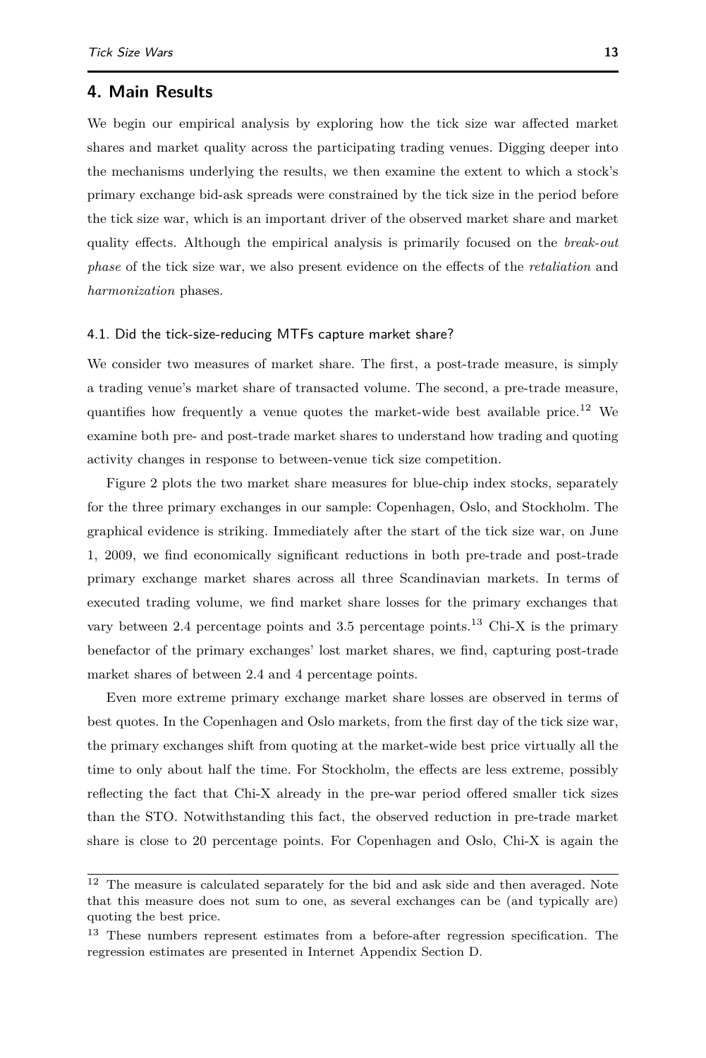## 4. Main Results

We begin our empirical analysis by exploring how the tick size war affected market shares and market quality across the participating trading venues. Digging deeper into the mechanisms underlying the results, we then examine the extent to which a stock's primary exchange bid-ask spreads were constrained by the tick size in the period before the tick size war, which is an important driver of the observed market share and market quality effects. Although the empirical analysis is primarily focused on the *break-out phase* of the tick size war, we also present evidence on the effects of the *retaliation* and *harmonization* phases.

### 4.1. Did the tick-size-reducing MTFs capture market share?

We consider two measures of market share. The first, a post-trade measure, is simply a trading venue's market share of transacted volume. The second, a pre-trade measure, quantifies how frequently a venue quotes the market-wide best available price.[12] We examine both pre- and post-trade market shares to understand how trading and quoting activity changes in response to between-venue tick size competition.

Figure 2 plots the two market share measures for blue-chip index stocks, separately for the three primary exchanges in our sample: Copenhagen, Oslo, and Stockholm. The graphical evidence is striking. Immediately after the start of the tick size war, on June 1, 2009, we find economically significant reductions in both pre-trade and post-trade primary exchange market shares across all three Scandinavian markets. In terms of executed trading volume, we find market share losses for the primary exchanges that vary between 2.4 percentage points and 3.5 percentage points.[13] Chi-X is the primary benefactor of the primary exchanges' lost market shares, we find, capturing post-trade market shares of between 2.4 and 4 percentage points.

Even more extreme primary exchange market share losses are observed in terms of best quotes. In the Copenhagen and Oslo markets, from the first day of the tick size war, the primary exchanges shift from quoting at the market-wide best price virtually all the time to only about half the time. For Stockholm, the effects are less extreme, possibly reflecting the fact that Chi-X already in the pre-war period offered smaller tick sizes than the STO. Notwithstanding this fact, the observed reduction in pre-trade market share is close to 20 percentage points. For Copenhagen and Oslo, Chi-X is again the

[12] The measure is calculated separately for the bid and ask side and then averaged. Note that this measure does not sum to one, as several exchanges can be (and typically are) quoting the best price.

[13] These numbers represent estimates from a before-after regression specification. The regression estimates are presented in Internet Appendix Section D.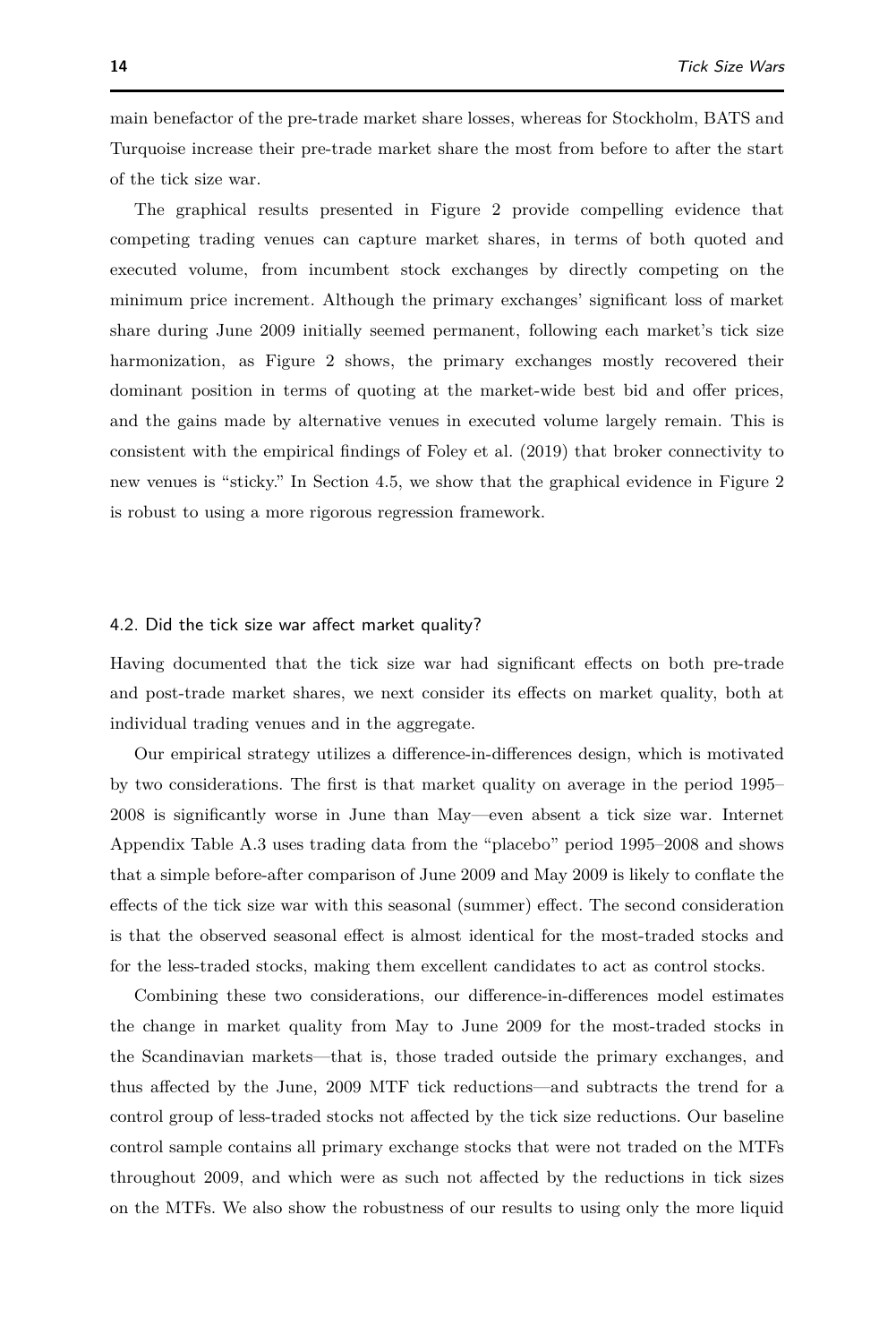main benefactor of the pre-trade market share losses, whereas for Stockholm, BATS and Turquoise increase their pre-trade market share the most from before to after the start of the tick size war.

The graphical results presented in Figure 2 provide compelling evidence that competing trading venues can capture market shares, in terms of both quoted and executed volume, from incumbent stock exchanges by directly competing on the minimum price increment. Although the primary exchanges' significant loss of market share during June 2009 initially seemed permanent, following each market's tick size harmonization, as Figure 2 shows, the primary exchanges mostly recovered their dominant position in terms of quoting at the market-wide best bid and offer prices, and the gains made by alternative venues in executed volume largely remain. This is consistent with the empirical findings of Foley et al. (2019) that broker connectivity to new venues is "sticky." In Section 4.5, we show that the graphical evidence in Figure 2 is robust to using a more rigorous regression framework.

### 4.2. Did the tick size war affect market quality?

Having documented that the tick size war had significant effects on both pre-trade and post-trade market shares, we next consider its effects on market quality, both at individual trading venues and in the aggregate.

Our empirical strategy utilizes a difference-in-differences design, which is motivated by two considerations. The first is that market quality on average in the period 1995–2008 is significantly worse in June than May—even absent a tick size war. Internet Appendix Table A.3 uses trading data from the "placebo" period 1995–2008 and shows that a simple before-after comparison of June 2009 and May 2009 is likely to conflate the effects of the tick size war with this seasonal (summer) effect. The second consideration is that the observed seasonal effect is almost identical for the most-traded stocks and for the less-traded stocks, making them excellent candidates to act as control stocks.

Combining these two considerations, our difference-in-differences model estimates the change in market quality from May to June 2009 for the most-traded stocks in the Scandinavian markets—that is, those traded outside the primary exchanges, and thus affected by the June, 2009 MTF tick reductions—and subtracts the trend for a control group of less-traded stocks not affected by the tick size reductions. Our baseline control sample contains all primary exchange stocks that were not traded on the MTFs throughout 2009, and which were as such not affected by the reductions in tick sizes on the MTFs. We also show the robustness of our results to using only the more liquid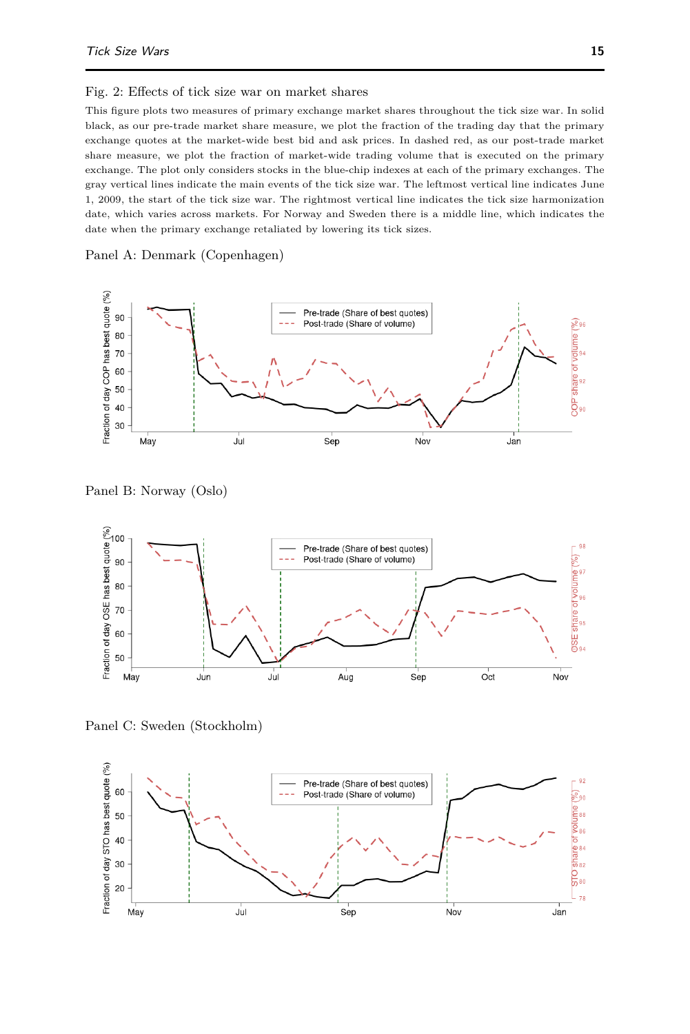Fig. 2: Effects of tick size war on market shares

This figure plots two measures of primary exchange market shares throughout the tick size war. In solid black, as our pre-trade market share measure, we plot the fraction of the trading day that the primary exchange quotes at the market-wide best bid and ask prices. In dashed red, as our post-trade market share measure, we plot the fraction of market-wide trading volume that is executed on the primary exchange. The plot only considers stocks in the blue-chip indexes at each of the primary exchanges. The gray vertical lines indicate the main events of the tick size war. The leftmost vertical line indicates June 1, 2009, the start of the tick size war. The rightmost vertical line indicates the tick size harmonization date, which varies across markets. For Norway and Sweden there is a middle line, which indicates the date when the primary exchange retaliated by lowering its tick sizes.

Panel A: Denmark (Copenhagen)

Panel B: Norway (Oslo)

Panel C: Sweden (Stockholm)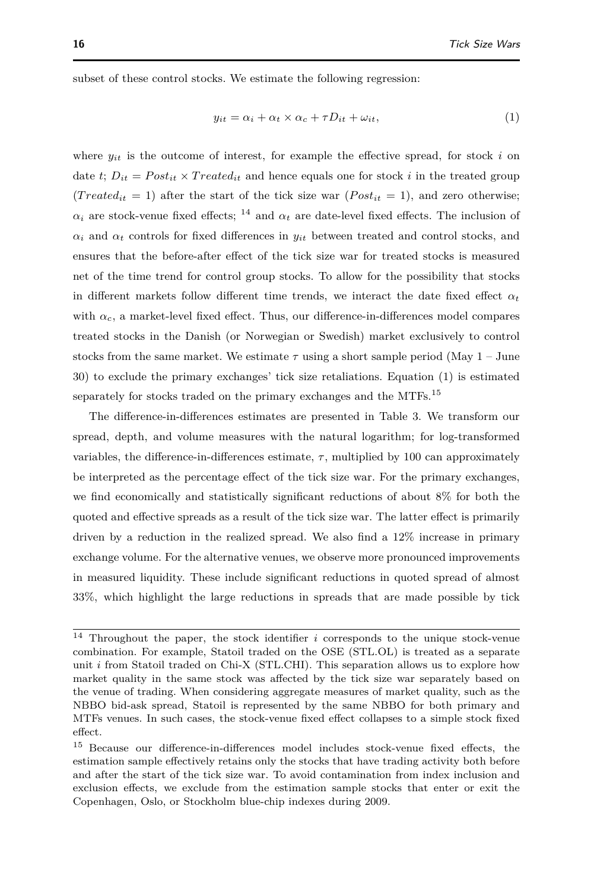subset of these control stocks. We estimate the following regression:

$$y_{it} = \alpha_i + \alpha_t \times \alpha_c + \tau D_{it} + \omega_{it}, \tag{1}$$

where $y_{it}$ is the outcome of interest, for example the effective spread, for stock $i$ on date $t$; $D_{it} = Post_{it} \times Treated_{it}$ and hence equals one for stock $i$ in the treated group ($Treated_{it} = 1$) after the start of the tick size war ($Post_{it} = 1$), and zero otherwise; $\alpha_i$ are stock-venue fixed effects; [14] and $\alpha_t$ are date-level fixed effects. The inclusion of $\alpha_i$ and $\alpha_t$ controls for fixed differences in $y_{it}$ between treated and control stocks, and ensures that the before-after effect of the tick size war for treated stocks is measured net of the time trend for control group stocks. To allow for the possibility that stocks in different markets follow different time trends, we interact the date fixed effect $\alpha_t$ with $\alpha_c$, a market-level fixed effect. Thus, our difference-in-differences model compares treated stocks in the Danish (or Norwegian or Swedish) market exclusively to control stocks from the same market. We estimate $\tau$ using a short sample period (May 1 – June 30) to exclude the primary exchanges' tick size retaliations. Equation (1) is estimated separately for stocks traded on the primary exchanges and the MTFs.[15]

The difference-in-differences estimates are presented in Table 3. We transform our spread, depth, and volume measures with the natural logarithm; for log-transformed variables, the difference-in-differences estimate, $\tau$, multiplied by 100 can approximately be interpreted as the percentage effect of the tick size war. For the primary exchanges, we find economically and statistically significant reductions of about 8% for both the quoted and effective spreads as a result of the tick size war. The latter effect is primarily driven by a reduction in the realized spread. We also find a 12% increase in primary exchange volume. For the alternative venues, we observe more pronounced improvements in measured liquidity. These include significant reductions in quoted spread of almost 33%, which highlight the large reductions in spreads that are made possible by tick

---

[14] Throughout the paper, the stock identifier $i$ corresponds to the unique stock-venue combination. For example, Statoil traded on the OSE (STL.OL) is treated as a separate unit $i$ from Statoil traded on Chi-X (STL.CHI). This separation allows us to explore how market quality in the same stock was affected by the tick size war separately based on the venue of trading. When considering aggregate measures of market quality, such as the NBBO bid-ask spread, Statoil is represented by the same NBBO for both primary and MTFs venues. In such cases, the stock-venue fixed effect collapses to a simple stock fixed effect.

[15] Because our difference-in-differences model includes stock-venue fixed effects, the estimation sample effectively retains only the stocks that have trading activity both before and after the start of the tick size war. To avoid contamination from index inclusion and exclusion effects, we exclude from the estimation sample stocks that enter or exit the Copenhagen, Oslo, or Stockholm blue-chip indexes during 2009.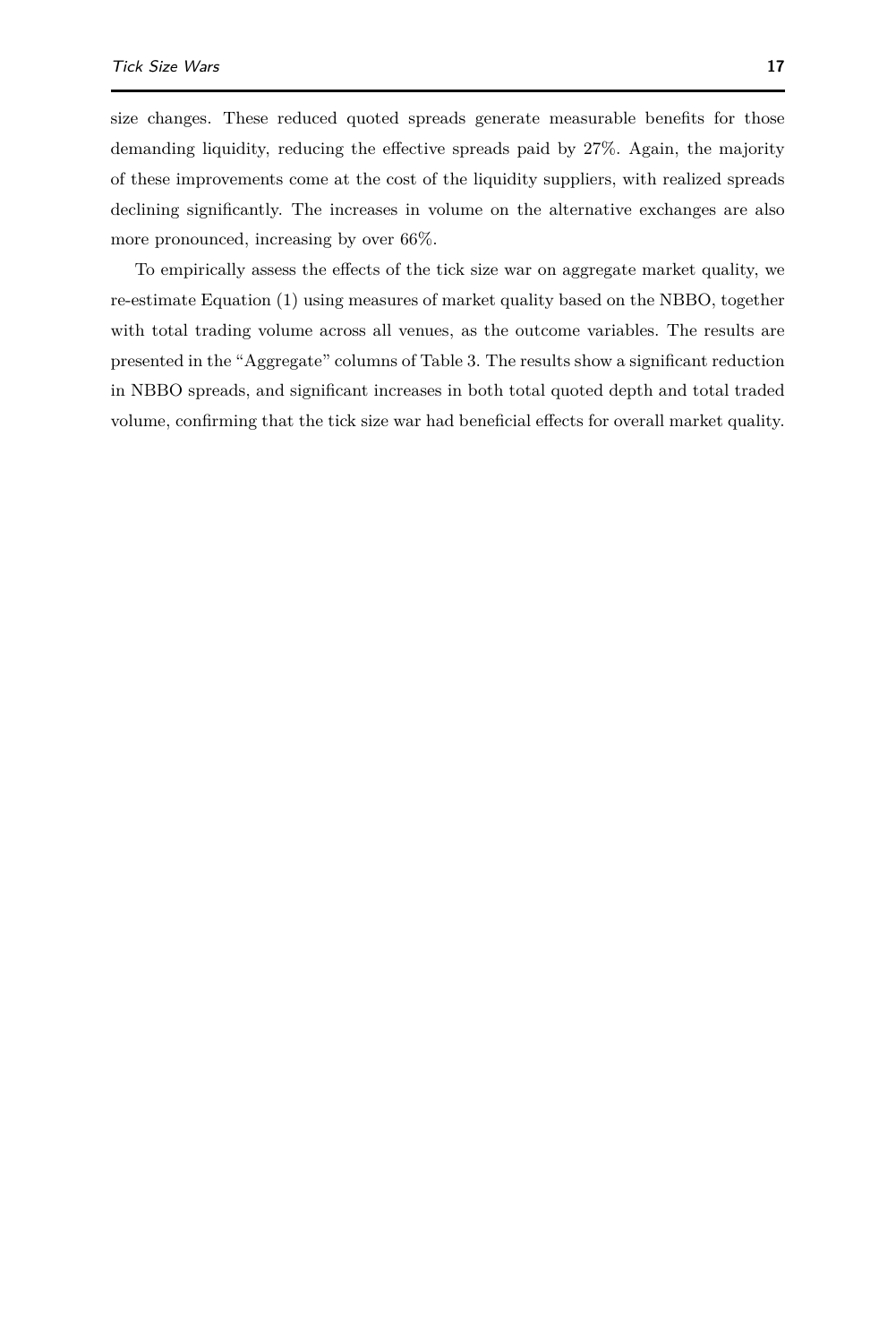size changes. These reduced quoted spreads generate measurable benefits for those demanding liquidity, reducing the effective spreads paid by 27%. Again, the majority of these improvements come at the cost of the liquidity suppliers, with realized spreads declining significantly. The increases in volume on the alternative exchanges are also more pronounced, increasing by over 66%.

To empirically assess the effects of the tick size war on aggregate market quality, we re-estimate Equation (1) using measures of market quality based on the NBBO, together with total trading volume across all venues, as the outcome variables. The results are presented in the "Aggregate" columns of Table 3. The results show a significant reduction in NBBO spreads, and significant increases in both total quoted depth and total traded volume, confirming that the tick size war had beneficial effects for overall market quality.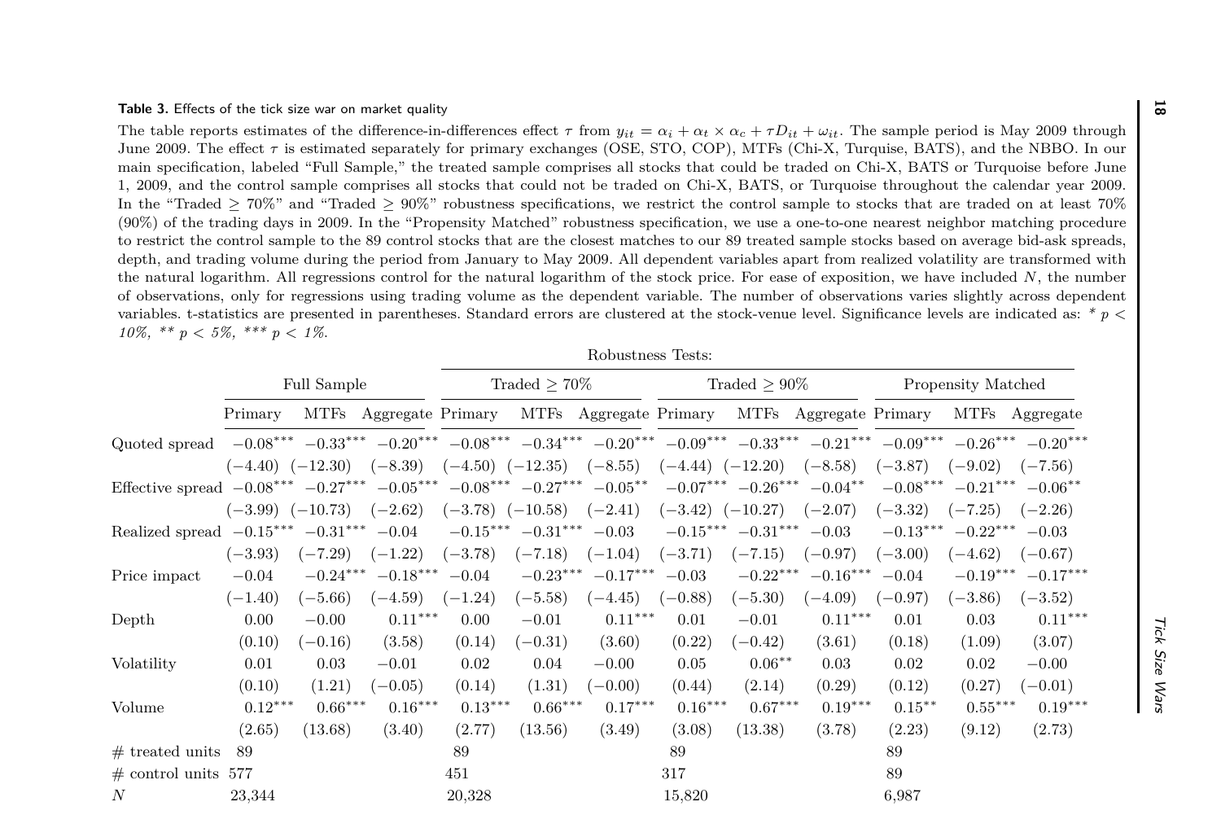**Table 3.** Effects of the tick size war on market quality

The table reports estimates of the difference-in-differences effect $\tau$ from $y_{it} = \alpha_i + \alpha_t \times \alpha_c + \tau D_{it} + \omega_{it}$. The sample period is May 2009 through June 2009. The effect $\tau$ is estimated separately for primary exchanges (OSE, STO, COP), MTFs (Chi-X, Turquise, BATS), and the NBBO. In our main specification, labeled "Full Sample," the treated sample comprises all stocks that could be traded on Chi-X, BATS or Turquoise before June 1, 2009, and the control sample comprises all stocks that could not be traded on Chi-X, BATS, or Turquoise throughout the calendar year 2009. In the "Traded $\geq$ 70%" and "Traded $\geq$ 90%" robustness specifications, we restrict the control sample to stocks that are traded on at least 70% (90%) of the trading days in 2009. In the "Propensity Matched" robustness specification, we use a one-to-one nearest neighbor matching procedure to restrict the control sample to the 89 control stocks that are the closest matches to our 89 treated sample stocks based on average bid-ask spreads, depth, and trading volume during the period from January to May 2009. All dependent variables apart from realized volatility are transformed with the natural logarithm. All regressions control for the natural logarithm of the stock price. For ease of exposition, we have included $N$, the number of observations, only for regressions using trading volume as the dependent variable. The number of observations varies slightly across dependent variables. t-statistics are presented in parentheses. Standard errors are clustered at the stock-venue level. Significance levels are indicated as: *$p <$ 10%,* ** $p <$ 5%, *** $p <$ 1%.*

| | Full Sample | | | Robustness Tests: Traded $\geq$ 70% | | | Traded $\geq$ 90% | | | Propensity Matched | | |
|---|---|---|---|---|---|---|---|---|---|---|---|---|
| | Primary | MTFs | Aggregate | Primary | MTFs | Aggregate | Primary | MTFs | Aggregate | Primary | MTFs | Aggregate |
| Quoted spread | $-0.08^{***}$ | $-0.33^{***}$ | $-0.20^{***}$ | $-0.08^{***}$ | $-0.34^{***}$ | $-0.20^{***}$ | $-0.09^{***}$ | $-0.33^{***}$ | $-0.21^{***}$ | $-0.09^{***}$ | $-0.26^{***}$ | $-0.20^{***}$ |
| | $(-4.40)$ | $(-12.30)$ | $(-8.39)$ | $(-4.50)$ | $(-12.35)$ | $(-8.55)$ | $(-4.44)$ | $(-12.20)$ | $(-8.58)$ | $(-3.87)$ | $(-9.02)$ | $(-7.56)$ |
| Effective spread | $-0.08^{***}$ | $-0.27^{***}$ | $-0.05^{***}$ | $-0.08^{***}$ | $-0.27^{***}$ | $-0.05^{**}$ | $-0.07^{***}$ | $-0.26^{***}$ | $-0.04^{**}$ | $-0.08^{***}$ | $-0.21^{***}$ | $-0.06^{**}$ |
| | $(-3.99)$ | $(-10.73)$ | $(-2.62)$ | $(-3.78)$ | $(-10.58)$ | $(-2.41)$ | $(-3.42)$ | $(-10.27)$ | $(-2.07)$ | $(-3.32)$ | $(-7.25)$ | $(-2.26)$ |
| Realized spread | $-0.15^{***}$ | $-0.31^{***}$ | $-0.04$ | $-0.15^{***}$ | $-0.31^{***}$ | $-0.03$ | $-0.15^{***}$ | $-0.31^{***}$ | $-0.03$ | $-0.13^{***}$ | $-0.22^{***}$ | $-0.03$ |
| | $(-3.93)$ | $(-7.29)$ | $(-1.22)$ | $(-3.78)$ | $(-7.18)$ | $(-1.04)$ | $(-3.71)$ | $(-7.15)$ | $(-0.97)$ | $(-3.00)$ | $(-4.62)$ | $(-0.67)$ |
| Price impact | $-0.04$ | $-0.24^{***}$ | $-0.18^{***}$ | $-0.04$ | $-0.23^{***}$ | $-0.17^{***}$ | $-0.03$ | $-0.22^{***}$ | $-0.16^{***}$ | $-0.04$ | $-0.19^{***}$ | $-0.17^{***}$ |
| | $(-1.40)$ | $(-5.66)$ | $(-4.59)$ | $(-1.24)$ | $(-5.58)$ | $(-4.45)$ | $(-0.88)$ | $(-5.30)$ | $(-4.09)$ | $(-0.97)$ | $(-3.86)$ | $(-3.52)$ |
| Depth | $0.00$ | $-0.00$ | $0.11^{***}$ | $0.00$ | $-0.01$ | $0.11^{***}$ | $0.01$ | $-0.01$ | $0.11^{***}$ | $0.01$ | $0.03$ | $0.11^{***}$ |
| | $(0.10)$ | $(-0.16)$ | $(3.58)$ | $(0.14)$ | $(-0.31)$ | $(3.60)$ | $(0.22)$ | $(-0.42)$ | $(3.61)$ | $(0.18)$ | $(1.09)$ | $(3.07)$ |
| Volatility | $0.01$ | $0.03$ | $-0.01$ | $0.02$ | $0.04$ | $-0.00$ | $0.05$ | $0.06^{**}$ | $0.03$ | $0.02$ | $0.02$ | $-0.00$ |
| | $(0.10)$ | $(1.21)$ | $(-0.05)$ | $(0.14)$ | $(1.31)$ | $(-0.00)$ | $(0.44)$ | $(2.14)$ | $(0.29)$ | $(0.12)$ | $(0.27)$ | $(-0.01)$ |
| Volume | $0.12^{***}$ | $0.66^{***}$ | $0.16^{***}$ | $0.13^{***}$ | $0.66^{***}$ | $0.17^{***}$ | $0.16^{***}$ | $0.67^{***}$ | $0.19^{***}$ | $0.15^{**}$ | $0.55^{***}$ | $0.19^{***}$ |
| | $(2.65)$ | $(13.68)$ | $(3.40)$ | $(2.77)$ | $(13.56)$ | $(3.49)$ | $(3.08)$ | $(13.38)$ | $(3.78)$ | $(2.23)$ | $(9.12)$ | $(2.73)$ |
| # treated units | 89 | | | 89 | | | 89 | | | 89 | | |
| # control units | 577 | | | 451 | | | 317 | | | 89 | | |
| $N$ | 23,344 | | | 20,328 | | | 15,820 | | | 6,987 | | |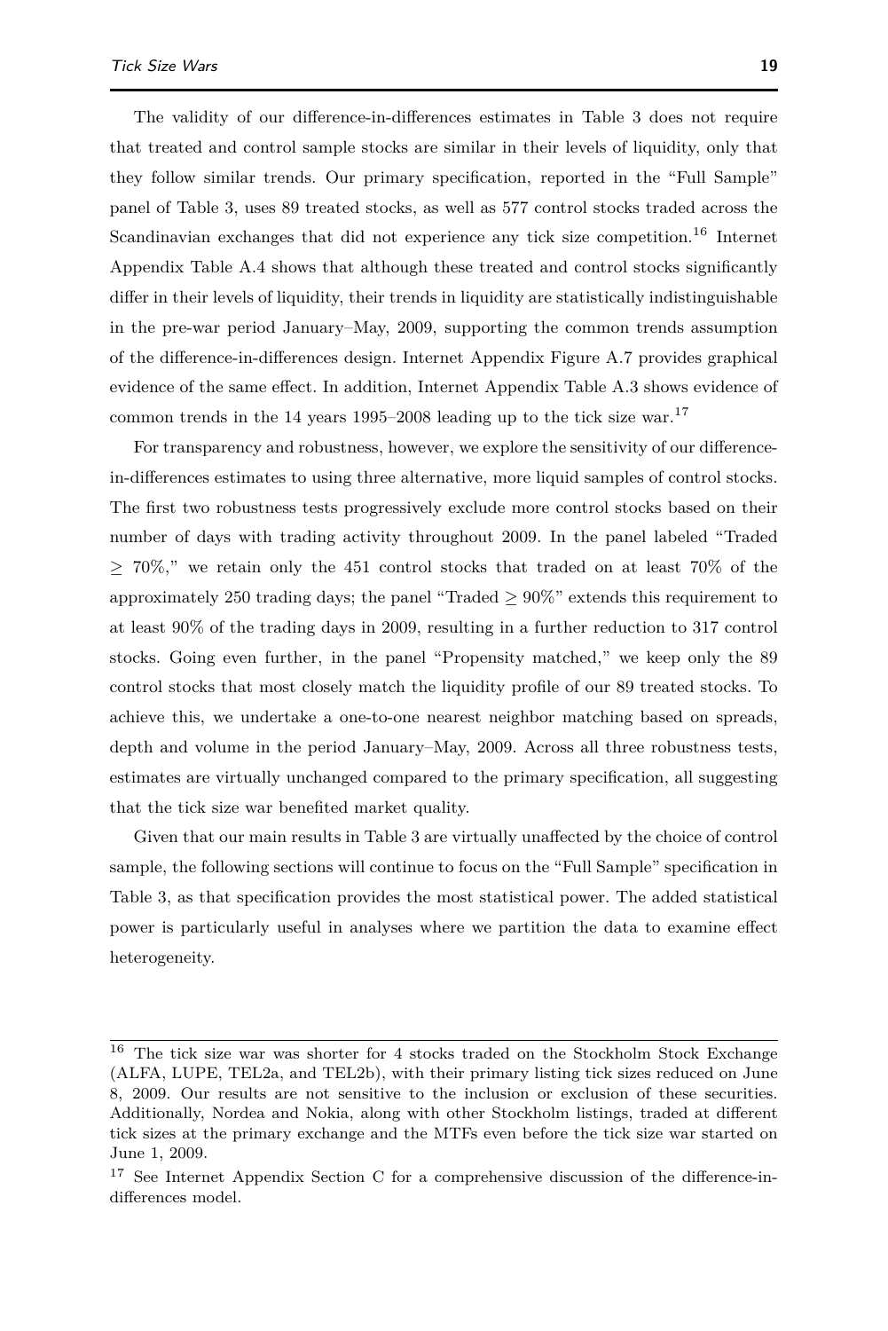The validity of our difference-in-differences estimates in Table 3 does not require that treated and control sample stocks are similar in their levels of liquidity, only that they follow similar trends. Our primary specification, reported in the "Full Sample" panel of Table 3, uses 89 treated stocks, as well as 577 control stocks traded across the Scandinavian exchanges that did not experience any tick size competition.[16] Internet Appendix Table A.4 shows that although these treated and control stocks significantly differ in their levels of liquidity, their trends in liquidity are statistically indistinguishable in the pre-war period January–May, 2009, supporting the common trends assumption of the difference-in-differences design. Internet Appendix Figure A.7 provides graphical evidence of the same effect. In addition, Internet Appendix Table A.3 shows evidence of common trends in the 14 years 1995–2008 leading up to the tick size war.[17]

For transparency and robustness, however, we explore the sensitivity of our difference-in-differences estimates to using three alternative, more liquid samples of control stocks. The first two robustness tests progressively exclude more control stocks based on their number of days with trading activity throughout 2009. In the panel labeled "Traded $\geq$ 70%," we retain only the 451 control stocks that traded on at least 70% of the approximately 250 trading days; the panel "Traded $\geq$ 90%" extends this requirement to at least 90% of the trading days in 2009, resulting in a further reduction to 317 control stocks. Going even further, in the panel "Propensity matched," we keep only the 89 control stocks that most closely match the liquidity profile of our 89 treated stocks. To achieve this, we undertake a one-to-one nearest neighbor matching based on spreads, depth and volume in the period January–May, 2009. Across all three robustness tests, estimates are virtually unchanged compared to the primary specification, all suggesting that the tick size war benefited market quality.

Given that our main results in Table 3 are virtually unaffected by the choice of control sample, the following sections will continue to focus on the "Full Sample" specification in Table 3, as that specification provides the most statistical power. The added statistical power is particularly useful in analyses where we partition the data to examine effect heterogeneity.

[16] The tick size war was shorter for 4 stocks traded on the Stockholm Stock Exchange (ALFA, LUPE, TEL2a, and TEL2b), with their primary listing tick sizes reduced on June 8, 2009. Our results are not sensitive to the inclusion or exclusion of these securities. Additionally, Nordea and Nokia, along with other Stockholm listings, traded at different tick sizes at the primary exchange and the MTFs even before the tick size war started on June 1, 2009.

[17] See Internet Appendix Section C for a comprehensive discussion of the difference-in-differences model.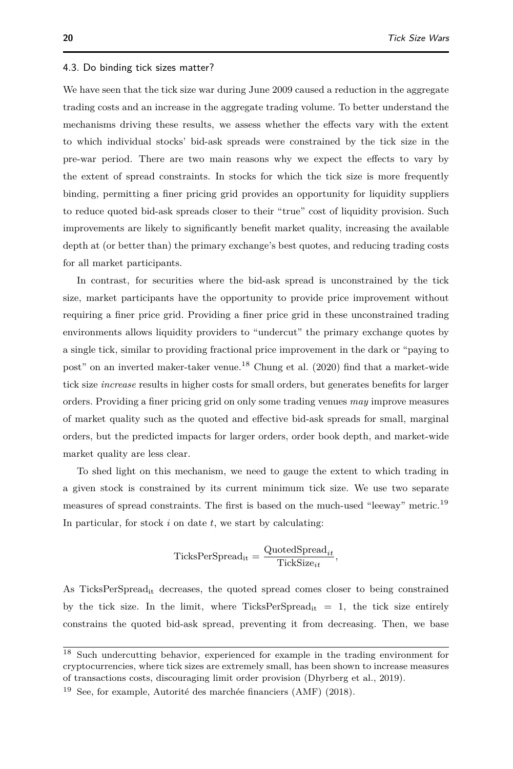### 4.3. Do binding tick sizes matter?

We have seen that the tick size war during June 2009 caused a reduction in the aggregate trading costs and an increase in the aggregate trading volume. To better understand the mechanisms driving these results, we assess whether the effects vary with the extent to which individual stocks' bid-ask spreads were constrained by the tick size in the pre-war period. There are two main reasons why we expect the effects to vary by the extent of spread constraints. In stocks for which the tick size is more frequently binding, permitting a finer pricing grid provides an opportunity for liquidity suppliers to reduce quoted bid-ask spreads closer to their "true" cost of liquidity provision. Such improvements are likely to significantly benefit market quality, increasing the available depth at (or better than) the primary exchange's best quotes, and reducing trading costs for all market participants.

In contrast, for securities where the bid-ask spread is unconstrained by the tick size, market participants have the opportunity to provide price improvement without requiring a finer price grid. Providing a finer price grid in these unconstrained trading environments allows liquidity providers to "undercut" the primary exchange quotes by a single tick, similar to providing fractional price improvement in the dark or "paying to post" on an inverted maker-taker venue.[18] Chung et al. (2020) find that a market-wide tick size *increase* results in higher costs for small orders, but generates benefits for larger orders. Providing a finer pricing grid on only some trading venues *may* improve measures of market quality such as the quoted and effective bid-ask spreads for small, marginal orders, but the predicted impacts for larger orders, order book depth, and market-wide market quality are less clear.

To shed light on this mechanism, we need to gauge the extent to which trading in a given stock is constrained by its current minimum tick size. We use two separate measures of spread constraints. The first is based on the much-used "leeway" metric.[19] In particular, for stock $i$ on date $t$, we start by calculating:

$$\text{TicksPerSpread}_{\text{it}} = \frac{\text{QuotedSpread}_{it}}{\text{TickSize}_{it}},$$

As $\text{TicksPerSpread}_{\text{it}}$ decreases, the quoted spread comes closer to being constrained by the tick size. In the limit, where $\text{TicksPerSpread}_{\text{it}} = 1$, the tick size entirely constrains the quoted bid-ask spread, preventing it from decreasing. Then, we base

[18] Such undercutting behavior, experienced for example in the trading environment for cryptocurrencies, where tick sizes are extremely small, has been shown to increase measures of transactions costs, discouraging limit order provision (Dhyrberg et al., 2019).

[19] See, for example, Autorité des marchée financiers (AMF) (2018).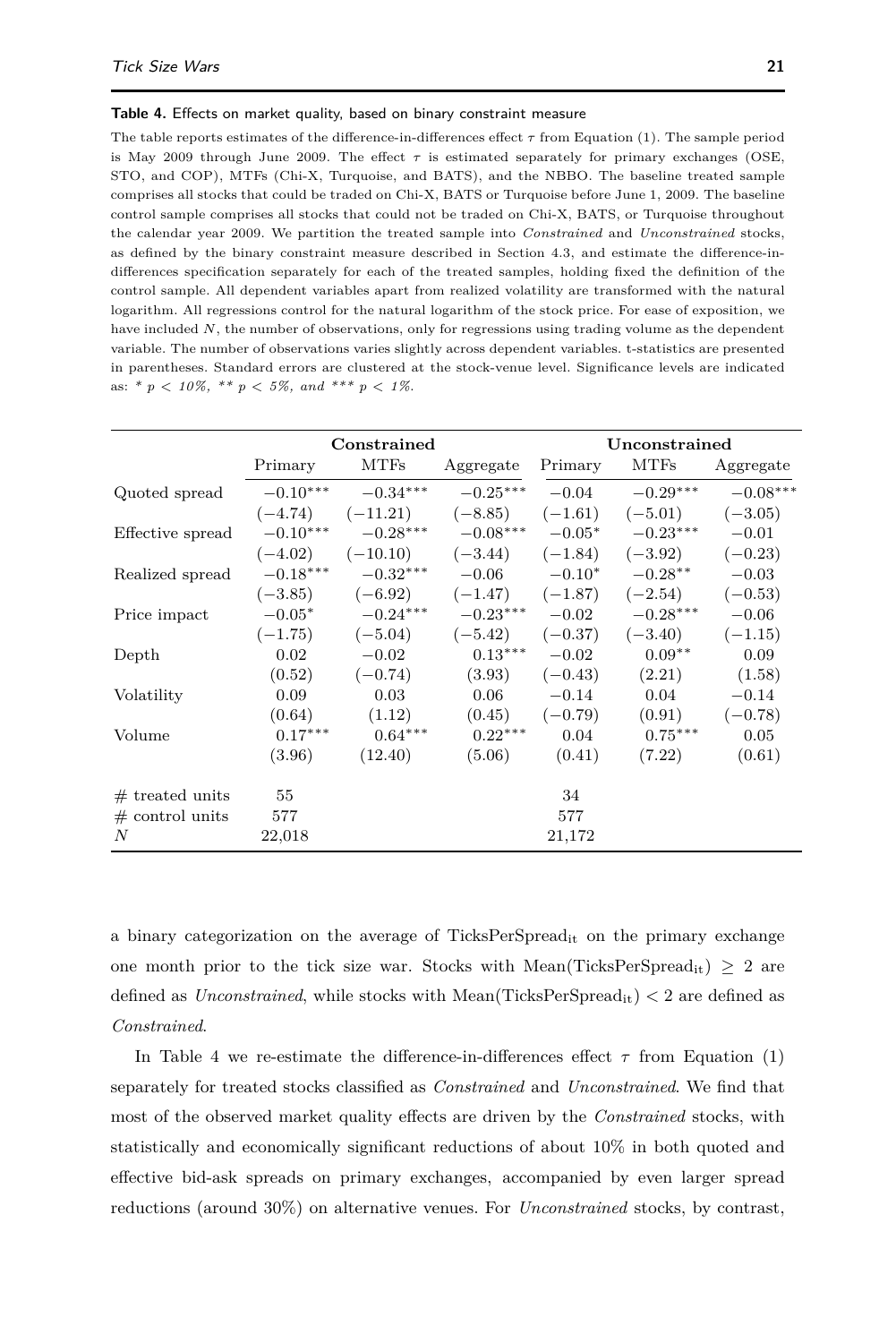**Table 4.** Effects on market quality, based on binary constraint measure

The table reports estimates of the difference-in-differences effect $\tau$ from Equation (1). The sample period is May 2009 through June 2009. The effect $\tau$ is estimated separately for primary exchanges (OSE, STO, and COP), MTFs (Chi-X, Turquoise, and BATS), and the NBBO. The baseline treated sample comprises all stocks that could be traded on Chi-X, BATS or Turquoise before June 1, 2009. The baseline control sample comprises all stocks that could not be traded on Chi-X, BATS, or Turquoise throughout the calendar year 2009. We partition the treated sample into *Constrained* and *Unconstrained* stocks, as defined by the binary constraint measure described in Section 4.3, and estimate the difference-in-differences specification separately for each of the treated samples, holding fixed the definition of the control sample. All dependent variables apart from realized volatility are transformed with the natural logarithm. All regressions control for the natural logarithm of the stock price. For ease of exposition, we have included $N$, the number of observations, only for regressions using trading volume as the dependent variable. The number of observations varies slightly across dependent variables. t-statistics are presented in parentheses. Standard errors are clustered at the stock-venue level. Significance levels are indicated as: * $p < 10\%$, ** $p < 5\%$, and *** $p < 1\%$.

| | **Constrained** | | | **Unconstrained** | | |
|---|---|---|---|---|---|---|
| | Primary | MTFs | Aggregate | Primary | MTFs | Aggregate |
| Quoted spread | $-0.10^{***}$ | $-0.34^{***}$ | $-0.25^{***}$ | $-0.04$ | $-0.29^{***}$ | $-0.08^{***}$ |
| | $(-4.74)$ | $(-11.21)$ | $(-8.85)$ | $(-1.61)$ | $(-5.01)$ | $(-3.05)$ |
| Effective spread | $-0.10^{***}$ | $-0.28^{***}$ | $-0.08^{***}$ | $-0.05^{*}$ | $-0.23^{***}$ | $-0.01$ |
| | $(-4.02)$ | $(-10.10)$ | $(-3.44)$ | $(-1.84)$ | $(-3.92)$ | $(-0.23)$ |
| Realized spread | $-0.18^{***}$ | $-0.32^{***}$ | $-0.06$ | $-0.10^{*}$ | $-0.28^{**}$ | $-0.03$ |
| | $(-3.85)$ | $(-6.92)$ | $(-1.47)$ | $(-1.87)$ | $(-2.54)$ | $(-0.53)$ |
| Price impact | $-0.05^{*}$ | $-0.24^{***}$ | $-0.23^{***}$ | $-0.02$ | $-0.28^{***}$ | $-0.06$ |
| | $(-1.75)$ | $(-5.04)$ | $(-5.42)$ | $(-0.37)$ | $(-3.40)$ | $(-1.15)$ |
| Depth | $0.02$ | $-0.02$ | $0.13^{***}$ | $-0.02$ | $0.09^{**}$ | $0.09$ |
| | $(0.52)$ | $(-0.74)$ | $(3.93)$ | $(-0.43)$ | $(2.21)$ | $(1.58)$ |
| Volatility | $0.09$ | $0.03$ | $0.06$ | $-0.14$ | $0.04$ | $-0.14$ |
| | $(0.64)$ | $(1.12)$ | $(0.45)$ | $(-0.79)$ | $(0.91)$ | $(-0.78)$ |
| Volume | $0.17^{***}$ | $0.64^{***}$ | $0.22^{***}$ | $0.04$ | $0.75^{***}$ | $0.05$ |
| | $(3.96)$ | $(12.40)$ | $(5.06)$ | $(0.41)$ | $(7.22)$ | $(0.61)$ |
| # treated units | 55 | | | 34 | | |
| # control units | 577 | | | 577 | | |
| $N$ | 22,018 | | | 21,172 | | |

a binary categorization on the average of $\text{TicksPerSpread}_{\text{it}}$ on the primary exchange one month prior to the tick size war. Stocks with $\text{Mean}(\text{TicksPerSpread}_{\text{it}}) \geq 2$ are defined as *Unconstrained*, while stocks with $\text{Mean}(\text{TicksPerSpread}_{\text{it}}) < 2$ are defined as *Constrained*.

In Table 4 we re-estimate the difference-in-differences effect $\tau$ from Equation (1) separately for treated stocks classified as *Constrained* and *Unconstrained*. We find that most of the observed market quality effects are driven by the *Constrained* stocks, with statistically and economically significant reductions of about 10% in both quoted and effective bid-ask spreads on primary exchanges, accompanied by even larger spread reductions (around 30%) on alternative venues. For *Unconstrained* stocks, by contrast,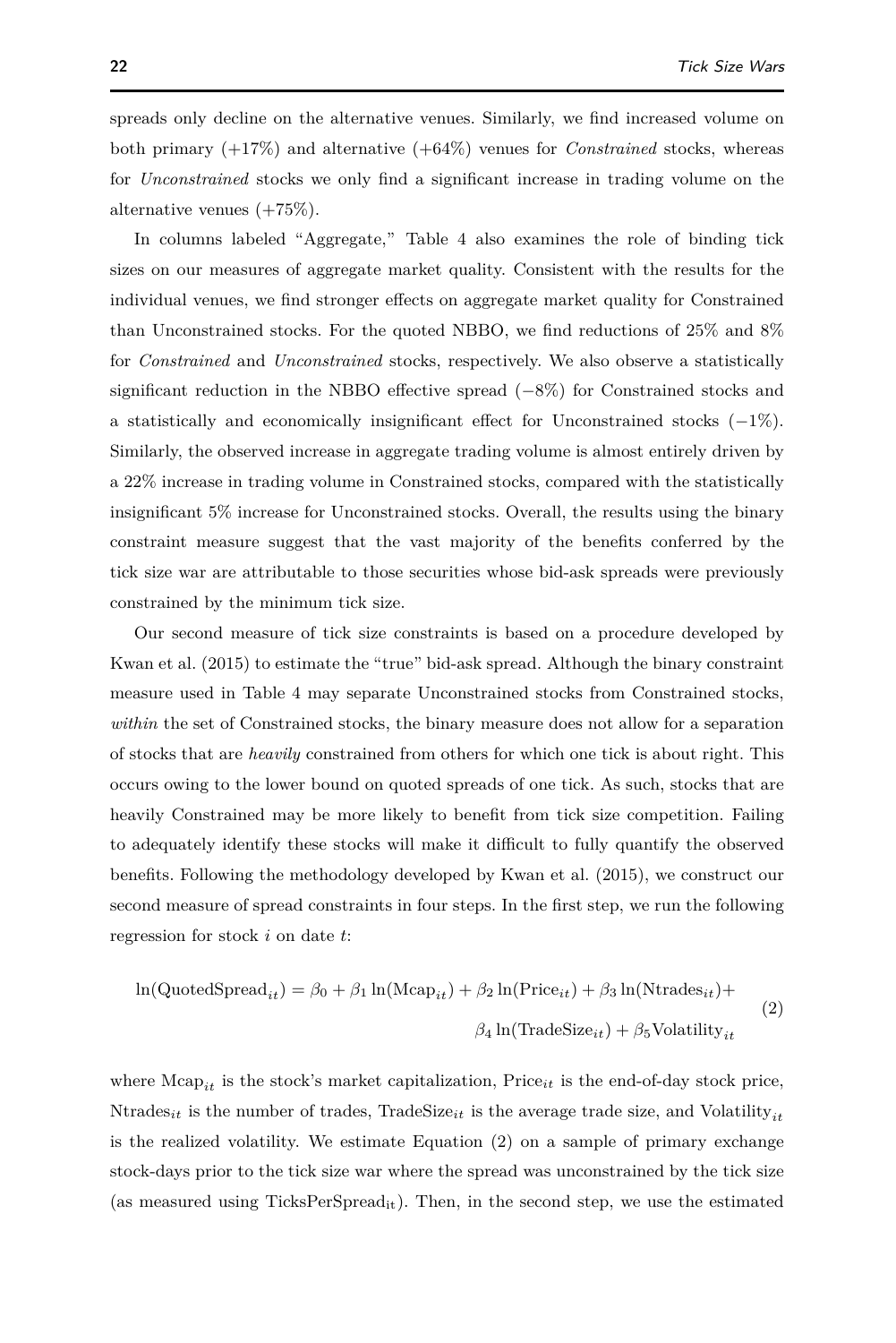spreads only decline on the alternative venues. Similarly, we find increased volume on both primary (+17%) and alternative (+64%) venues for *Constrained* stocks, whereas for *Unconstrained* stocks we only find a significant increase in trading volume on the alternative venues (+75%).

In columns labeled "Aggregate," Table 4 also examines the role of binding tick sizes on our measures of aggregate market quality. Consistent with the results for the individual venues, we find stronger effects on aggregate market quality for Constrained than Unconstrained stocks. For the quoted NBBO, we find reductions of 25% and 8% for *Constrained* and *Unconstrained* stocks, respectively. We also observe a statistically significant reduction in the NBBO effective spread (−8%) for Constrained stocks and a statistically and economically insignificant effect for Unconstrained stocks (−1%). Similarly, the observed increase in aggregate trading volume is almost entirely driven by a 22% increase in trading volume in Constrained stocks, compared with the statistically insignificant 5% increase for Unconstrained stocks. Overall, the results using the binary constraint measure suggest that the vast majority of the benefits conferred by the tick size war are attributable to those securities whose bid-ask spreads were previously constrained by the minimum tick size.

Our second measure of tick size constraints is based on a procedure developed by Kwan et al. (2015) to estimate the "true" bid-ask spread. Although the binary constraint measure used in Table 4 may separate Unconstrained stocks from Constrained stocks, *within* the set of Constrained stocks, the binary measure does not allow for a separation of stocks that are *heavily* constrained from others for which one tick is about right. This occurs owing to the lower bound on quoted spreads of one tick. As such, stocks that are heavily Constrained may be more likely to benefit from tick size competition. Failing to adequately identify these stocks will make it difficult to fully quantify the observed benefits. Following the methodology developed by Kwan et al. (2015), we construct our second measure of spread constraints in four steps. In the first step, we run the following regression for stock $i$ on date $t$:

$$\ln(\text{QuotedSpread}_{it}) = \beta_0 + \beta_1 \ln(\text{Mcap}_{it}) + \beta_2 \ln(\text{Price}_{it}) + \beta_3 \ln(\text{Ntrades}_{it}) + \beta_4 \ln(\text{TradeSize}_{it}) + \beta_5 \text{Volatility}_{it} \tag{2}$$

where $\text{Mcap}_{it}$ is the stock's market capitalization, $\text{Price}_{it}$ is the end-of-day stock price, $\text{Ntrades}_{it}$ is the number of trades, $\text{TradeSize}_{it}$ is the average trade size, and $\text{Volatility}_{it}$ is the realized volatility. We estimate Equation (2) on a sample of primary exchange stock-days prior to the tick size war where the spread was unconstrained by the tick size (as measured using $\text{TicksPerSpread}_{\text{it}}$). Then, in the second step, we use the estimated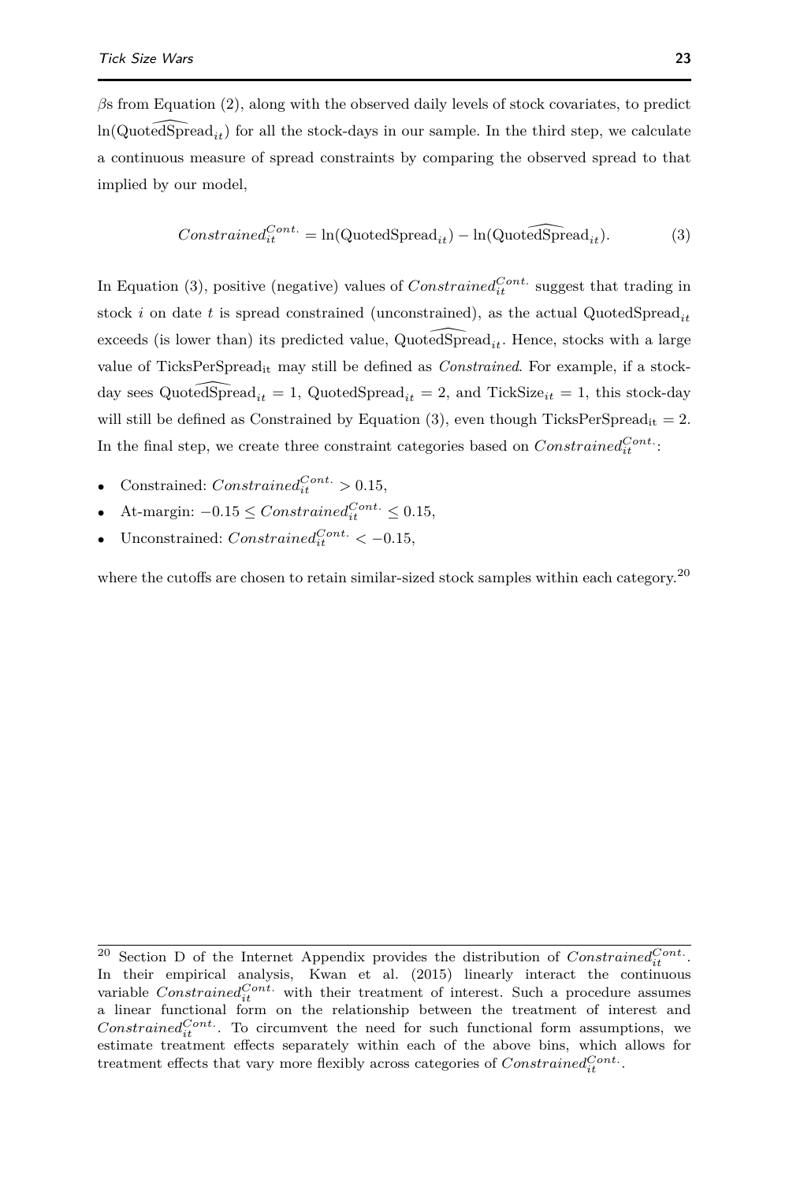$\beta$s from Equation (2), along with the observed daily levels of stock covariates, to predict $\ln(\widehat{\text{QuotedSpread}}_{it})$ for all the stock-days in our sample. In the third step, we calculate a continuous measure of spread constraints by comparing the observed spread to that implied by our model,

$$Constrained_{it}^{Cont.} = \ln(\text{QuotedSpread}_{it}) - \ln(\widehat{\text{QuotedSpread}}_{it}). \tag{3}$$

In Equation (3), positive (negative) values of $Constrained_{it}^{Cont.}$ suggest that trading in stock $i$ on date $t$ is spread constrained (unconstrained), as the actual $\text{QuotedSpread}_{it}$ exceeds (is lower than) its predicted value, $\widehat{\text{QuotedSpread}}_{it}$. Hence, stocks with a large value of $\text{TicksPerSpread}_{\text{it}}$ may still be defined as *Constrained*. For example, if a stock-day sees $\widehat{\text{QuotedSpread}}_{it} = 1$, $\text{QuotedSpread}_{it} = 2$, and $\text{TickSize}_{it} = 1$, this stock-day will still be defined as Constrained by Equation (3), even though $\text{TicksPerSpread}_{\text{it}} = 2$. In the final step, we create three constraint categories based on $Constrained_{it}^{Cont.}$:

- Constrained: $Constrained_{it}^{Cont.} > 0.15$,
- At-margin: $-0.15 \leq Constrained_{it}^{Cont.} \leq 0.15$,
- Unconstrained: $Constrained_{it}^{Cont.} < -0.15$,

where the cutoffs are chosen to retain similar-sized stock samples within each category.[20]

[20] Section D of the Internet Appendix provides the distribution of $Constrained_{it}^{Cont.}$. In their empirical analysis, Kwan et al. (2015) linearly interact the continuous variable $Constrained_{it}^{Cont.}$ with their treatment of interest. Such a procedure assumes a linear functional form on the relationship between the treatment of interest and $Constrained_{it}^{Cont.}$. To circumvent the need for such functional form assumptions, we estimate treatment effects separately within each of the above bins, which allows for treatment effects that vary more flexibly across categories of $Constrained_{it}^{Cont.}$.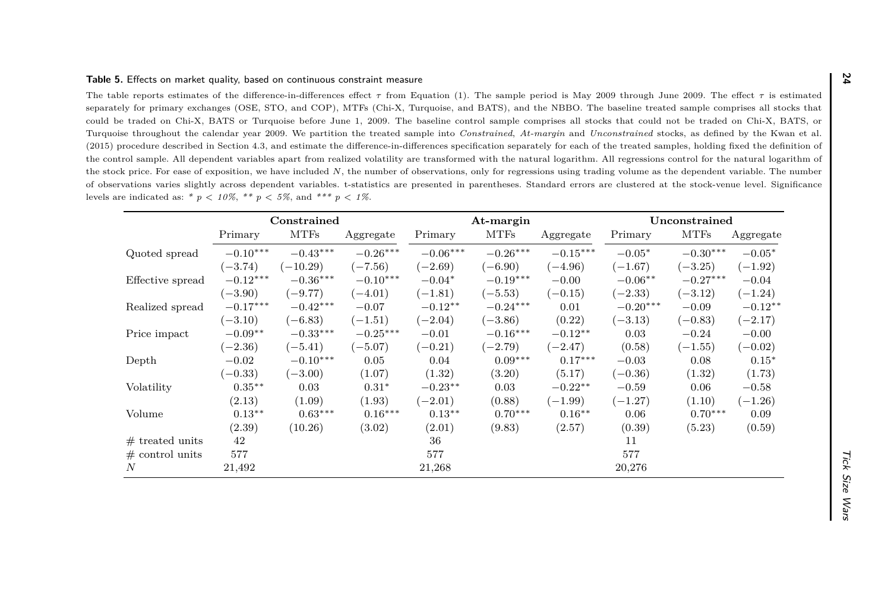**Table 5.** Effects on market quality, based on continuous constraint measure

The table reports estimates of the difference-in-differences effect $\tau$ from Equation (1). The sample period is May 2009 through June 2009. The effect $\tau$ is estimated separately for primary exchanges (OSE, STO, and COP), MTFs (Chi-X, Turquoise, and BATS), and the NBBO. The baseline treated sample comprises all stocks that could be traded on Chi-X, BATS or Turquoise before June 1, 2009. The baseline control sample comprises all stocks that could not be traded on Chi-X, BATS, or Turquoise throughout the calendar year 2009. We partition the treated sample into *Constrained*, *At-margin* and *Unconstrained* stocks, as defined by the Kwan et al. (2015) procedure described in Section 4.3, and estimate the difference-in-differences specification separately for each of the treated samples, holding fixed the definition of the control sample. All dependent variables apart from realized volatility are transformed with the natural logarithm. All regressions control for the natural logarithm of the stock price. For ease of exposition, we have included $N$, the number of observations, only for regressions using trading volume as the dependent variable. The number of observations varies slightly across dependent variables. t-statistics are presented in parentheses. Standard errors are clustered at the stock-venue level. Significance levels are indicated as: * $p < 10\%$, ** $p < 5\%$, and *** $p < 1\%$.

| | **Constrained** | | | **At-margin** | | | **Unconstrained** | | |
|---|---|---|---|---|---|---|---|---|---|
| | Primary | MTFs | Aggregate | Primary | MTFs | Aggregate | Primary | MTFs | Aggregate |
| Quoted spread | $-0.10^{***}$ | $-0.43^{***}$ | $-0.26^{***}$ | $-0.06^{***}$ | $-0.26^{***}$ | $-0.15^{***}$ | $-0.05^{*}$ | $-0.30^{***}$ | $-0.05^{*}$ |
| | $(-3.74)$ | $(-10.29)$ | $(-7.56)$ | $(-2.69)$ | $(-6.90)$ | $(-4.96)$ | $(-1.67)$ | $(-3.25)$ | $(-1.92)$ |
| Effective spread | $-0.12^{***}$ | $-0.36^{***}$ | $-0.10^{***}$ | $-0.04^{*}$ | $-0.19^{***}$ | $-0.00$ | $-0.06^{**}$ | $-0.27^{***}$ | $-0.04$ |
| | $(-3.90)$ | $(-9.77)$ | $(-4.01)$ | $(-1.81)$ | $(-5.53)$ | $(-0.15)$ | $(-2.33)$ | $(-3.12)$ | $(-1.24)$ |
| Realized spread | $-0.17^{***}$ | $-0.42^{***}$ | $-0.07$ | $-0.12^{**}$ | $-0.24^{***}$ | $0.01$ | $-0.20^{***}$ | $-0.09$ | $-0.12^{**}$ |
| | $(-3.10)$ | $(-6.83)$ | $(-1.51)$ | $(-2.04)$ | $(-3.86)$ | $(0.22)$ | $(-3.13)$ | $(-0.83)$ | $(-2.17)$ |
| Price impact | $-0.09^{**}$ | $-0.33^{***}$ | $-0.25^{***}$ | $-0.01$ | $-0.16^{***}$ | $-0.12^{**}$ | $0.03$ | $-0.24$ | $-0.00$ |
| | $(-2.36)$ | $(-5.41)$ | $(-5.07)$ | $(-0.21)$ | $(-2.79)$ | $(-2.47)$ | $(0.58)$ | $(-1.55)$ | $(-0.02)$ |
| Depth | $-0.02$ | $-0.10^{***}$ | $0.05$ | $0.04$ | $0.09^{***}$ | $0.17^{***}$ | $-0.03$ | $0.08$ | $0.15^{*}$ |
| | $(-0.33)$ | $(-3.00)$ | $(1.07)$ | $(1.32)$ | $(3.20)$ | $(5.17)$ | $(-0.36)$ | $(1.32)$ | $(1.73)$ |
| Volatility | $0.35^{**}$ | $0.03$ | $0.31^{*}$ | $-0.23^{**}$ | $0.03$ | $-0.22^{**}$ | $-0.59$ | $0.06$ | $-0.58$ |
| | $(2.13)$ | $(1.09)$ | $(1.93)$ | $(-2.01)$ | $(0.88)$ | $(-1.99)$ | $(-1.27)$ | $(1.10)$ | $(-1.26)$ |
| Volume | $0.13^{**}$ | $0.63^{***}$ | $0.16^{***}$ | $0.13^{**}$ | $0.70^{***}$ | $0.16^{**}$ | $0.06$ | $0.70^{***}$ | $0.09$ |
| | $(2.39)$ | $(10.26)$ | $(3.02)$ | $(2.01)$ | $(9.83)$ | $(2.57)$ | $(0.39)$ | $(5.23)$ | $(0.59)$ |
| # treated units | 42 | | | 36 | | | 11 | | |
| # control units | 577 | | | 577 | | | 577 | | |
| $N$ | 21,492 | | | 21,268 | | | 20,276 | | |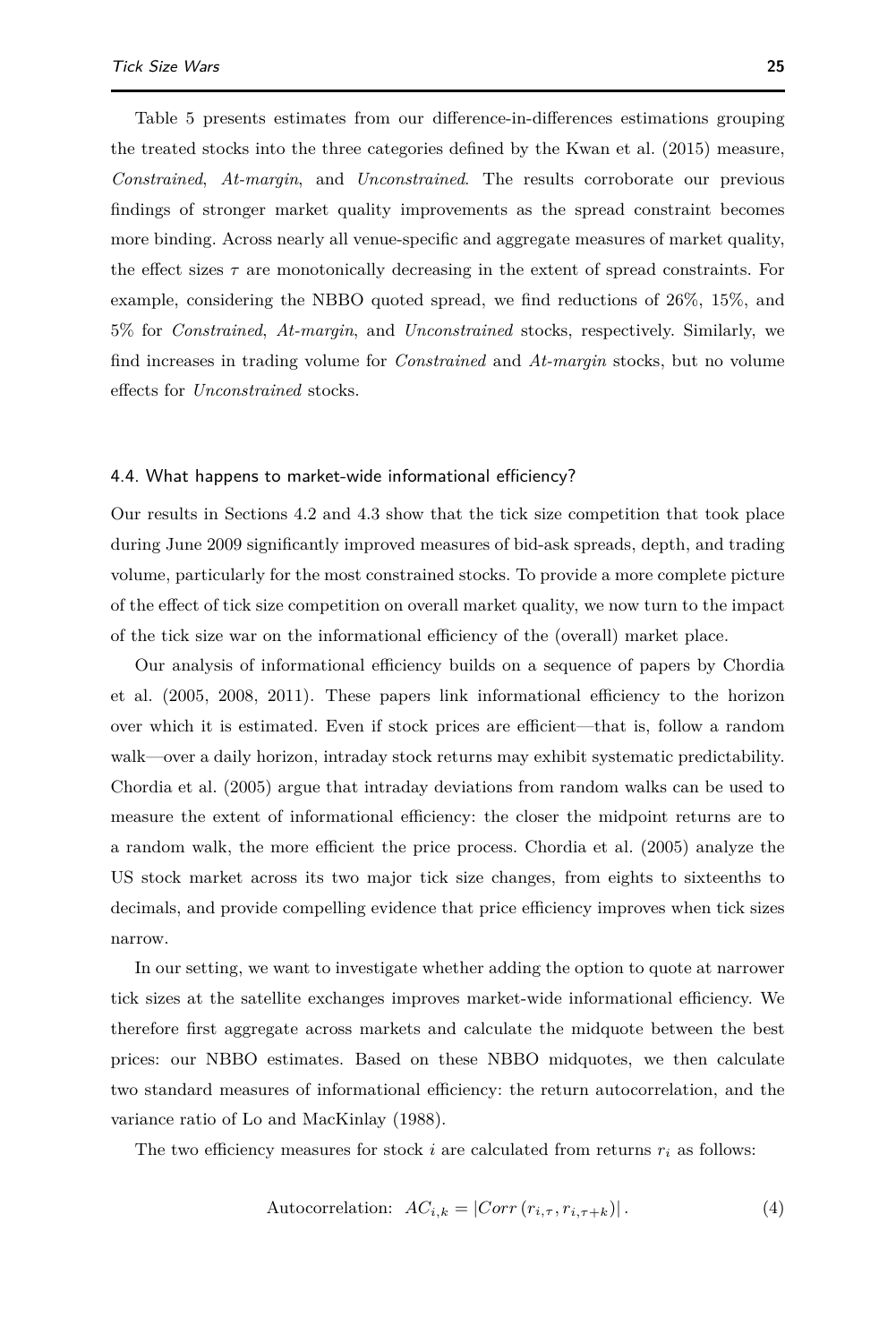Table 5 presents estimates from our difference-in-differences estimations grouping the treated stocks into the three categories defined by the Kwan et al. (2015) measure, *Constrained*, *At-margin*, and *Unconstrained*. The results corroborate our previous findings of stronger market quality improvements as the spread constraint becomes more binding. Across nearly all venue-specific and aggregate measures of market quality, the effect sizes $\tau$ are monotonically decreasing in the extent of spread constraints. For example, considering the NBBO quoted spread, we find reductions of 26%, 15%, and 5% for *Constrained*, *At-margin*, and *Unconstrained* stocks, respectively. Similarly, we find increases in trading volume for *Constrained* and *At-margin* stocks, but no volume effects for *Unconstrained* stocks.

### 4.4. What happens to market-wide informational efficiency?

Our results in Sections 4.2 and 4.3 show that the tick size competition that took place during June 2009 significantly improved measures of bid-ask spreads, depth, and trading volume, particularly for the most constrained stocks. To provide a more complete picture of the effect of tick size competition on overall market quality, we now turn to the impact of the tick size war on the informational efficiency of the (overall) market place.

Our analysis of informational efficiency builds on a sequence of papers by Chordia et al. (2005, 2008, 2011). These papers link informational efficiency to the horizon over which it is estimated. Even if stock prices are efficient—that is, follow a random walk—over a daily horizon, intraday stock returns may exhibit systematic predictability. Chordia et al. (2005) argue that intraday deviations from random walks can be used to measure the extent of informational efficiency: the closer the midpoint returns are to a random walk, the more efficient the price process. Chordia et al. (2005) analyze the US stock market across its two major tick size changes, from eights to sixteenths to decimals, and provide compelling evidence that price efficiency improves when tick sizes narrow.

In our setting, we want to investigate whether adding the option to quote at narrower tick sizes at the satellite exchanges improves market-wide informational efficiency. We therefore first aggregate across markets and calculate the midquote between the best prices: our NBBO estimates. Based on these NBBO midquotes, we then calculate two standard measures of informational efficiency: the return autocorrelation, and the variance ratio of Lo and MacKinlay (1988).

The two efficiency measures for stock $i$ are calculated from returns $r_i$ as follows:

$$\text{Autocorrelation:} \;\; AC_{i,k} = \left|Corr\left(r_{i,\tau}, r_{i,\tau+k}\right)\right|. \tag{4}$$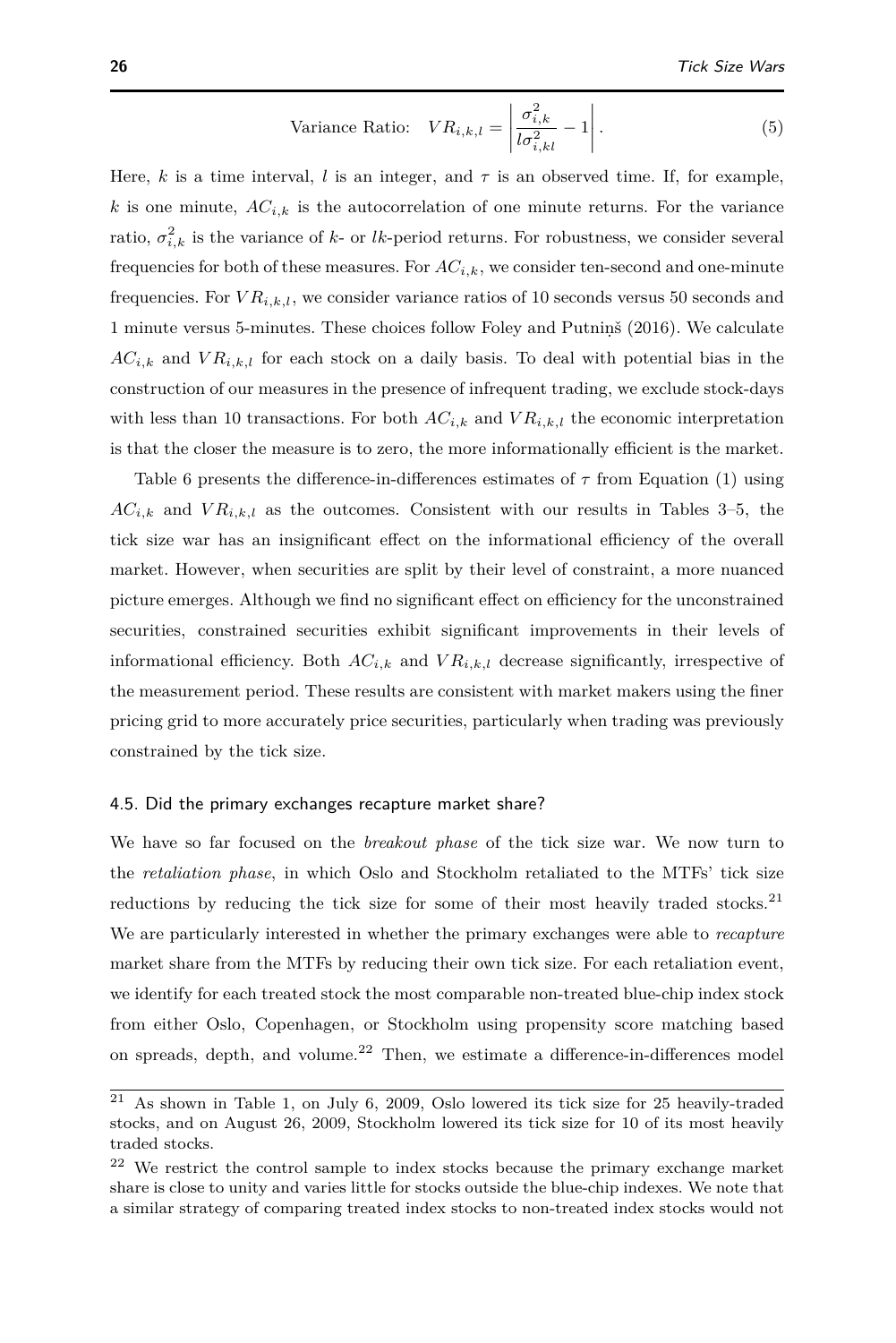$$\text{Variance Ratio:} \quad VR_{i,k,l} = \left| \frac{\sigma_{i,k}^2}{l\sigma_{i,kl}^2} - 1 \right|. \tag{5}$$

Here, $k$ is a time interval, $l$ is an integer, and $\tau$ is an observed time. If, for example, $k$ is one minute, $AC_{i,k}$ is the autocorrelation of one minute returns. For the variance ratio, $\sigma_{i,k}^2$ is the variance of $k$- or $lk$-period returns. For robustness, we consider several frequencies for both of these measures. For $AC_{i,k}$, we consider ten-second and one-minute frequencies. For $VR_{i,k,l}$, we consider variance ratios of 10 seconds versus 50 seconds and 1 minute versus 5-minutes. These choices follow Foley and Putniņš (2016). We calculate $AC_{i,k}$ and $VR_{i,k,l}$ for each stock on a daily basis. To deal with potential bias in the construction of our measures in the presence of infrequent trading, we exclude stock-days with less than 10 transactions. For both $AC_{i,k}$ and $VR_{i,k,l}$ the economic interpretation is that the closer the measure is to zero, the more informationally efficient is the market.

Table 6 presents the difference-in-differences estimates of $\tau$ from Equation (1) using $AC_{i,k}$ and $VR_{i,k,l}$ as the outcomes. Consistent with our results in Tables 3–5, the tick size war has an insignificant effect on the informational efficiency of the overall market. However, when securities are split by their level of constraint, a more nuanced picture emerges. Although we find no significant effect on efficiency for the unconstrained securities, constrained securities exhibit significant improvements in their levels of informational efficiency. Both $AC_{i,k}$ and $VR_{i,k,l}$ decrease significantly, irrespective of the measurement period. These results are consistent with market makers using the finer pricing grid to more accurately price securities, particularly when trading was previously constrained by the tick size.

### 4.5. Did the primary exchanges recapture market share?

We have so far focused on the *breakout phase* of the tick size war. We now turn to the *retaliation phase*, in which Oslo and Stockholm retaliated to the MTFs' tick size reductions by reducing the tick size for some of their most heavily traded stocks.[21] We are particularly interested in whether the primary exchanges were able to *recapture* market share from the MTFs by reducing their own tick size. For each retaliation event, we identify for each treated stock the most comparable non-treated blue-chip index stock from either Oslo, Copenhagen, or Stockholm using propensity score matching based on spreads, depth, and volume.[22] Then, we estimate a difference-in-differences model

[21] As shown in Table 1, on July 6, 2009, Oslo lowered its tick size for 25 heavily-traded stocks, and on August 26, 2009, Stockholm lowered its tick size for 10 of its most heavily traded stocks.

[22] We restrict the control sample to index stocks because the primary exchange market share is close to unity and varies little for stocks outside the blue-chip indexes. We note that a similar strategy of comparing treated index stocks to non-treated index stocks would not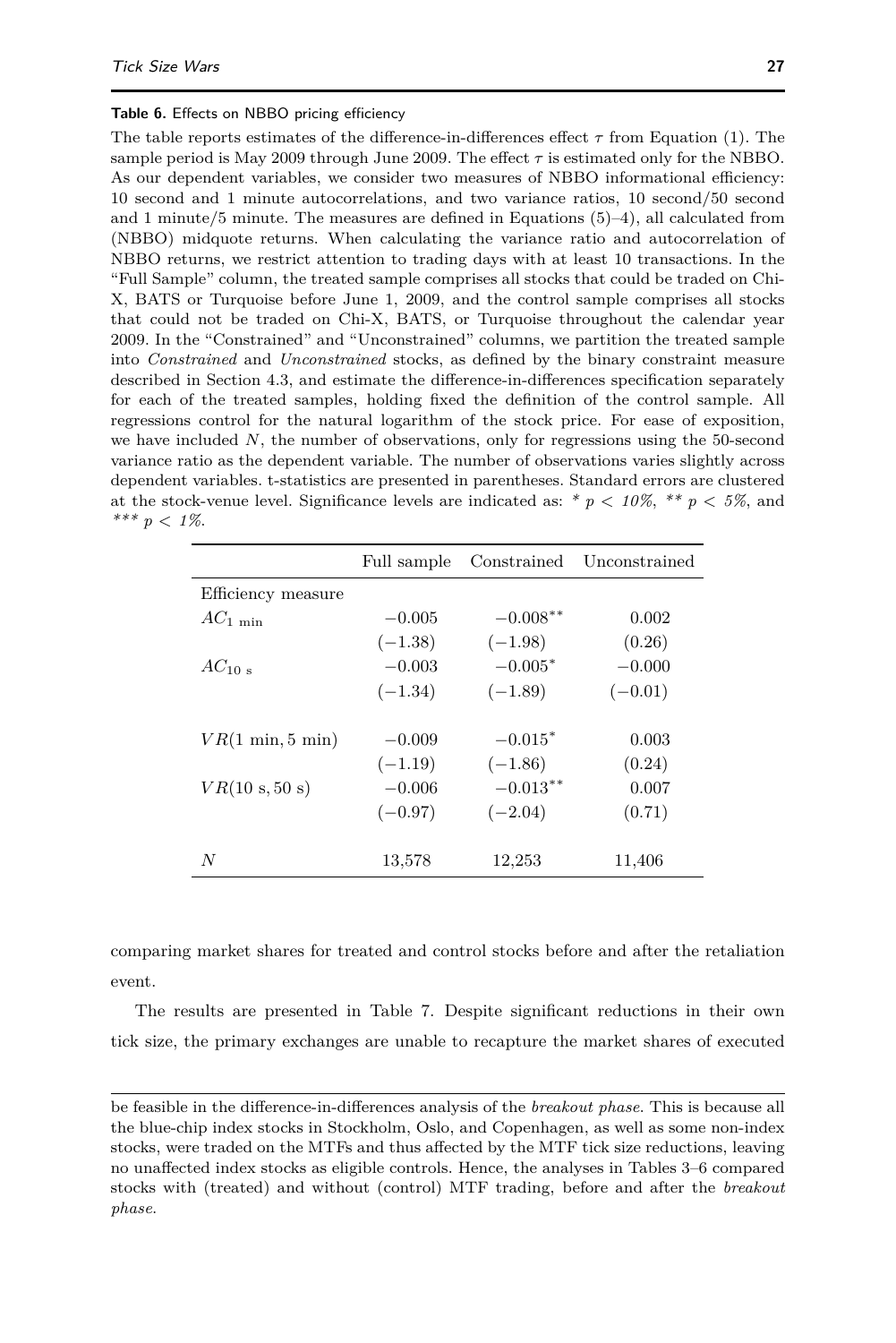**Table 6.** Effects on NBBO pricing efficiency

The table reports estimates of the difference-in-differences effect $\tau$ from Equation (1). The sample period is May 2009 through June 2009. The effect $\tau$ is estimated only for the NBBO. As our dependent variables, we consider two measures of NBBO informational efficiency: 10 second and 1 minute autocorrelations, and two variance ratios, 10 second/50 second and 1 minute/5 minute. The measures are defined in Equations (5)–4), all calculated from (NBBO) midquote returns. When calculating the variance ratio and autocorrelation of NBBO returns, we restrict attention to trading days with at least 10 transactions. In the "Full Sample" column, the treated sample comprises all stocks that could be traded on Chi-X, BATS or Turquoise before June 1, 2009, and the control sample comprises all stocks that could not be traded on Chi-X, BATS, or Turquoise throughout the calendar year 2009. In the "Constrained" and "Unconstrained" columns, we partition the treated sample into *Constrained* and *Unconstrained* stocks, as defined by the binary constraint measure described in Section 4.3, and estimate the difference-in-differences specification separately for each of the treated samples, holding fixed the definition of the control sample. All regressions control for the natural logarithm of the stock price. For ease of exposition, we have included $N$, the number of observations, only for regressions using the 50-second variance ratio as the dependent variable. The number of observations varies slightly across dependent variables. t-statistics are presented in parentheses. Standard errors are clustered at the stock-venue level. Significance levels are indicated as: *\* $p < 10\%$, \*\* $p < 5\%$*, and *\*\*\* $p < 1\%$*.

| | Full sample | Constrained | Unconstrained |
|---|---|---|---|
| Efficiency measure | | | |
| $AC_{1\text{ min}}$ | $-0.005$ | $-0.008^{**}$ | $0.002$ |
| | $(-1.38)$ | $(-1.98)$ | $(0.26)$ |
| $AC_{10\text{ s}}$ | $-0.003$ | $-0.005^{*}$ | $-0.000$ |
| | $(-1.34)$ | $(-1.89)$ | $(-0.01)$ |
| $VR(1\text{ min}, 5\text{ min})$ | $-0.009$ | $-0.015^{*}$ | $0.003$ |
| | $(-1.19)$ | $(-1.86)$ | $(0.24)$ |
| $VR(10\text{ s}, 50\text{ s})$ | $-0.006$ | $-0.013^{**}$ | $0.007$ |
| | $(-0.97)$ | $(-2.04)$ | $(0.71)$ |
| $N$ | 13,578 | 12,253 | 11,406 |

comparing market shares for treated and control stocks before and after the retaliation event.

The results are presented in Table 7. Despite significant reductions in their own tick size, the primary exchanges are unable to recapture the market shares of executed

be feasible in the difference-in-differences analysis of the *breakout phase*. This is because all the blue-chip index stocks in Stockholm, Oslo, and Copenhagen, as well as some non-index stocks, were traded on the MTFs and thus affected by the MTF tick size reductions, leaving no unaffected index stocks as eligible controls. Hence, the analyses in Tables 3–6 compared stocks with (treated) and without (control) MTF trading, before and after the *breakout phase*.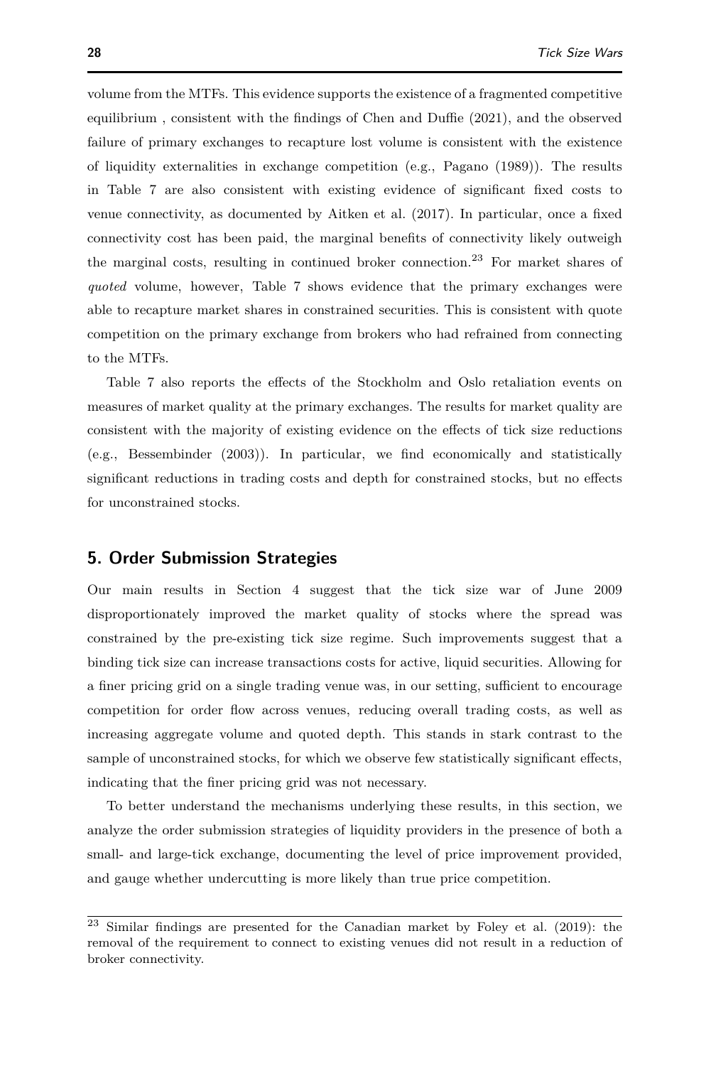volume from the MTFs. This evidence supports the existence of a fragmented competitive equilibrium , consistent with the findings of Chen and Duffie (2021), and the observed failure of primary exchanges to recapture lost volume is consistent with the existence of liquidity externalities in exchange competition (e.g., Pagano (1989)). The results in Table 7 are also consistent with existing evidence of significant fixed costs to venue connectivity, as documented by Aitken et al. (2017). In particular, once a fixed connectivity cost has been paid, the marginal benefits of connectivity likely outweigh the marginal costs, resulting in continued broker connection.[23] For market shares of *quoted* volume, however, Table 7 shows evidence that the primary exchanges were able to recapture market shares in constrained securities. This is consistent with quote competition on the primary exchange from brokers who had refrained from connecting to the MTFs.

Table 7 also reports the effects of the Stockholm and Oslo retaliation events on measures of market quality at the primary exchanges. The results for market quality are consistent with the majority of existing evidence on the effects of tick size reductions (e.g., Bessembinder (2003)). In particular, we find economically and statistically significant reductions in trading costs and depth for constrained stocks, but no effects for unconstrained stocks.

## 5. Order Submission Strategies

Our main results in Section 4 suggest that the tick size war of June 2009 disproportionately improved the market quality of stocks where the spread was constrained by the pre-existing tick size regime. Such improvements suggest that a binding tick size can increase transactions costs for active, liquid securities. Allowing for a finer pricing grid on a single trading venue was, in our setting, sufficient to encourage competition for order flow across venues, reducing overall trading costs, as well as increasing aggregate volume and quoted depth. This stands in stark contrast to the sample of unconstrained stocks, for which we observe few statistically significant effects, indicating that the finer pricing grid was not necessary.

To better understand the mechanisms underlying these results, in this section, we analyze the order submission strategies of liquidity providers in the presence of both a small- and large-tick exchange, documenting the level of price improvement provided, and gauge whether undercutting is more likely than true price competition.

---

[23] Similar findings are presented for the Canadian market by Foley et al. (2019): the removal of the requirement to connect to existing venues did not result in a reduction of broker connectivity.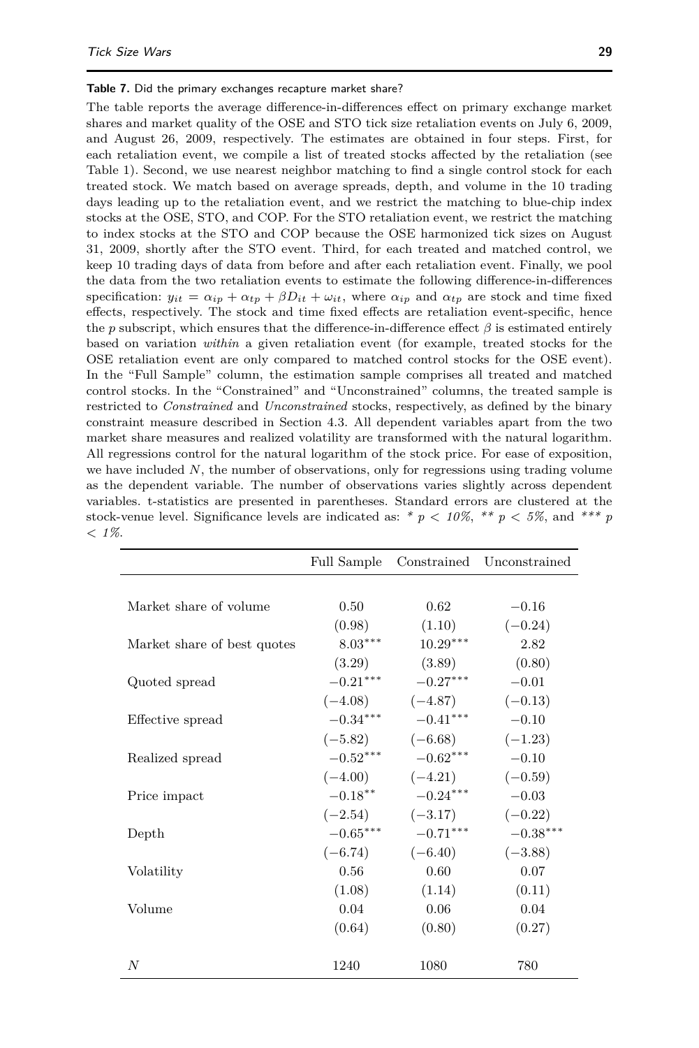**Table 7.** Did the primary exchanges recapture market share?

The table reports the average difference-in-differences effect on primary exchange market shares and market quality of the OSE and STO tick size retaliation events on July 6, 2009, and August 26, 2009, respectively. The estimates are obtained in four steps. First, for each retaliation event, we compile a list of treated stocks affected by the retaliation (see Table 1). Second, we use nearest neighbor matching to find a single control stock for each treated stock. We match based on average spreads, depth, and volume in the 10 trading days leading up to the retaliation event, and we restrict the matching to blue-chip index stocks at the OSE, STO, and COP. For the STO retaliation event, we restrict the matching to index stocks at the STO and COP because the OSE harmonized tick sizes on August 31, 2009, shortly after the STO event. Third, for each treated and matched control, we keep 10 trading days of data from before and after each retaliation event. Finally, we pool the data from the two retaliation events to estimate the following difference-in-differences specification: $y_{it} = \alpha_{ip} + \alpha_{tp} + \beta D_{it} + \omega_{it}$, where $\alpha_{ip}$ and $\alpha_{tp}$ are stock and time fixed effects, respectively. The stock and time fixed effects are retaliation event-specific, hence the $p$ subscript, which ensures that the difference-in-difference effect $\beta$ is estimated entirely based on variation *within* a given retaliation event (for example, treated stocks for the OSE retaliation event are only compared to matched control stocks for the OSE event). In the "Full Sample" column, the estimation sample comprises all treated and matched control stocks. In the "Constrained" and "Unconstrained" columns, the treated sample is restricted to *Constrained* and *Unconstrained* stocks, respectively, as defined by the binary constraint measure described in Section 4.3. All dependent variables apart from the two market share measures and realized volatility are transformed with the natural logarithm. All regressions control for the natural logarithm of the stock price. For ease of exposition, we have included $N$, the number of observations, only for regressions using trading volume as the dependent variable. The number of observations varies slightly across dependent variables. t-statistics are presented in parentheses. Standard errors are clustered at the stock-venue level. Significance levels are indicated as: * $p < 10\%$, ** $p < 5\%$, and *** $p < 1\%$.

| | Full Sample | Constrained | Unconstrained |
|---|---|---|---|
| Market share of volume | 0.50 | 0.62 | −0.16 |
| | (0.98) | (1.10) | (−0.24) |
| Market share of best quotes | 8.03*** | 10.29*** | 2.82 |
| | (3.29) | (3.89) | (0.80) |
| Quoted spread | −0.21*** | −0.27*** | −0.01 |
| | (−4.08) | (−4.87) | (−0.13) |
| Effective spread | −0.34*** | −0.41*** | −0.10 |
| | (−5.82) | (−6.68) | (−1.23) |
| Realized spread | −0.52*** | −0.62*** | −0.10 |
| | (−4.00) | (−4.21) | (−0.59) |
| Price impact | −0.18** | −0.24*** | −0.03 |
| | (−2.54) | (−3.17) | (−0.22) |
| Depth | −0.65*** | −0.71*** | −0.38*** |
| | (−6.74) | (−6.40) | (−3.88) |
| Volatility | 0.56 | 0.60 | 0.07 |
| | (1.08) | (1.14) | (0.11) |
| Volume | 0.04 | 0.06 | 0.04 |
| | (0.64) | (0.80) | (0.27) |
| $N$ | 1240 | 1080 | 780 |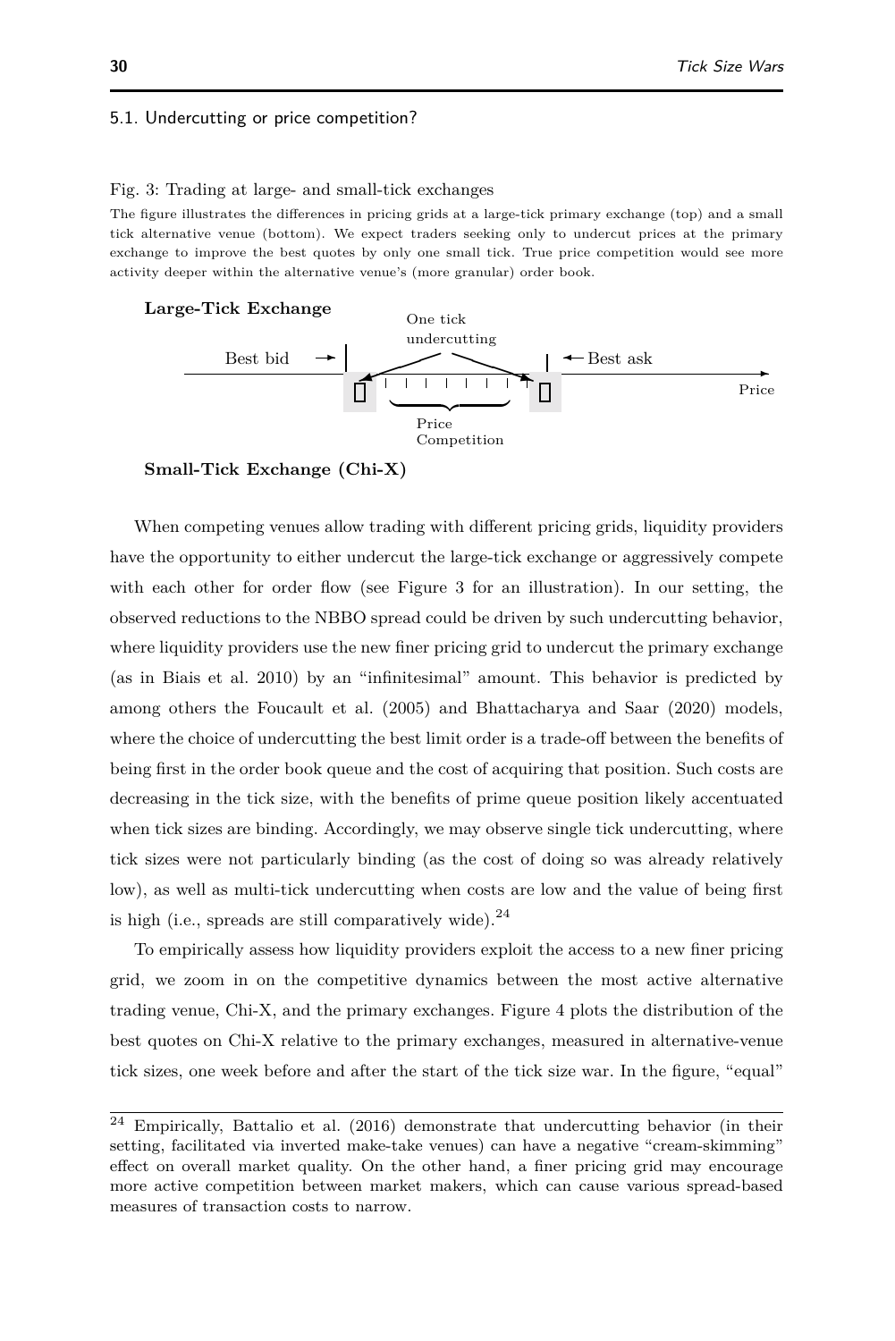### 5.1. Undercutting or price competition?

Fig. 3: Trading at large- and small-tick exchanges

The figure illustrates the differences in pricing grids at a large-tick primary exchange (top) and a small tick alternative venue (bottom). We expect traders seeking only to undercut prices at the primary exchange to improve the best quotes by only one small tick. True price competition would see more activity deeper within the alternative venue's (more granular) order book.

**Large-Tick Exchange**

One tick undercutting

Best bid

Best ask

Price

Price Competition

**Small-Tick Exchange (Chi-X)**

When competing venues allow trading with different pricing grids, liquidity providers have the opportunity to either undercut the large-tick exchange or aggressively compete with each other for order flow (see Figure 3 for an illustration). In our setting, the observed reductions to the NBBO spread could be driven by such undercutting behavior, where liquidity providers use the new finer pricing grid to undercut the primary exchange (as in Biais et al. 2010) by an "infinitesimal" amount. This behavior is predicted by among others the Foucault et al. (2005) and Bhattacharya and Saar (2020) models, where the choice of undercutting the best limit order is a trade-off between the benefits of being first in the order book queue and the cost of acquiring that position. Such costs are decreasing in the tick size, with the benefits of prime queue position likely accentuated when tick sizes are binding. Accordingly, we may observe single tick undercutting, where tick sizes were not particularly binding (as the cost of doing so was already relatively low), as well as multi-tick undercutting when costs are low and the value of being first is high (i.e., spreads are still comparatively wide).[24]

To empirically assess how liquidity providers exploit the access to a new finer pricing grid, we zoom in on the competitive dynamics between the most active alternative trading venue, Chi-X, and the primary exchanges. Figure 4 plots the distribution of the best quotes on Chi-X relative to the primary exchanges, measured in alternative-venue tick sizes, one week before and after the start of the tick size war. In the figure, "equal"

[24] Empirically, Battalio et al. (2016) demonstrate that undercutting behavior (in their setting, facilitated via inverted make-take venues) can have a negative "cream-skimming" effect on overall market quality. On the other hand, a finer pricing grid may encourage more active competition between market makers, which can cause various spread-based measures of transaction costs to narrow.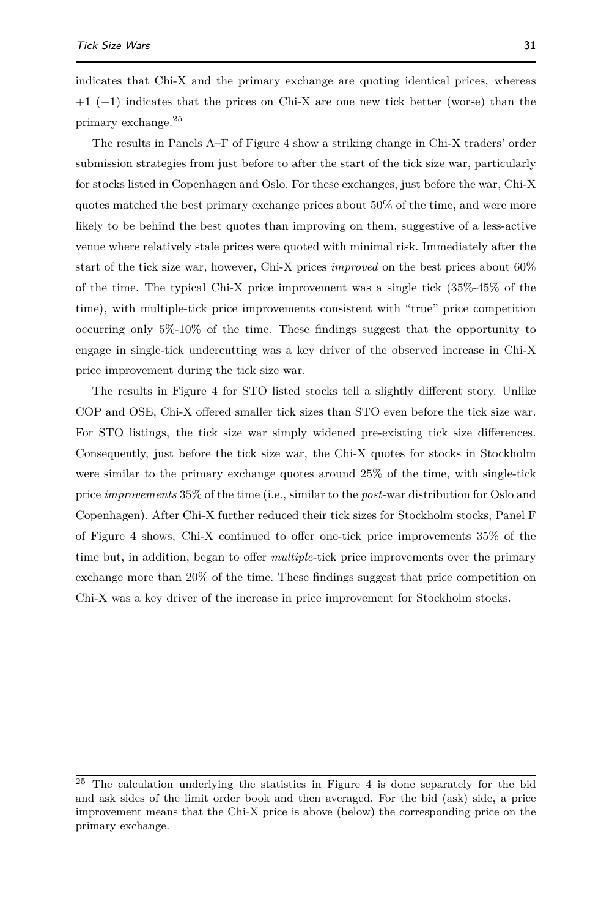indicates that Chi-X and the primary exchange are quoting identical prices, whereas $+1$ ($-1$) indicates that the prices on Chi-X are one new tick better (worse) than the primary exchange.[25]

The results in Panels A–F of Figure 4 show a striking change in Chi-X traders' order submission strategies from just before to after the start of the tick size war, particularly for stocks listed in Copenhagen and Oslo. For these exchanges, just before the war, Chi-X quotes matched the best primary exchange prices about 50% of the time, and were more likely to be behind the best quotes than improving on them, suggestive of a less-active venue where relatively stale prices were quoted with minimal risk. Immediately after the start of the tick size war, however, Chi-X prices *improved* on the best prices about 60% of the time. The typical Chi-X price improvement was a single tick (35%-45% of the time), with multiple-tick price improvements consistent with "true" price competition occurring only 5%-10% of the time. These findings suggest that the opportunity to engage in single-tick undercutting was a key driver of the observed increase in Chi-X price improvement during the tick size war.

The results in Figure 4 for STO listed stocks tell a slightly different story. Unlike COP and OSE, Chi-X offered smaller tick sizes than STO even before the tick size war. For STO listings, the tick size war simply widened pre-existing tick size differences. Consequently, just before the tick size war, the Chi-X quotes for stocks in Stockholm were similar to the primary exchange quotes around 25% of the time, with single-tick price *improvements* 35% of the time (i.e., similar to the *post*-war distribution for Oslo and Copenhagen). After Chi-X further reduced their tick sizes for Stockholm stocks, Panel F of Figure 4 shows, Chi-X continued to offer one-tick price improvements 35% of the time but, in addition, began to offer *multiple*-tick price improvements over the primary exchange more than 20% of the time. These findings suggest that price competition on Chi-X was a key driver of the increase in price improvement for Stockholm stocks.

---

[25] The calculation underlying the statistics in Figure 4 is done separately for the bid and ask sides of the limit order book and then averaged. For the bid (ask) side, a price improvement means that the Chi-X price is above (below) the corresponding price on the primary exchange.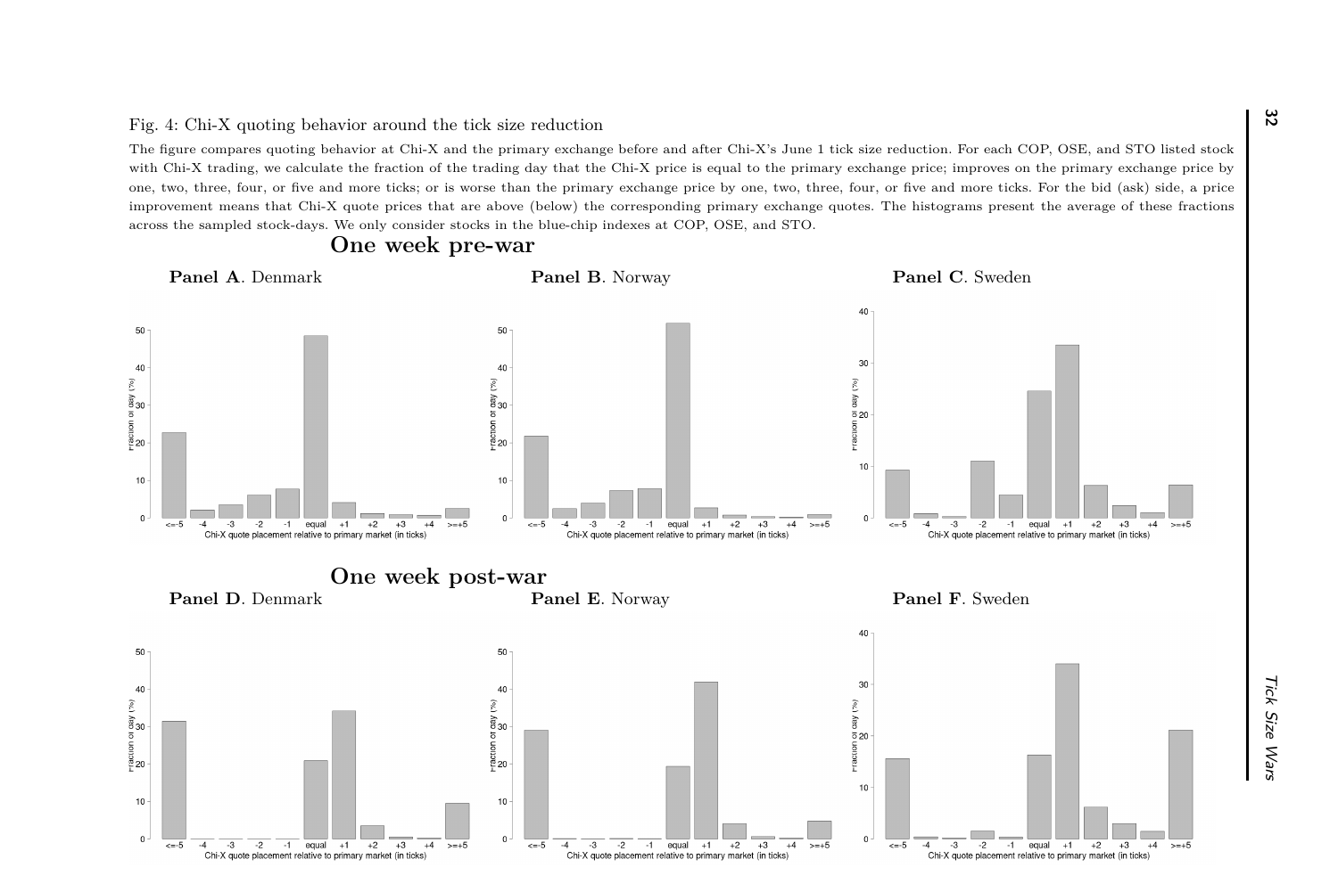Fig. 4: Chi-X quoting behavior around the tick size reduction

The figure compares quoting behavior at Chi-X and the primary exchange before and after Chi-X's June 1 tick size reduction. For each COP, OSE, and STO listed stock with Chi-X trading, we calculate the fraction of the trading day that the Chi-X price is equal to the primary exchange price; improves on the primary exchange price by one, two, three, four, or five and more ticks; or is worse than the primary exchange price by one, two, three, four, or five and more ticks. For the bid (ask) side, a price improvement means that Chi-X quote prices that are above (below) the corresponding primary exchange quotes. The histograms present the average of these fractions across the sampled stock-days. We only consider stocks in the blue-chip indexes at COP, OSE, and STO.

## One week pre-war

**Panel A**. Denmark

**Panel B**. Norway

**Panel C**. Sweden

## One week post-war

**Panel D**. Denmark

**Panel E**. Norway

**Panel F**. Sweden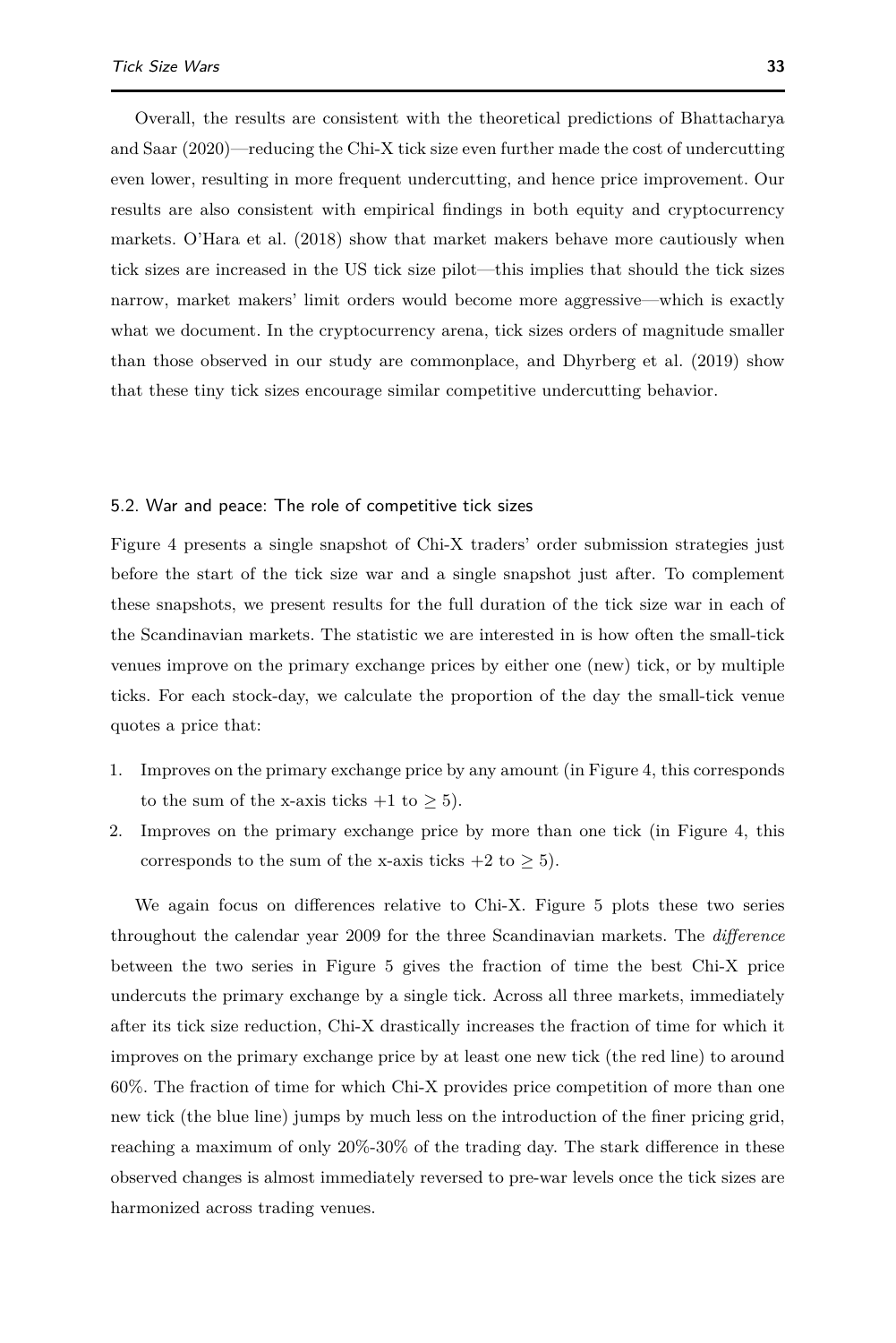Overall, the results are consistent with the theoretical predictions of Bhattacharya and Saar (2020)—reducing the Chi-X tick size even further made the cost of undercutting even lower, resulting in more frequent undercutting, and hence price improvement. Our results are also consistent with empirical findings in both equity and cryptocurrency markets. O'Hara et al. (2018) show that market makers behave more cautiously when tick sizes are increased in the US tick size pilot—this implies that should the tick sizes narrow, market makers' limit orders would become more aggressive—which is exactly what we document. In the cryptocurrency arena, tick sizes orders of magnitude smaller than those observed in our study are commonplace, and Dhyrberg et al. (2019) show that these tiny tick sizes encourage similar competitive undercutting behavior.

### 5.2. War and peace: The role of competitive tick sizes

Figure 4 presents a single snapshot of Chi-X traders' order submission strategies just before the start of the tick size war and a single snapshot just after. To complement these snapshots, we present results for the full duration of the tick size war in each of the Scandinavian markets. The statistic we are interested in is how often the small-tick venues improve on the primary exchange prices by either one (new) tick, or by multiple ticks. For each stock-day, we calculate the proportion of the day the small-tick venue quotes a price that:

1. Improves on the primary exchange price by any amount (in Figure 4, this corresponds to the sum of the x-axis ticks $+1$ to $\geq 5$).
2. Improves on the primary exchange price by more than one tick (in Figure 4, this corresponds to the sum of the x-axis ticks $+2$ to $\geq 5$).

We again focus on differences relative to Chi-X. Figure 5 plots these two series throughout the calendar year 2009 for the three Scandinavian markets. The *difference* between the two series in Figure 5 gives the fraction of time the best Chi-X price undercuts the primary exchange by a single tick. Across all three markets, immediately after its tick size reduction, Chi-X drastically increases the fraction of time for which it improves on the primary exchange price by at least one new tick (the red line) to around 60%. The fraction of time for which Chi-X provides price competition of more than one new tick (the blue line) jumps by much less on the introduction of the finer pricing grid, reaching a maximum of only 20%-30% of the trading day. The stark difference in these observed changes is almost immediately reversed to pre-war levels once the tick sizes are harmonized across trading venues.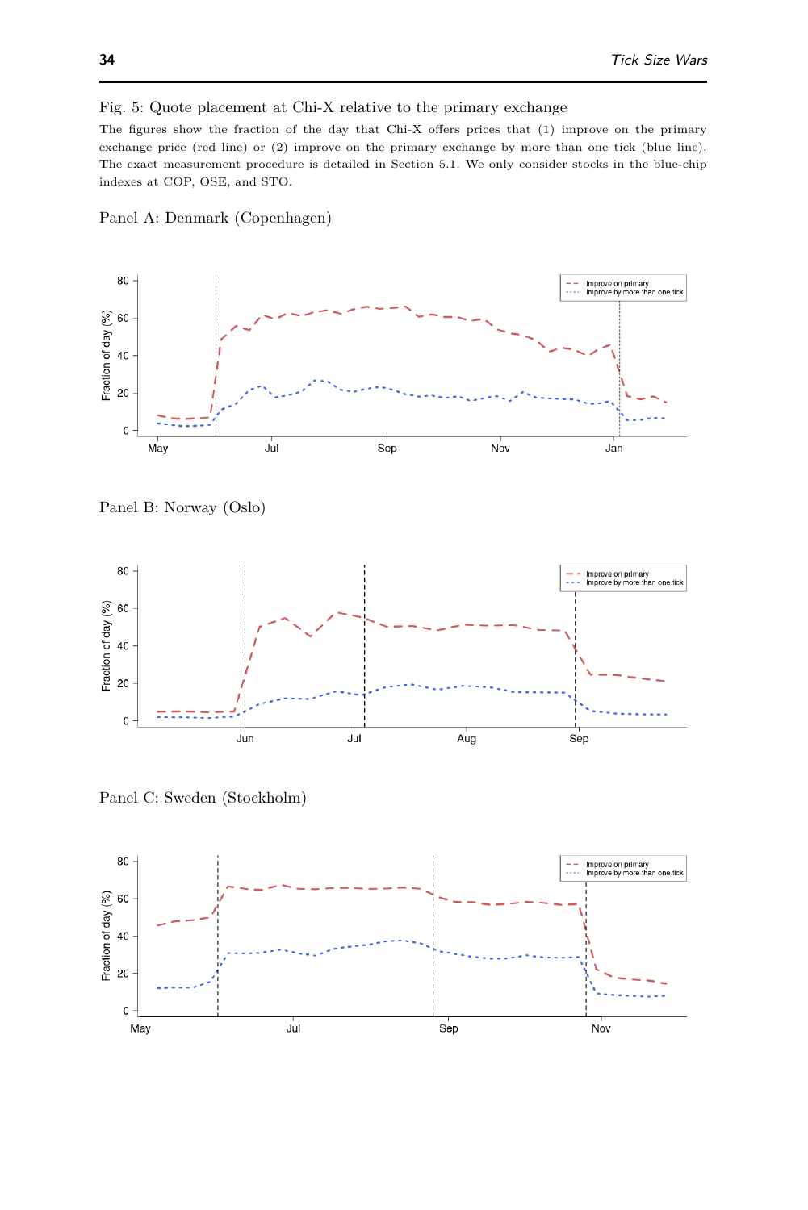Fig. 5: Quote placement at Chi-X relative to the primary exchange

The figures show the fraction of the day that Chi-X offers prices that (1) improve on the primary exchange price (red line) or (2) improve on the primary exchange by more than one tick (blue line). The exact measurement procedure is detailed in Section 5.1. We only consider stocks in the blue-chip indexes at COP, OSE, and STO.

Panel A: Denmark (Copenhagen)

Panel B: Norway (Oslo)

Panel C: Sweden (Stockholm)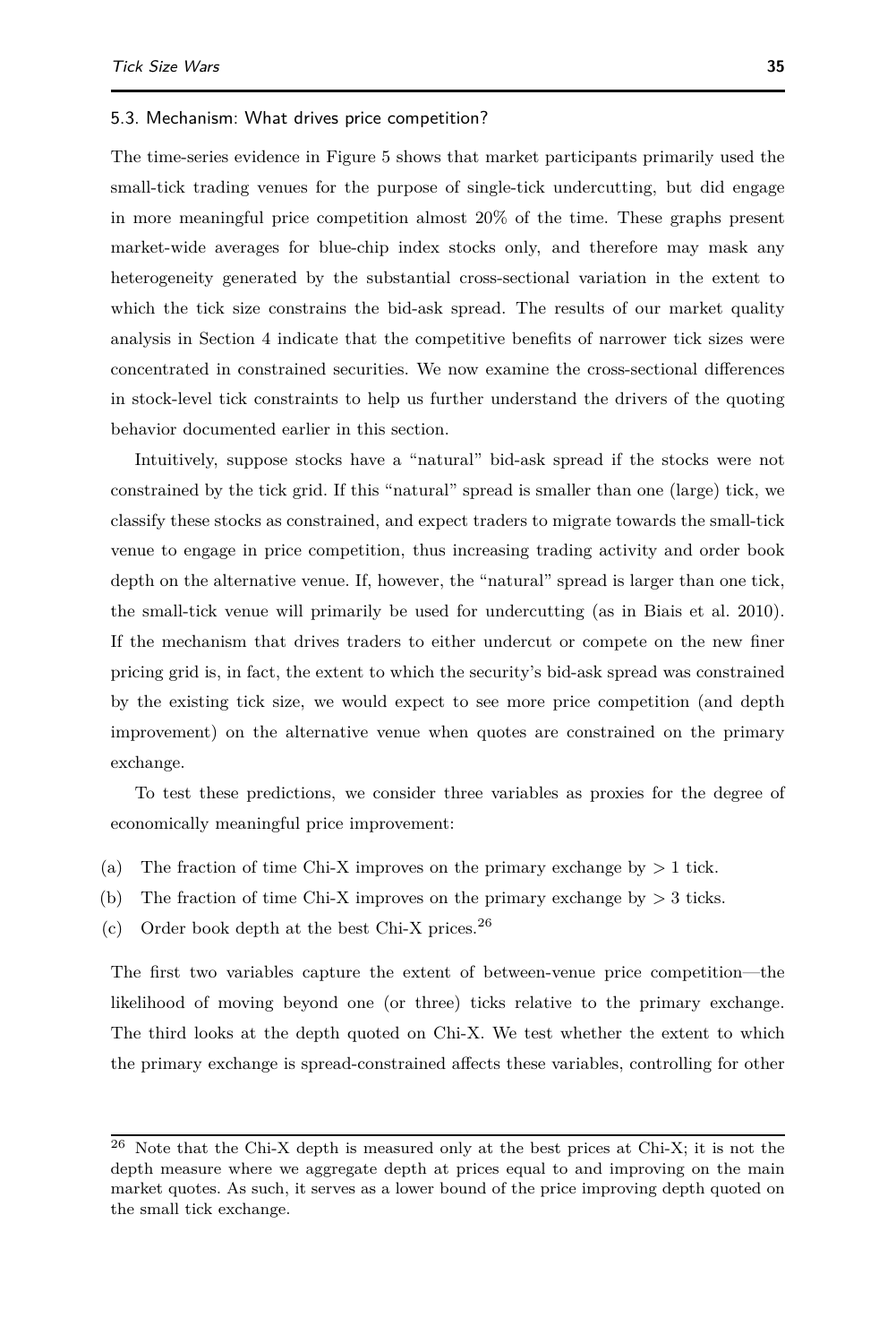### 5.3. Mechanism: What drives price competition?

The time-series evidence in Figure 5 shows that market participants primarily used the small-tick trading venues for the purpose of single-tick undercutting, but did engage in more meaningful price competition almost 20% of the time. These graphs present market-wide averages for blue-chip index stocks only, and therefore may mask any heterogeneity generated by the substantial cross-sectional variation in the extent to which the tick size constrains the bid-ask spread. The results of our market quality analysis in Section 4 indicate that the competitive benefits of narrower tick sizes were concentrated in constrained securities. We now examine the cross-sectional differences in stock-level tick constraints to help us further understand the drivers of the quoting behavior documented earlier in this section.

Intuitively, suppose stocks have a "natural" bid-ask spread if the stocks were not constrained by the tick grid. If this "natural" spread is smaller than one (large) tick, we classify these stocks as constrained, and expect traders to migrate towards the small-tick venue to engage in price competition, thus increasing trading activity and order book depth on the alternative venue. If, however, the "natural" spread is larger than one tick, the small-tick venue will primarily be used for undercutting (as in Biais et al. 2010). If the mechanism that drives traders to either undercut or compete on the new finer pricing grid is, in fact, the extent to which the security's bid-ask spread was constrained by the existing tick size, we would expect to see more price competition (and depth improvement) on the alternative venue when quotes are constrained on the primary exchange.

To test these predictions, we consider three variables as proxies for the degree of economically meaningful price improvement:

(a) The fraction of time Chi-X improves on the primary exchange by $> 1$ tick.

(b) The fraction of time Chi-X improves on the primary exchange by $> 3$ ticks.

(c) Order book depth at the best Chi-X prices.[26]

The first two variables capture the extent of between-venue price competition—the likelihood of moving beyond one (or three) ticks relative to the primary exchange. The third looks at the depth quoted on Chi-X. We test whether the extent to which the primary exchange is spread-constrained affects these variables, controlling for other

[26] Note that the Chi-X depth is measured only at the best prices at Chi-X; it is not the depth measure where we aggregate depth at prices equal to and improving on the main market quotes. As such, it serves as a lower bound of the price improving depth quoted on the small tick exchange.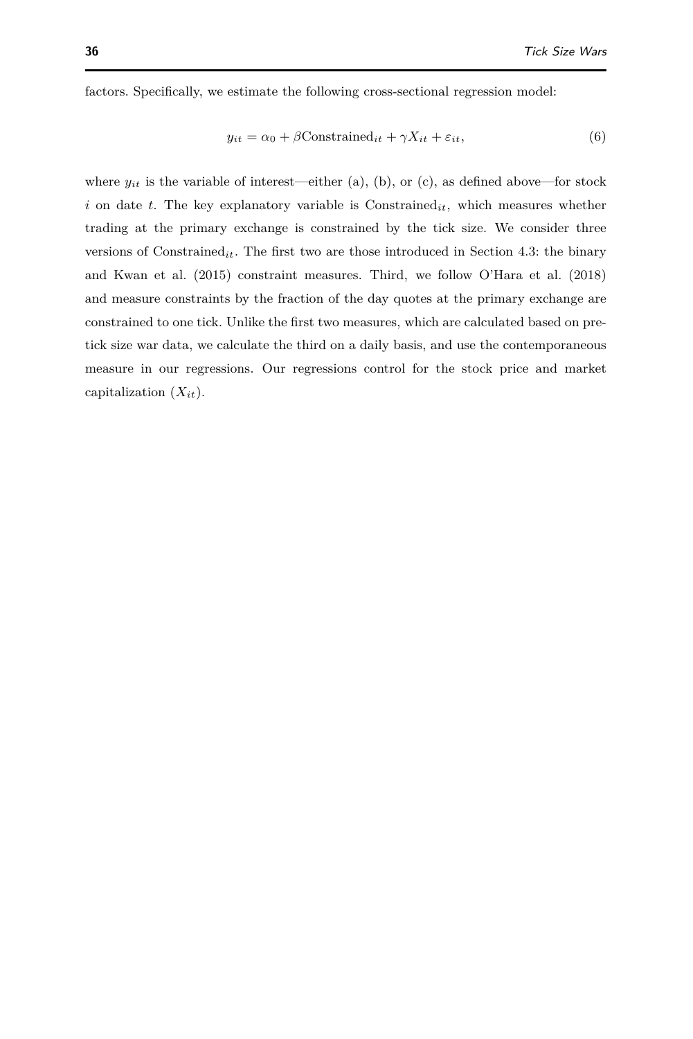factors. Specifically, we estimate the following cross-sectional regression model:

$$y_{it} = \alpha_0 + \beta \text{Constrained}_{it} + \gamma X_{it} + \varepsilon_{it}, \tag{6}$$

where $y_{it}$ is the variable of interest—either (a), (b), or (c), as defined above—for stock $i$ on date $t$. The key explanatory variable is $\text{Constrained}_{it}$, which measures whether trading at the primary exchange is constrained by the tick size. We consider three versions of $\text{Constrained}_{it}$. The first two are those introduced in Section 4.3: the binary and Kwan et al. (2015) constraint measures. Third, we follow O'Hara et al. (2018) and measure constraints by the fraction of the day quotes at the primary exchange are constrained to one tick. Unlike the first two measures, which are calculated based on pre-tick size war data, we calculate the third on a daily basis, and use the contemporaneous measure in our regressions. Our regressions control for the stock price and market capitalization ($X_{it}$).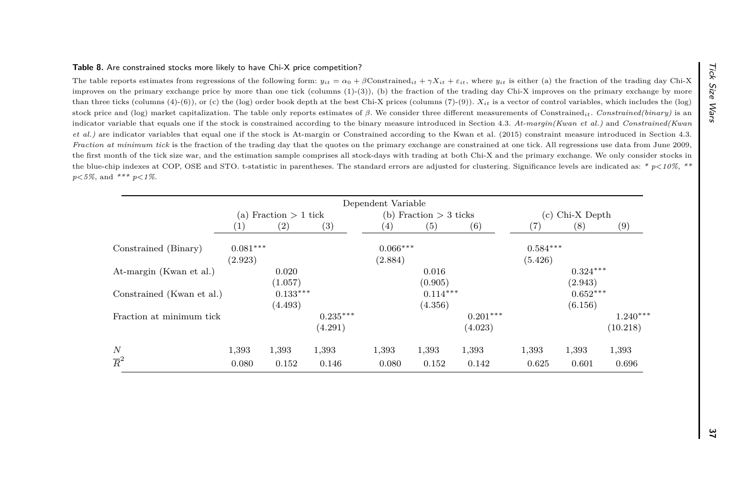**Table 8.** Are constrained stocks more likely to have Chi-X price competition?

The table reports estimates from regressions of the following form: $y_{it} = \alpha_0 + \beta \text{Constrained}_{it} + \gamma X_{it} + \varepsilon_{it}$, where $y_{it}$ is either (a) the fraction of the trading day Chi-X improves on the primary exchange price by more than one tick (columns (1)-(3)), (b) the fraction of the trading day Chi-X improves on the primary exchange by more than three ticks (columns (4)-(6)), or (c) the (log) order book depth at the best Chi-X prices (columns (7)-(9)). $X_{it}$ is a vector of control variables, which includes the (log) stock price and (log) market capitalization. The table only reports estimates of $\beta$. We consider three different measurements of $\text{Constrained}_{it}$. *Constrained(binary)* is an indicator variable that equals one if the stock is constrained according to the binary measure introduced in Section 4.3. *At-margin(Kwan et al.)* and *Constrained(Kwan et al.)* are indicator variables that equal one if the stock is At-margin or Constrained according to the Kwan et al. (2015) constraint measure introduced in Section 4.3. *Fraction at minimum tick* is the fraction of the trading day that the quotes on the primary exchange are constrained at one tick. All regressions use data from June 2009, the first month of the tick size war, and the estimation sample comprises all stock-days with trading at both Chi-X and the primary exchange. We only consider stocks in the blue-chip indexes at COP, OSE and STO. t-statistic in parentheses. The standard errors are adjusted for clustering. Significance levels are indicated as: * *p<10%*, ** *p<5%*, and *** *p<1%*.

| | Dependent Variable | | | | | | | | |
|---|---|---|---|---|---|---|---|---|---|
| | (a) Fraction > 1 tick | | | (b) Fraction > 3 ticks | | | (c) Chi-X Depth | | |
| | (1) | (2) | (3) | (4) | (5) | (6) | (7) | (8) | (9) |
| Constrained (Binary) | 0.081*** | | | 0.066*** | | | 0.584*** | | |
| | (2.923) | | | (2.884) | | | (5.426) | | |
| At-margin (Kwan et al.) | | 0.020 | | | 0.016 | | | 0.324*** | |
| | | (1.057) | | | (0.905) | | | (2.943) | |
| Constrained (Kwan et al.) | | 0.133*** | | | 0.114*** | | | 0.652*** | |
| | | (4.493) | | | (4.356) | | | (6.156) | |
| Fraction at minimum tick | | | 0.235*** | | | 0.201*** | | | 1.240*** |
| | | | (4.291) | | | (4.023) | | | (10.218) |
| $N$ | 1,393 | 1,393 | 1,393 | 1,393 | 1,393 | 1,393 | 1,393 | 1,393 | 1,393 |
| $\overline{R}^2$ | 0.080 | 0.152 | 0.146 | 0.080 | 0.152 | 0.142 | 0.625 | 0.601 | 0.696 |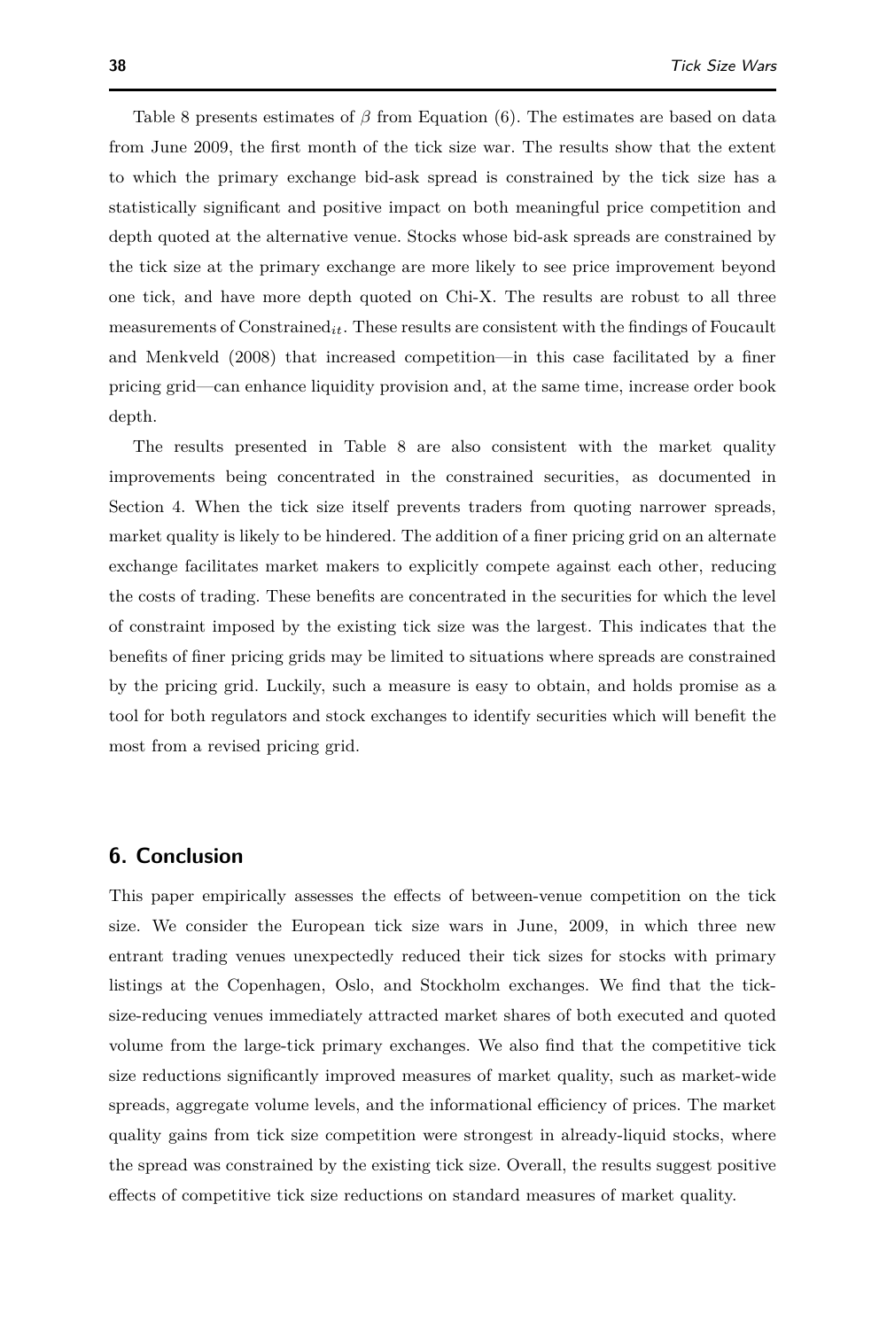Table 8 presents estimates of $\beta$ from Equation (6). The estimates are based on data from June 2009, the first month of the tick size war. The results show that the extent to which the primary exchange bid-ask spread is constrained by the tick size has a statistically significant and positive impact on both meaningful price competition and depth quoted at the alternative venue. Stocks whose bid-ask spreads are constrained by the tick size at the primary exchange are more likely to see price improvement beyond one tick, and have more depth quoted on Chi-X. The results are robust to all three measurements of $\text{Constrained}_{it}$. These results are consistent with the findings of Foucault and Menkveld (2008) that increased competition—in this case facilitated by a finer pricing grid—can enhance liquidity provision and, at the same time, increase order book depth.

The results presented in Table 8 are also consistent with the market quality improvements being concentrated in the constrained securities, as documented in Section 4. When the tick size itself prevents traders from quoting narrower spreads, market quality is likely to be hindered. The addition of a finer pricing grid on an alternate exchange facilitates market makers to explicitly compete against each other, reducing the costs of trading. These benefits are concentrated in the securities for which the level of constraint imposed by the existing tick size was the largest. This indicates that the benefits of finer pricing grids may be limited to situations where spreads are constrained by the pricing grid. Luckily, such a measure is easy to obtain, and holds promise as a tool for both regulators and stock exchanges to identify securities which will benefit the most from a revised pricing grid.

## 6. Conclusion

This paper empirically assesses the effects of between-venue competition on the tick size. We consider the European tick size wars in June, 2009, in which three new entrant trading venues unexpectedly reduced their tick sizes for stocks with primary listings at the Copenhagen, Oslo, and Stockholm exchanges. We find that the tick-size-reducing venues immediately attracted market shares of both executed and quoted volume from the large-tick primary exchanges. We also find that the competitive tick size reductions significantly improved measures of market quality, such as market-wide spreads, aggregate volume levels, and the informational efficiency of prices. The market quality gains from tick size competition were strongest in already-liquid stocks, where the spread was constrained by the existing tick size. Overall, the results suggest positive effects of competitive tick size reductions on standard measures of market quality.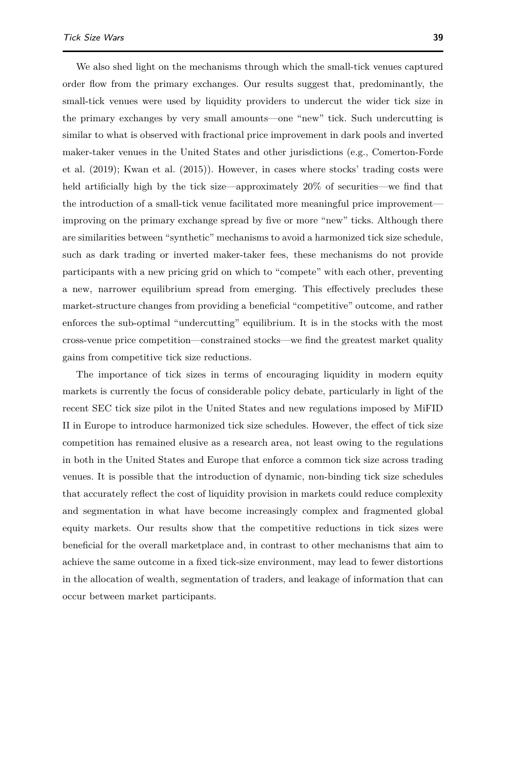We also shed light on the mechanisms through which the small-tick venues captured order flow from the primary exchanges. Our results suggest that, predominantly, the small-tick venues were used by liquidity providers to undercut the wider tick size in the primary exchanges by very small amounts—one "new" tick. Such undercutting is similar to what is observed with fractional price improvement in dark pools and inverted maker-taker venues in the United States and other jurisdictions (e.g., Comerton-Forde et al. (2019); Kwan et al. (2015)). However, in cases where stocks' trading costs were held artificially high by the tick size—approximately 20% of securities—we find that the introduction of a small-tick venue facilitated more meaningful price improvement—improving on the primary exchange spread by five or more "new" ticks. Although there are similarities between "synthetic" mechanisms to avoid a harmonized tick size schedule, such as dark trading or inverted maker-taker fees, these mechanisms do not provide participants with a new pricing grid on which to "compete" with each other, preventing a new, narrower equilibrium spread from emerging. This effectively precludes these market-structure changes from providing a beneficial "competitive" outcome, and rather enforces the sub-optimal "undercutting" equilibrium. It is in the stocks with the most cross-venue price competition—constrained stocks—we find the greatest market quality gains from competitive tick size reductions.

The importance of tick sizes in terms of encouraging liquidity in modern equity markets is currently the focus of considerable policy debate, particularly in light of the recent SEC tick size pilot in the United States and new regulations imposed by MiFID II in Europe to introduce harmonized tick size schedules. However, the effect of tick size competition has remained elusive as a research area, not least owing to the regulations in both in the United States and Europe that enforce a common tick size across trading venues. It is possible that the introduction of dynamic, non-binding tick size schedules that accurately reflect the cost of liquidity provision in markets could reduce complexity and segmentation in what have become increasingly complex and fragmented global equity markets. Our results show that the competitive reductions in tick sizes were beneficial for the overall marketplace and, in contrast to other mechanisms that aim to achieve the same outcome in a fixed tick-size environment, may lead to fewer distortions in the allocation of wealth, segmentation of traders, and leakage of information that can occur between market participants.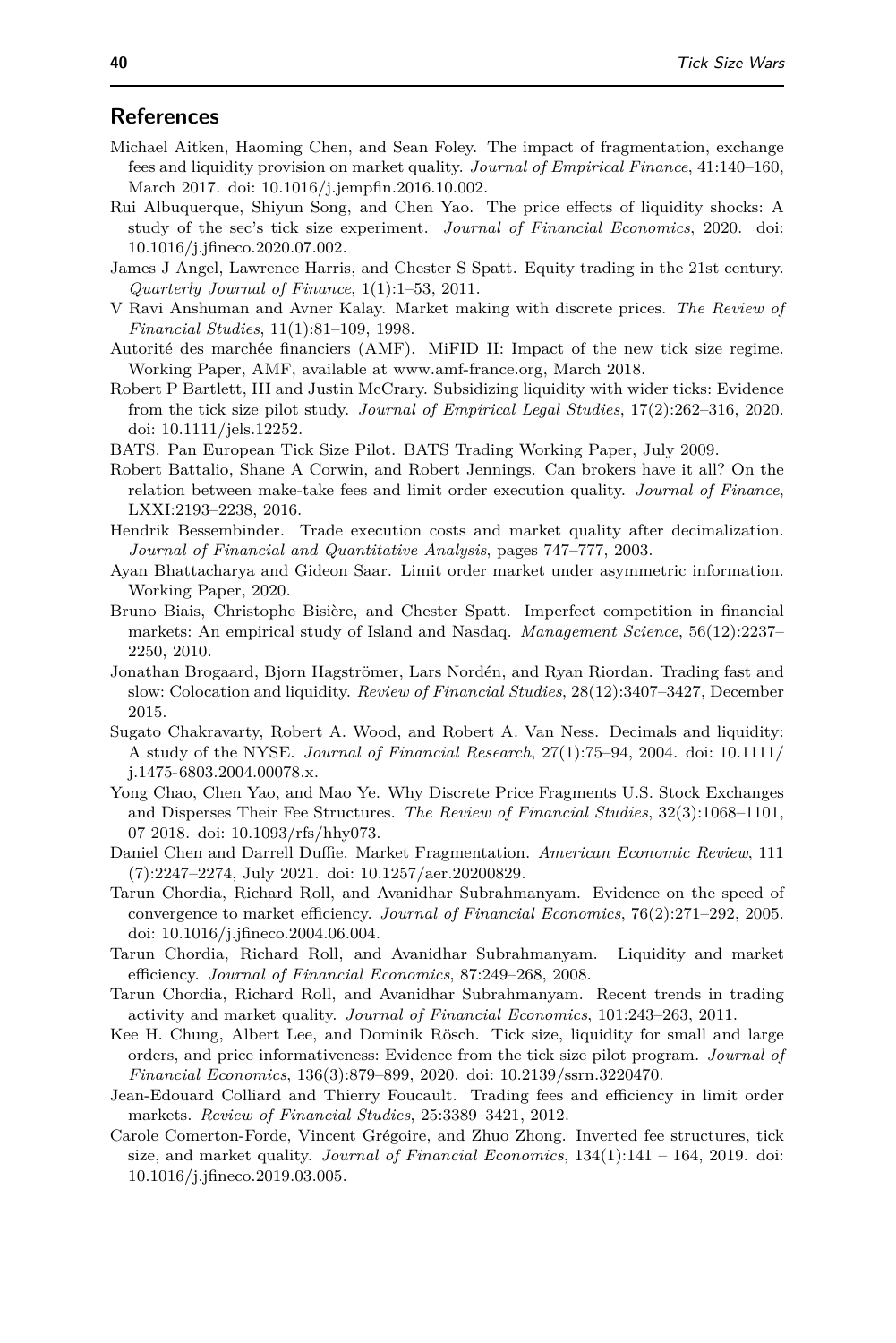## References

Michael Aitken, Haoming Chen, and Sean Foley. The impact of fragmentation, exchange fees and liquidity provision on market quality. *Journal of Empirical Finance*, 41:140–160, March 2017. doi: 10.1016/j.jempfin.2016.10.002.

Rui Albuquerque, Shiyun Song, and Chen Yao. The price effects of liquidity shocks: A study of the sec's tick size experiment. *Journal of Financial Economics*, 2020. doi: 10.1016/j.jfineco.2020.07.002.

James J Angel, Lawrence Harris, and Chester S Spatt. Equity trading in the 21st century. *Quarterly Journal of Finance*, 1(1):1–53, 2011.

V Ravi Anshuman and Avner Kalay. Market making with discrete prices. *The Review of Financial Studies*, 11(1):81–109, 1998.

Autorité des marchée financiers (AMF). MiFID II: Impact of the new tick size regime. Working Paper, AMF, available at www.amf-france.org, March 2018.

Robert P Bartlett, III and Justin McCrary. Subsidizing liquidity with wider ticks: Evidence from the tick size pilot study. *Journal of Empirical Legal Studies*, 17(2):262–316, 2020. doi: 10.1111/jels.12252.

BATS. Pan European Tick Size Pilot. BATS Trading Working Paper, July 2009.

Robert Battalio, Shane A Corwin, and Robert Jennings. Can brokers have it all? On the relation between make-take fees and limit order execution quality. *Journal of Finance*, LXXI:2193–2238, 2016.

Hendrik Bessembinder. Trade execution costs and market quality after decimalization. *Journal of Financial and Quantitative Analysis*, pages 747–777, 2003.

Ayan Bhattacharya and Gideon Saar. Limit order market under asymmetric information. Working Paper, 2020.

Bruno Biais, Christophe Bisière, and Chester Spatt. Imperfect competition in financial markets: An empirical study of Island and Nasdaq. *Management Science*, 56(12):2237–2250, 2010.

Jonathan Brogaard, Bjorn Hagströmer, Lars Nordén, and Ryan Riordan. Trading fast and slow: Colocation and liquidity. *Review of Financial Studies*, 28(12):3407–3427, December 2015.

Sugato Chakravarty, Robert A. Wood, and Robert A. Van Ness. Decimals and liquidity: A study of the NYSE. *Journal of Financial Research*, 27(1):75–94, 2004. doi: 10.1111/j.1475-6803.2004.00078.x.

Yong Chao, Chen Yao, and Mao Ye. Why Discrete Price Fragments U.S. Stock Exchanges and Disperses Their Fee Structures. *The Review of Financial Studies*, 32(3):1068–1101, 07 2018. doi: 10.1093/rfs/hhy073.

Daniel Chen and Darrell Duffie. Market Fragmentation. *American Economic Review*, 111 (7):2247–2274, July 2021. doi: 10.1257/aer.20200829.

Tarun Chordia, Richard Roll, and Avanidhar Subrahmanyam. Evidence on the speed of convergence to market efficiency. *Journal of Financial Economics*, 76(2):271–292, 2005. doi: 10.1016/j.jfineco.2004.06.004.

Tarun Chordia, Richard Roll, and Avanidhar Subrahmanyam. Liquidity and market efficiency. *Journal of Financial Economics*, 87:249–268, 2008.

Tarun Chordia, Richard Roll, and Avanidhar Subrahmanyam. Recent trends in trading activity and market quality. *Journal of Financial Economics*, 101:243–263, 2011.

Kee H. Chung, Albert Lee, and Dominik Rösch. Tick size, liquidity for small and large orders, and price informativeness: Evidence from the tick size pilot program. *Journal of Financial Economics*, 136(3):879–899, 2020. doi: 10.2139/ssrn.3220470.

Jean-Edouard Colliard and Thierry Foucault. Trading fees and efficiency in limit order markets. *Review of Financial Studies*, 25:3389–3421, 2012.

Carole Comerton-Forde, Vincent Grégoire, and Zhuo Zhong. Inverted fee structures, tick size, and market quality. *Journal of Financial Economics*, 134(1):141 – 164, 2019. doi: 10.1016/j.jfineco.2019.03.005.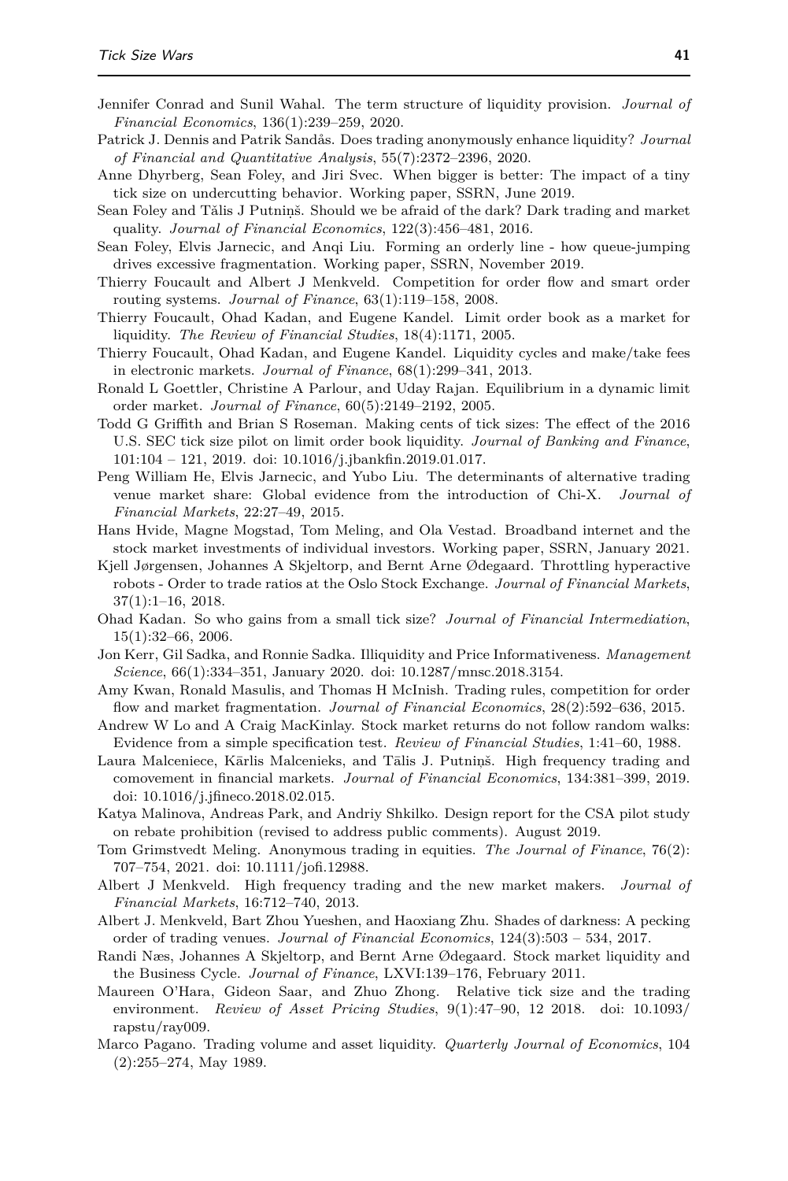Jennifer Conrad and Sunil Wahal. The term structure of liquidity provision. *Journal of Financial Economics*, 136(1):239–259, 2020.

Patrick J. Dennis and Patrik Sandås. Does trading anonymously enhance liquidity? *Journal of Financial and Quantitative Analysis*, 55(7):2372–2396, 2020.

Anne Dhyrberg, Sean Foley, and Jiri Svec. When bigger is better: The impact of a tiny tick size on undercutting behavior. Working paper, SSRN, June 2019.

Sean Foley and Tălis J Putniņš. Should we be afraid of the dark? Dark trading and market quality. *Journal of Financial Economics*, 122(3):456–481, 2016.

Sean Foley, Elvis Jarnecic, and Anqi Liu. Forming an orderly line - how queue-jumping drives excessive fragmentation. Working paper, SSRN, November 2019.

Thierry Foucault and Albert J Menkveld. Competition for order flow and smart order routing systems. *Journal of Finance*, 63(1):119–158, 2008.

Thierry Foucault, Ohad Kadan, and Eugene Kandel. Limit order book as a market for liquidity. *The Review of Financial Studies*, 18(4):1171, 2005.

Thierry Foucault, Ohad Kadan, and Eugene Kandel. Liquidity cycles and make/take fees in electronic markets. *Journal of Finance*, 68(1):299–341, 2013.

Ronald L Goettler, Christine A Parlour, and Uday Rajan. Equilibrium in a dynamic limit order market. *Journal of Finance*, 60(5):2149–2192, 2005.

Todd G Griffith and Brian S Roseman. Making cents of tick sizes: The effect of the 2016 U.S. SEC tick size pilot on limit order book liquidity. *Journal of Banking and Finance*, 101:104 – 121, 2019. doi: 10.1016/j.jbankfin.2019.01.017.

Peng William He, Elvis Jarnecic, and Yubo Liu. The determinants of alternative trading venue market share: Global evidence from the introduction of Chi-X. *Journal of Financial Markets*, 22:27–49, 2015.

Hans Hvide, Magne Mogstad, Tom Meling, and Ola Vestad. Broadband internet and the stock market investments of individual investors. Working paper, SSRN, January 2021.

Kjell Jørgensen, Johannes A Skjeltorp, and Bernt Arne Ødegaard. Throttling hyperactive robots - Order to trade ratios at the Oslo Stock Exchange. *Journal of Financial Markets*, 37(1):1–16, 2018.

Ohad Kadan. So who gains from a small tick size? *Journal of Financial Intermediation*, 15(1):32–66, 2006.

Jon Kerr, Gil Sadka, and Ronnie Sadka. Illiquidity and Price Informativeness. *Management Science*, 66(1):334–351, January 2020. doi: 10.1287/mnsc.2018.3154.

Amy Kwan, Ronald Masulis, and Thomas H McInish. Trading rules, competition for order flow and market fragmentation. *Journal of Financial Economics*, 28(2):592–636, 2015.

Andrew W Lo and A Craig MacKinlay. Stock market returns do not follow random walks: Evidence from a simple specification test. *Review of Financial Studies*, 1:41–60, 1988.

Laura Malceniece, Kārlis Malcenieks, and Tālis J. Putniņš. High frequency trading and comovement in financial markets. *Journal of Financial Economics*, 134:381–399, 2019. doi: 10.1016/j.jfineco.2018.02.015.

Katya Malinova, Andreas Park, and Andriy Shkilko. Design report for the CSA pilot study on rebate prohibition (revised to address public comments). August 2019.

Tom Grimstvedt Meling. Anonymous trading in equities. *The Journal of Finance*, 76(2): 707–754, 2021. doi: 10.1111/jofi.12988.

Albert J Menkveld. High frequency trading and the new market makers. *Journal of Financial Markets*, 16:712–740, 2013.

Albert J. Menkveld, Bart Zhou Yueshen, and Haoxiang Zhu. Shades of darkness: A pecking order of trading venues. *Journal of Financial Economics*, 124(3):503 – 534, 2017.

Randi Næs, Johannes A Skjeltorp, and Bernt Arne Ødegaard. Stock market liquidity and the Business Cycle. *Journal of Finance*, LXVI:139–176, February 2011.

Maureen O'Hara, Gideon Saar, and Zhuo Zhong. Relative tick size and the trading environment. *Review of Asset Pricing Studies*, 9(1):47–90, 12 2018. doi: 10.1093/rapstu/ray009.

Marco Pagano. Trading volume and asset liquidity. *Quarterly Journal of Economics*, 104 (2):255–274, May 1989.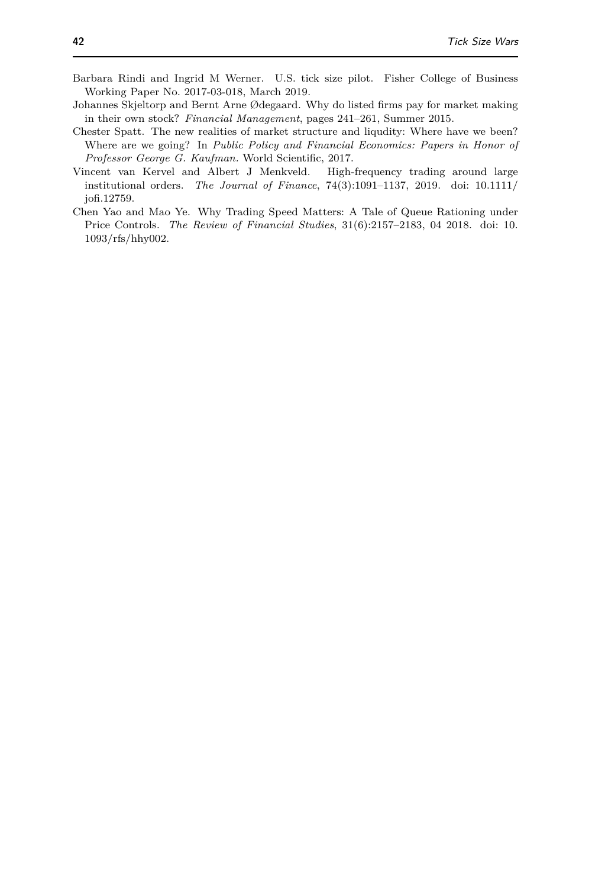Barbara Rindi and Ingrid M Werner. U.S. tick size pilot. Fisher College of Business Working Paper No. 2017-03-018, March 2019.

Johannes Skjeltorp and Bernt Arne Ødegaard. Why do listed firms pay for market making in their own stock? *Financial Management*, pages 241–261, Summer 2015.

Chester Spatt. The new realities of market structure and liqudity: Where have we been? Where are we going? In *Public Policy and Financial Economics: Papers in Honor of Professor George G. Kaufman.* World Scientific, 2017.

Vincent van Kervel and Albert J Menkveld. High-frequency trading around large institutional orders. *The Journal of Finance*, 74(3):1091–1137, 2019. doi: 10.1111/jofi.12759.

Chen Yao and Mao Ye. Why Trading Speed Matters: A Tale of Queue Rationing under Price Controls. *The Review of Financial Studies*, 31(6):2157–2183, 04 2018. doi: 10.1093/rfs/hhy002.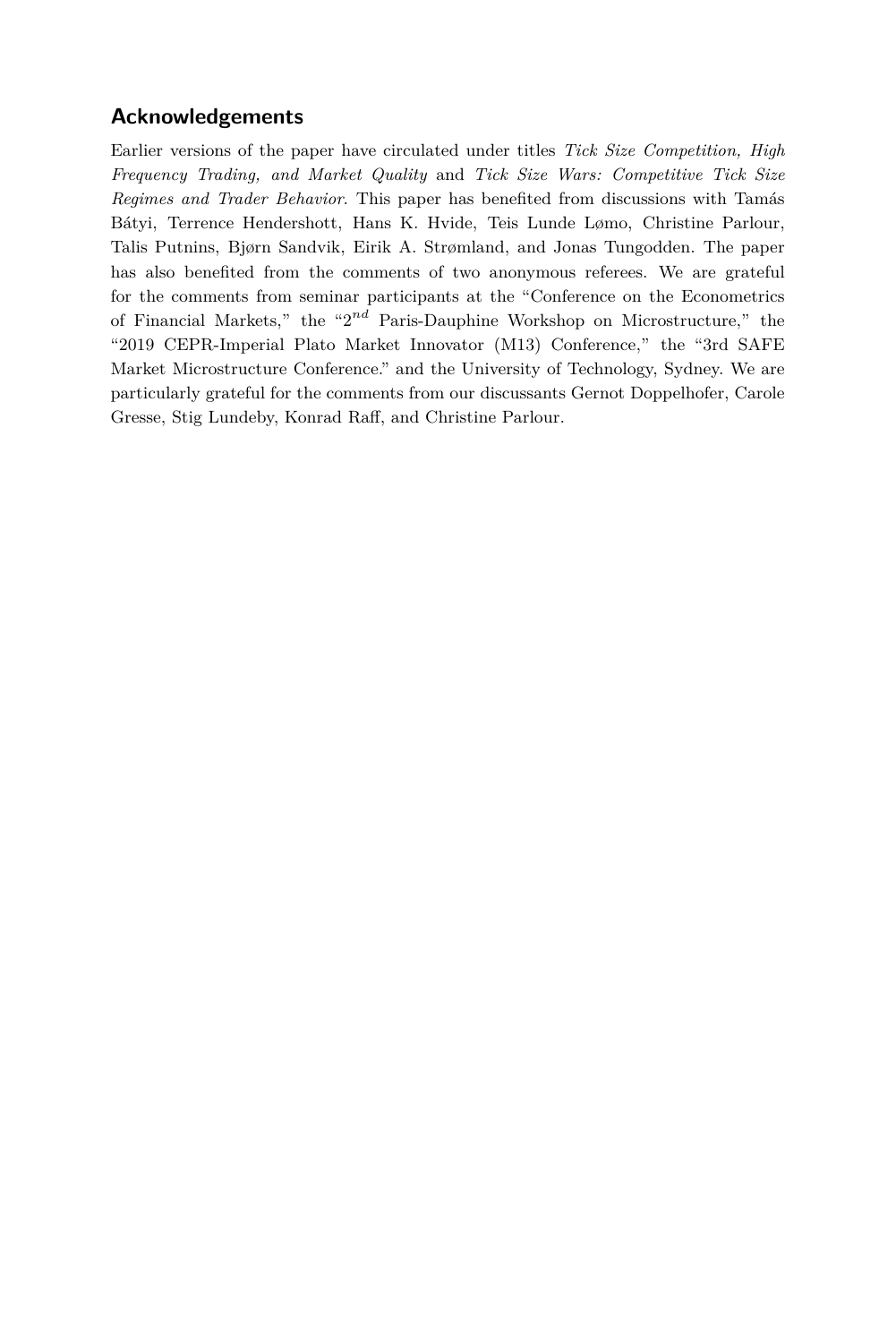## Acknowledgements

Earlier versions of the paper have circulated under titles *Tick Size Competition, High Frequency Trading, and Market Quality* and *Tick Size Wars: Competitive Tick Size Regimes and Trader Behavior*. This paper has benefited from discussions with Tamás Bátyi, Terrence Hendershott, Hans K. Hvide, Teis Lunde Lømo, Christine Parlour, Talis Putnins, Bjørn Sandvik, Eirik A. Strømland, and Jonas Tungodden. The paper has also benefited from the comments of two anonymous referees. We are grateful for the comments from seminar participants at the "Conference on the Econometrics of Financial Markets," the "2$^{nd}$ Paris-Dauphine Workshop on Microstructure," the "2019 CEPR-Imperial Plato Market Innovator (M13) Conference," the "3rd SAFE Market Microstructure Conference." and the University of Technology, Sydney. We are particularly grateful for the comments from our discussants Gernot Doppelhofer, Carole Gresse, Stig Lundeby, Konrad Raff, and Christine Parlour.